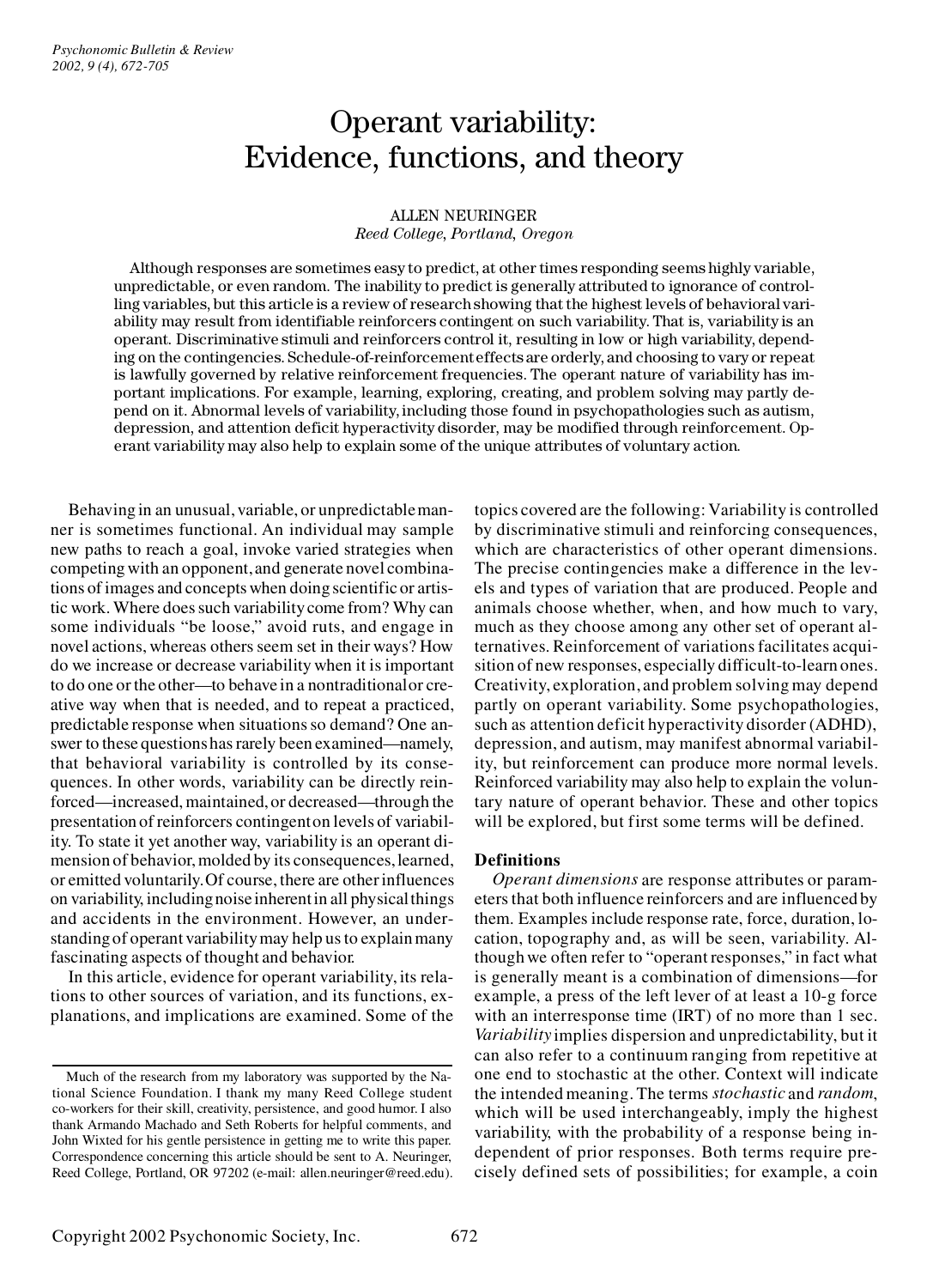# Operant variability: Evidence, functions, and theory

ALLEN NEURINGER
*Reed College, Portland, Oregon*

Although responses are sometimes easy to predict, at other times responding seems highly variable, unpredictable, or even random. The inability to predict is generally attributed to ignorance of controlling variables, but this article is a review of research showing that the highest levels of behavioral variability may result from identifiable reinforcers contingent on such variability. That is, variability is an operant. Discriminative stimuli and reinforcers control it, resulting in low or high variability, depending on the contingencies. Schedule-of-reinforcement effects are orderly, and choosing to vary or repeat is lawfully governed by relative reinforcement frequencies. The operant nature of variability has important implications. For example, learning, exploring, creating, and problem solving may partly depend on it. Abnormal levels of variability, including those found in psychopathologies such as autism, depression, and attention deficit hyperactivity disorder, may be modified through reinforcement. Operant variability may also help to explain some of the unique attributes of voluntary action.

Behaving in an unusual, variable, or unpredictable manner is sometimes functional. An individual may sample new paths to reach a goal, invoke varied strategies when competing with an opponent, and generate novel combinations of images and concepts when doing scientific or artistic work. Where does such variability come from? Why can some individuals "be loose," avoid ruts, and engage in novel actions, whereas others seem set in their ways? How do we increase or decrease variability when it is important to do one or the other—to behave in a nontraditional or creative way when that is needed, and to repeat a practiced, predictable response when situations so demand? One answer to these questions has rarely been examined—namely, that behavioral variability is controlled by its consequences. In other words, variability can be directly reinforced—increased, maintained, or decreased—through the presentation of reinforcers contingent on levels of variability. To state it yet another way, variability is an operant dimension of behavior, molded by its consequences, learned, or emitted voluntarily. Of course, there are other influences on variability, including noise inherent in all physical things and accidents in the environment. However, an understanding of operant variability may help us to explain many fascinating aspects of thought and behavior.

In this article, evidence for operant variability, its relations to other sources of variation, and its functions, explanations, and implications are examined. Some of the topics covered are the following: Variability is controlled by discriminative stimuli and reinforcing consequences, which are characteristics of other operant dimensions. The precise contingencies make a difference in the levels and types of variation that are produced. People and animals choose whether, when, and how much to vary, much as they choose among any other set of operant alternatives. Reinforcement of variations facilitates acquisition of new responses, especially difficult-to-learn ones. Creativity, exploration, and problem solving may depend partly on operant variability. Some psychopathologies, such as attention deficit hyperactivity disorder (ADHD), depression, and autism, may manifest abnormal variability, but reinforcement can produce more normal levels. Reinforced variability may also help to explain the voluntary nature of operant behavior. These and other topics will be explored, but first some terms will be defined.

## Definitions

*Operant dimensions* are response attributes or parameters that both influence reinforcers and are influenced by them. Examples include response rate, force, duration, location, topography and, as will be seen, variability. Although we often refer to "operant responses," in fact what is generally meant is a combination of dimensions—for example, a press of the left lever of at least a 10-g force with an interresponse time (IRT) of no more than 1 sec. *Variability* implies dispersion and unpredictability, but it can also refer to a continuum ranging from repetitive at one end to stochastic at the other. Context will indicate the intended meaning. The terms *stochastic* and *random*, which will be used interchangeably, imply the highest variability, with the probability of a response being independent of prior responses. Both terms require precisely defined sets of possibilities; for example, a coin

---

Much of the research from my laboratory was supported by the National Science Foundation. I thank my many Reed College student co-workers for their skill, creativity, persistence, and good humor. I also thank Armando Machado and Seth Roberts for helpful comments, and John Wixted for his gentle persistence in getting me to write this paper. Correspondence concerning this article should be sent to A. Neuringer, Reed College, Portland, OR 97202 (e-mail: allen.neuringer@reed.edu).

Copyright 2002 Psychonomic Society, Inc.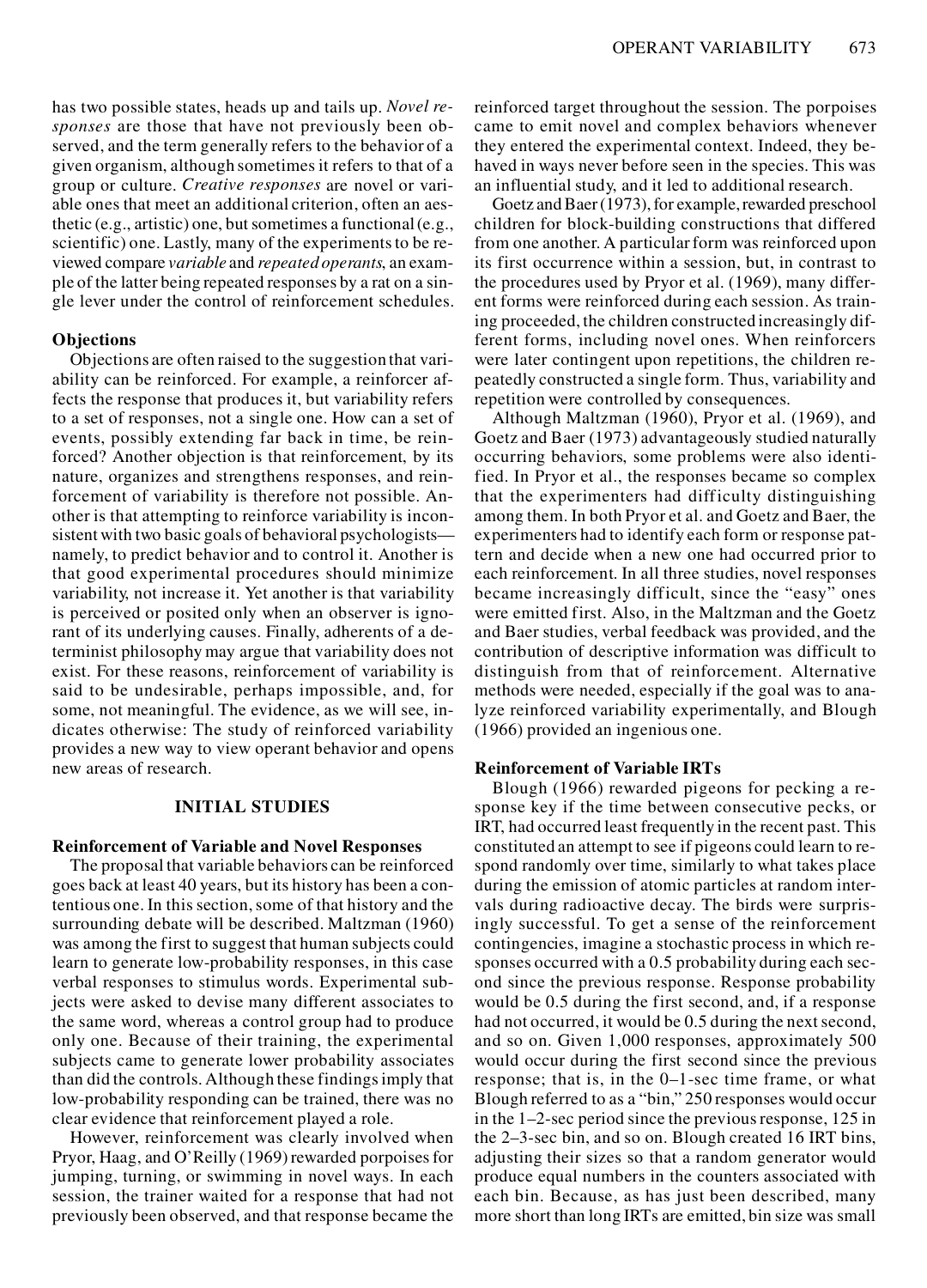has two possible states, heads up and tails up. *Novel responses* are those that have not previously been observed, and the term generally refers to the behavior of a given organism, although sometimes it refers to that of a group or culture. *Creative responses* are novel or variable ones that meet an additional criterion, often an aesthetic (e.g., artistic) one, but sometimes a functional (e.g., scientific) one. Lastly, many of the experiments to be reviewed compare *variable* and *repeated operants*, an example of the latter being repeated responses by a rat on a single lever under the control of reinforcement schedules.

### Objections

Objections are often raised to the suggestion that variability can be reinforced. For example, a reinforcer affects the response that produces it, but variability refers to a set of responses, not a single one. How can a set of events, possibly extending far back in time, be reinforced? Another objection is that reinforcement, by its nature, organizes and strengthens responses, and reinforcement of variability is therefore not possible. Another is that attempting to reinforce variability is inconsistent with two basic goals of behavioral psychologists—namely, to predict behavior and to control it. Another is that good experimental procedures should minimize variability, not increase it. Yet another is that variability is perceived or posited only when an observer is ignorant of its underlying causes. Finally, adherents of a determinist philosophy may argue that variability does not exist. For these reasons, reinforcement of variability is said to be undesirable, perhaps impossible, and, for some, not meaningful. The evidence, as we will see, indicates otherwise: The study of reinforced variability provides a new way to view operant behavior and opens new areas of research.

## INITIAL STUDIES

### Reinforcement of Variable and Novel Responses

The proposal that variable behaviors can be reinforced goes back at least 40 years, but its history has been a contentious one. In this section, some of that history and the surrounding debate will be described. Maltzman (1960) was among the first to suggest that human subjects could learn to generate low-probability responses, in this case verbal responses to stimulus words. Experimental subjects were asked to devise many different associates to the same word, whereas a control group had to produce only one. Because of their training, the experimental subjects came to generate lower probability associates than did the controls. Although these findings imply that low-probability responding can be trained, there was no clear evidence that reinforcement played a role.

However, reinforcement was clearly involved when Pryor, Haag, and O'Reilly (1969) rewarded porpoises for jumping, turning, or swimming in novel ways. In each session, the trainer waited for a response that had not previously been observed, and that response became the reinforced target throughout the session. The porpoises came to emit novel and complex behaviors whenever they entered the experimental context. Indeed, they behaved in ways never before seen in the species. This was an influential study, and it led to additional research.

Goetz and Baer (1973), for example, rewarded preschool children for block-building constructions that differed from one another. A particular form was reinforced upon its first occurrence within a session, but, in contrast to the procedures used by Pryor et al. (1969), many different forms were reinforced during each session. As training proceeded, the children constructed increasingly different forms, including novel ones. When reinforcers were later contingent upon repetitions, the children repeatedly constructed a single form. Thus, variability and repetition were controlled by consequences.

Although Maltzman (1960), Pryor et al. (1969), and Goetz and Baer (1973) advantageously studied naturally occurring behaviors, some problems were also identified. In Pryor et al., the responses became so complex that the experimenters had difficulty distinguishing among them. In both Pryor et al. and Goetz and Baer, the experimenters had to identify each form or response pattern and decide when a new one had occurred prior to each reinforcement. In all three studies, novel responses became increasingly difficult, since the "easy" ones were emitted first. Also, in the Maltzman and the Goetz and Baer studies, verbal feedback was provided, and the contribution of descriptive information was difficult to distinguish from that of reinforcement. Alternative methods were needed, especially if the goal was to analyze reinforced variability experimentally, and Blough (1966) provided an ingenious one.

### Reinforcement of Variable IRTs

Blough (1966) rewarded pigeons for pecking a response key if the time between consecutive pecks, or IRT, had occurred least frequently in the recent past. This constituted an attempt to see if pigeons could learn to respond randomly over time, similarly to what takes place during the emission of atomic particles at random intervals during radioactive decay. The birds were surprisingly successful. To get a sense of the reinforcement contingencies, imagine a stochastic process in which responses occurred with a 0.5 probability during each second since the previous response. Response probability would be 0.5 during the first second, and, if a response had not occurred, it would be 0.5 during the next second, and so on. Given 1,000 responses, approximately 500 would occur during the first second since the previous response; that is, in the 0–1-sec time frame, or what Blough referred to as a "bin," 250 responses would occur in the 1–2-sec period since the previous response, 125 in the 2–3-sec bin, and so on. Blough created 16 IRT bins, adjusting their sizes so that a random generator would produce equal numbers in the counters associated with each bin. Because, as has just been described, many more short than long IRTs are emitted, bin size was small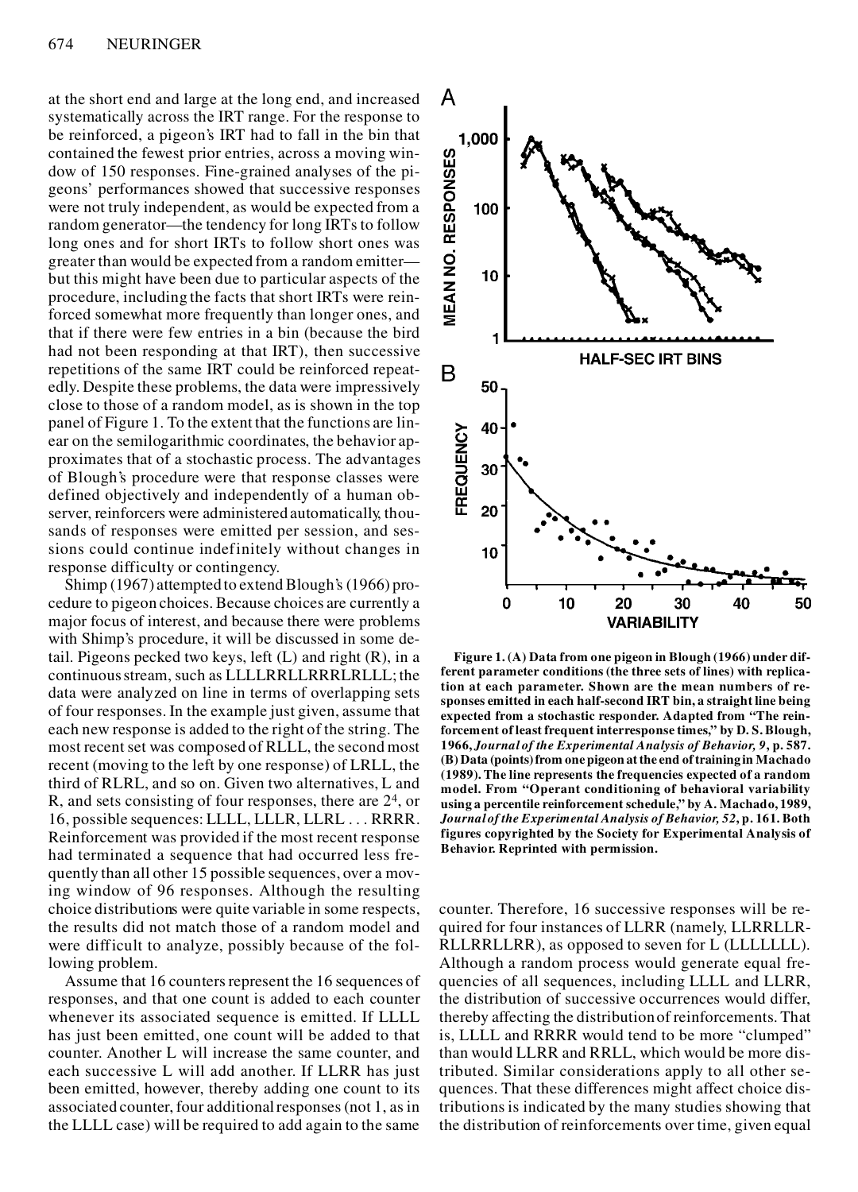at the short end and large at the long end, and increased systematically across the IRT range. For the response to be reinforced, a pigeon's IRT had to fall in the bin that contained the fewest prior entries, across a moving window of 150 responses. Fine-grained analyses of the pigeons' performances showed that successive responses were not truly independent, as would be expected from a random generator—the tendency for long IRTs to follow long ones and for short IRTs to follow short ones was greater than would be expected from a random emitter—but this might have been due to particular aspects of the procedure, including the facts that short IRTs were reinforced somewhat more frequently than longer ones, and that if there were few entries in a bin (because the bird had not been responding at that IRT), then successive repetitions of the same IRT could be reinforced repeatedly. Despite these problems, the data were impressively close to those of a random model, as is shown in the top panel of Figure 1. To the extent that the functions are linear on the semilogarithmic coordinates, the behavior approximates that of a stochastic process. The advantages of Blough's procedure were that response classes were defined objectively and independently of a human observer, reinforcers were administered automatically, thousands of responses were emitted per session, and sessions could continue indefinitely without changes in response difficulty or contingency.

Shimp (1967) attempted to extend Blough's (1966) procedure to pigeon choices. Because choices are currently a major focus of interest, and because there were problems with Shimp's procedure, it will be discussed in some detail. Pigeons pecked two keys, left (L) and right (R), in a continuous stream, such as LLLLRRLLRRRLRLLL; the data were analyzed on line in terms of overlapping sets of four responses. In the example just given, assume that each new response is added to the right of the string. The most recent set was composed of RLLL, the second most recent (moving to the left by one response) of LRLL, the third of RLRL, and so on. Given two alternatives, L and R, and sets consisting of four responses, there are $2^4$, or 16, possible sequences: LLLL, LLLR, LLRL . . . RRRR. Reinforcement was provided if the most recent response had terminated a sequence that had occurred less frequently than all other 15 possible sequences, over a moving window of 96 responses. Although the resulting choice distributions were quite variable in some respects, the results did not match those of a random model and were difficult to analyze, possibly because of the following problem.

Assume that 16 counters represent the 16 sequences of responses, and that one count is added to each counter whenever its associated sequence is emitted. If LLLL has just been emitted, one count will be added to that counter. Another L will increase the same counter, and each successive L will add another. If LLRR has just been emitted, however, thereby adding one count to its associated counter, four additional responses (not 1, as in the LLLL case) will be required to add again to the same counter. Therefore, 16 successive responses will be required for four instances of LLRR (namely, LLRRLLRRLLRRLLRR), as opposed to seven for L (LLLLLLL). Although a random process would generate equal frequencies of all sequences, including LLLL and LLRR, the distribution of successive occurrences would differ, thereby affecting the distribution of reinforcements. That is, LLLL and RRRR would tend to be more "clumped" than would LLRR and RRLL, which would be more distributed. Similar considerations apply to all other sequences. That these differences might affect choice distributions is indicated by the many studies showing that the distribution of reinforcements over time, given equal

**Figure 1. (A) Data from one pigeon in Blough (1966) under different parameter conditions (the three sets of lines) with replication at each parameter. Shown are the mean numbers of responses emitted in each half-second IRT bin, a straight line being expected from a stochastic responder. Adapted from "The reinforcement of least frequent interresponse times," by D. S. Blough, 1966, *Journal of the Experimental Analysis of Behavior, 9*, p. 587. (B) Data (points) from one pigeon at the end of training in Machado (1989). The line represents the frequencies expected of a random model. From "Operant conditioning of behavioral variability using a percentile reinforcement schedule," by A. Machado, 1989, *Journal of the Experimental Analysis of Behavior, 52*, p. 161. Both figures copyrighted by the Society for Experimental Analysis of Behavior. Reprinted with permission.**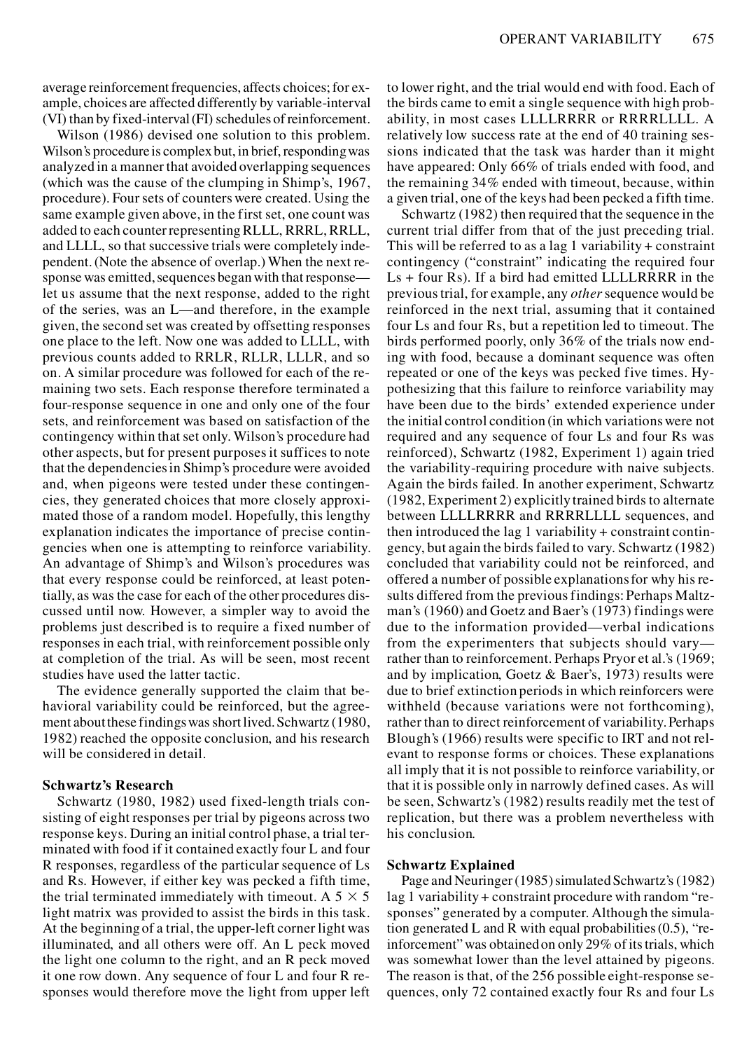average reinforcement frequencies, affects choices; for example, choices are affected differently by variable-interval (VI) than by fixed-interval (FI) schedules of reinforcement.

Wilson (1986) devised one solution to this problem. Wilson's procedure is complex but, in brief, responding was analyzed in a manner that avoided overlapping sequences (which was the cause of the clumping in Shimp's, 1967, procedure). Four sets of counters were created. Using the same example given above, in the first set, one count was added to each counter representing RLLL, RRRL, RRLL, and LLLL, so that successive trials were completely independent. (Note the absence of overlap.) When the next response was emitted, sequences began with that response—let us assume that the next response, added to the right of the series, was an L—and therefore, in the example given, the second set was created by offsetting responses one place to the left. Now one was added to LLLL, with previous counts added to RRLR, RLLR, LLLR, and so on. A similar procedure was followed for each of the remaining two sets. Each response therefore terminated a four-response sequence in one and only one of the four sets, and reinforcement was based on satisfaction of the contingency within that set only. Wilson's procedure had other aspects, but for present purposes it suffices to note that the dependencies in Shimp's procedure were avoided and, when pigeons were tested under these contingencies, they generated choices that more closely approximated those of a random model. Hopefully, this lengthy explanation indicates the importance of precise contingencies when one is attempting to reinforce variability. An advantage of Shimp's and Wilson's procedures was that every response could be reinforced, at least potentially, as was the case for each of the other procedures discussed until now. However, a simpler way to avoid the problems just described is to require a fixed number of responses in each trial, with reinforcement possible only at completion of the trial. As will be seen, most recent studies have used the latter tactic.

The evidence generally supported the claim that behavioral variability could be reinforced, but the agreement about these findings was short lived. Schwartz (1980, 1982) reached the opposite conclusion, and his research will be considered in detail.

### Schwartz's Research

Schwartz (1980, 1982) used fixed-length trials consisting of eight responses per trial by pigeons across two response keys. During an initial control phase, a trial terminated with food if it contained exactly four L and four R responses, regardless of the particular sequence of Ls and Rs. However, if either key was pecked a fifth time, the trial terminated immediately with timeout. A $5 \times 5$ light matrix was provided to assist the birds in this task. At the beginning of a trial, the upper-left corner light was illuminated, and all others were off. An L peck moved the light one column to the right, and an R peck moved it one row down. Any sequence of four L and four R responses would therefore move the light from upper left to lower right, and the trial would end with food. Each of the birds came to emit a single sequence with high probability, in most cases LLLLRRRR or RRRRLLLL. A relatively low success rate at the end of 40 training sessions indicated that the task was harder than it might have appeared: Only 66% of trials ended with food, and the remaining 34% ended with timeout, because, within a given trial, one of the keys had been pecked a fifth time.

Schwartz (1982) then required that the sequence in the current trial differ from that of the just preceding trial. This will be referred to as a lag 1 variability + constraint contingency ("constraint" indicating the required four Ls + four Rs). If a bird had emitted LLLLRRRR in the previous trial, for example, any *other* sequence would be reinforced in the next trial, assuming that it contained four Ls and four Rs, but a repetition led to timeout. The birds performed poorly, only 36% of the trials now ending with food, because a dominant sequence was often repeated or one of the keys was pecked five times. Hypothesizing that this failure to reinforce variability may have been due to the birds' extended experience under the initial control condition (in which variations were not required and any sequence of four Ls and four Rs was reinforced), Schwartz (1982, Experiment 1) again tried the variability-requiring procedure with naive subjects. Again the birds failed. In another experiment, Schwartz (1982, Experiment 2) explicitly trained birds to alternate between LLLLRRRR and RRRRLLLL sequences, and then introduced the lag 1 variability + constraint contingency, but again the birds failed to vary. Schwartz (1982) concluded that variability could not be reinforced, and offered a number of possible explanations for why his results differed from the previous findings: Perhaps Maltzman's (1960) and Goetz and Baer's (1973) findings were due to the information provided—verbal indications from the experimenters that subjects should vary—rather than to reinforcement. Perhaps Pryor et al.'s (1969; and by implication, Goetz & Baer's, 1973) results were due to brief extinction periods in which reinforcers were withheld (because variations were not forthcoming), rather than to direct reinforcement of variability. Perhaps Blough's (1966) results were specific to IRT and not relevant to response forms or choices. These explanations all imply that it is not possible to reinforce variability, or that it is possible only in narrowly defined cases. As will be seen, Schwartz's (1982) results readily met the test of replication, but there was a problem nevertheless with his conclusion.

### Schwartz Explained

Page and Neuringer (1985) simulated Schwartz's (1982) lag 1 variability + constraint procedure with random "responses" generated by a computer. Although the simulation generated L and R with equal probabilities (0.5), "reinforcement" was obtained on only 29% of its trials, which was somewhat lower than the level attained by pigeons. The reason is that, of the 256 possible eight-response sequences, only 72 contained exactly four Rs and four Ls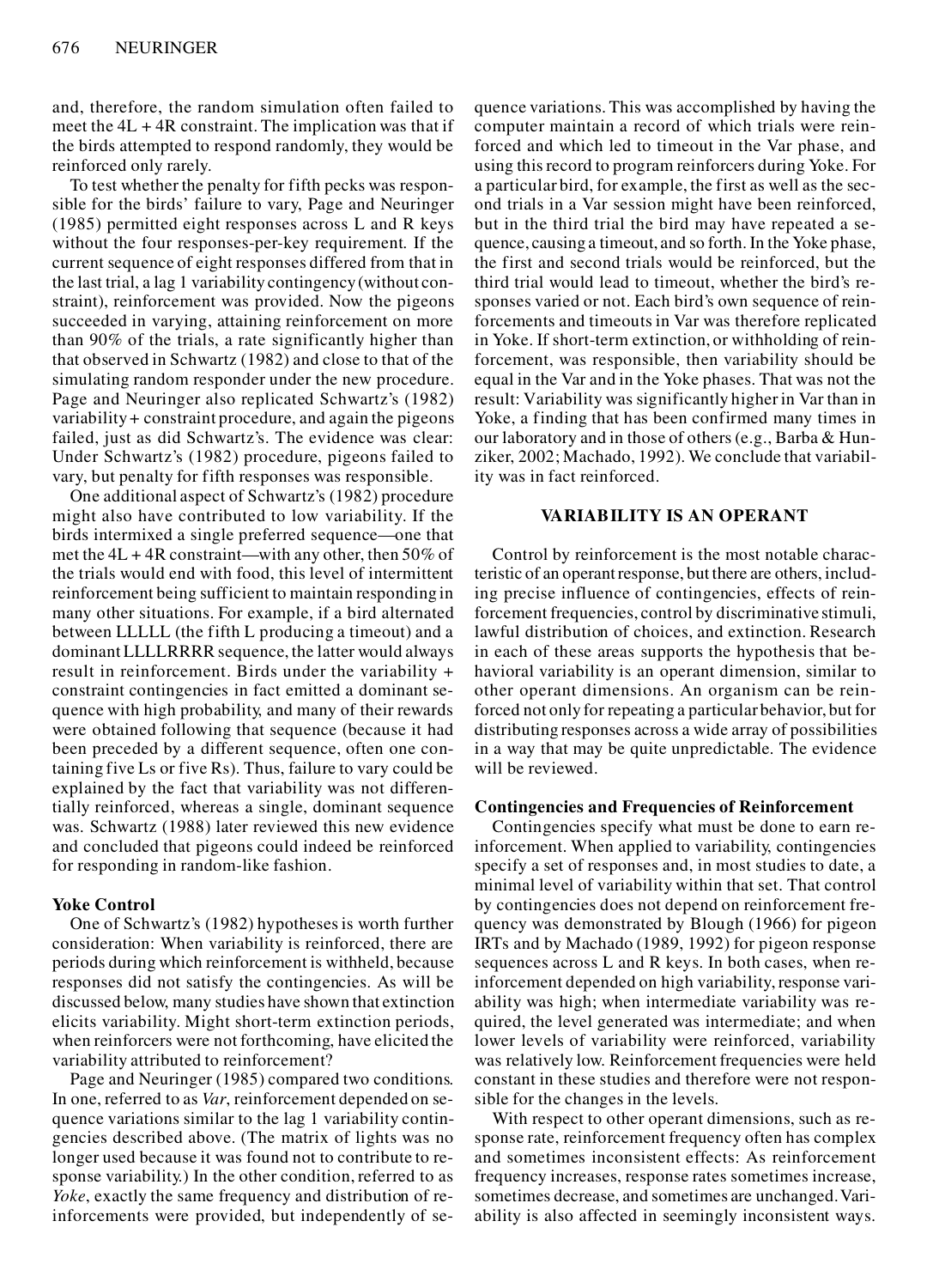and, therefore, the random simulation often failed to meet the 4L + 4R constraint. The implication was that if the birds attempted to respond randomly, they would be reinforced only rarely.

To test whether the penalty for fifth pecks was responsible for the birds' failure to vary, Page and Neuringer (1985) permitted eight responses across L and R keys without the four responses-per-key requirement. If the current sequence of eight responses differed from that in the last trial, a lag 1 variability contingency (without constraint), reinforcement was provided. Now the pigeons succeeded in varying, attaining reinforcement on more than 90% of the trials, a rate significantly higher than that observed in Schwartz (1982) and close to that of the simulating random responder under the new procedure. Page and Neuringer also replicated Schwartz's (1982) variability + constraint procedure, and again the pigeons failed, just as did Schwartz's. The evidence was clear: Under Schwartz's (1982) procedure, pigeons failed to vary, but penalty for fifth responses was responsible.

One additional aspect of Schwartz's (1982) procedure might also have contributed to low variability. If the birds intermixed a single preferred sequence—one that met the 4L + 4R constraint—with any other, then 50% of the trials would end with food, this level of intermittent reinforcement being sufficient to maintain responding in many other situations. For example, if a bird alternated between LLLLL (the fifth L producing a timeout) and a dominant LLLLRRRR sequence, the latter would always result in reinforcement. Birds under the variability + constraint contingencies in fact emitted a dominant sequence with high probability, and many of their rewards were obtained following that sequence (because it had been preceded by a different sequence, often one containing five Ls or five Rs). Thus, failure to vary could be explained by the fact that variability was not differentially reinforced, whereas a single, dominant sequence was. Schwartz (1988) later reviewed this new evidence and concluded that pigeons could indeed be reinforced for responding in random-like fashion.

**Yoke Control**

One of Schwartz's (1982) hypotheses is worth further consideration: When variability is reinforced, there are periods during which reinforcement is withheld, because responses did not satisfy the contingencies. As will be discussed below, many studies have shown that extinction elicits variability. Might short-term extinction periods, when reinforcers were not forthcoming, have elicited the variability attributed to reinforcement?

Page and Neuringer (1985) compared two conditions. In one, referred to as *Var*, reinforcement depended on sequence variations similar to the lag 1 variability contingencies described above. (The matrix of lights was no longer used because it was found not to contribute to response variability.) In the other condition, referred to as *Yoke*, exactly the same frequency and distribution of reinforcements were provided, but independently of sequence variations. This was accomplished by having the computer maintain a record of which trials were reinforced and which led to timeout in the Var phase, and using this record to program reinforcers during Yoke. For a particular bird, for example, the first as well as the second trials in a Var session might have been reinforced, but in the third trial the bird may have repeated a sequence, causing a timeout, and so forth. In the Yoke phase, the first and second trials would be reinforced, but the third trial would lead to timeout, whether the bird's responses varied or not. Each bird's own sequence of reinforcements and timeouts in Var was therefore replicated in Yoke. If short-term extinction, or withholding of reinforcement, was responsible, then variability should be equal in the Var and in the Yoke phases. That was not the result: Variability was significantly higher in Var than in Yoke, a finding that has been confirmed many times in our laboratory and in those of others (e.g., Barba & Hunziker, 2002; Machado, 1992). We conclude that variability was in fact reinforced.

## VARIABILITY IS AN OPERANT

Control by reinforcement is the most notable characteristic of an operant response, but there are others, including precise influence of contingencies, effects of reinforcement frequencies, control by discriminative stimuli, lawful distribution of choices, and extinction. Research in each of these areas supports the hypothesis that behavioral variability is an operant dimension, similar to other operant dimensions. An organism can be reinforced not only for repeating a particular behavior, but for distributing responses across a wide array of possibilities in a way that may be quite unpredictable. The evidence will be reviewed.

**Contingencies and Frequencies of Reinforcement**

Contingencies specify what must be done to earn reinforcement. When applied to variability, contingencies specify a set of responses and, in most studies to date, a minimal level of variability within that set. That control by contingencies does not depend on reinforcement frequency was demonstrated by Blough (1966) for pigeon IRTs and by Machado (1989, 1992) for pigeon response sequences across L and R keys. In both cases, when reinforcement depended on high variability, response variability was high; when intermediate variability was required, the level generated was intermediate; and when lower levels of variability were reinforced, variability was relatively low. Reinforcement frequencies were held constant in these studies and therefore were not responsible for the changes in the levels.

With respect to other operant dimensions, such as response rate, reinforcement frequency often has complex and sometimes inconsistent effects: As reinforcement frequency increases, response rates sometimes increase, sometimes decrease, and sometimes are unchanged. Variability is also affected in seemingly inconsistent ways.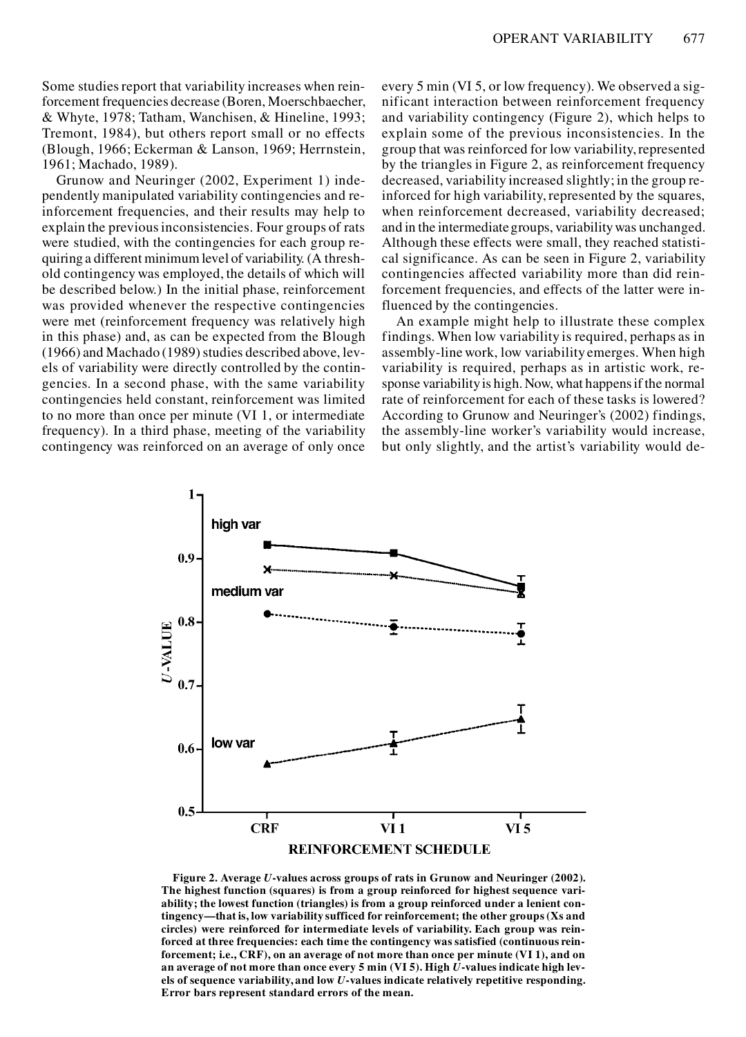Some studies report that variability increases when reinforcement frequencies decrease (Boren, Moerschbaecher, & Whyte, 1978; Tatham, Wanchisen, & Hineline, 1993; Tremont, 1984), but others report small or no effects (Blough, 1966; Eckerman & Lanson, 1969; Herrnstein, 1961; Machado, 1989).

Grunow and Neuringer (2002, Experiment 1) independently manipulated variability contingencies and reinforcement frequencies, and their results may help to explain the previous inconsistencies. Four groups of rats were studied, with the contingencies for each group requiring a different minimum level of variability. (A threshold contingency was employed, the details of which will be described below.) In the initial phase, reinforcement was provided whenever the respective contingencies were met (reinforcement frequency was relatively high in this phase) and, as can be expected from the Blough (1966) and Machado (1989) studies described above, levels of variability were directly controlled by the contingencies. In a second phase, with the same variability contingencies held constant, reinforcement was limited to no more than once per minute (VI 1, or intermediate frequency). In a third phase, meeting of the variability contingency was reinforced on an average of only once every 5 min (VI 5, or low frequency). We observed a significant interaction between reinforcement frequency and variability contingency (Figure 2), which helps to explain some of the previous inconsistencies. In the group that was reinforced for low variability, represented by the triangles in Figure 2, as reinforcement frequency decreased, variability increased slightly; in the group reinforced for high variability, represented by the squares, when reinforcement decreased, variability decreased; and in the intermediate groups, variability was unchanged. Although these effects were small, they reached statistical significance. As can be seen in Figure 2, variability contingencies affected variability more than did reinforcement frequencies, and effects of the latter were influenced by the contingencies.

An example might help to illustrate these complex findings. When low variability is required, perhaps as in assembly-line work, low variability emerges. When high variability is required, perhaps as in artistic work, response variability is high. Now, what happens if the normal rate of reinforcement for each of these tasks is lowered? According to Grunow and Neuringer's (2002) findings, the assembly-line worker's variability would increase, but only slightly, and the artist's variability would de-

**Figure 2. Average *U*-values across groups of rats in Grunow and Neuringer (2002). The highest function (squares) is from a group reinforced for highest sequence variability; the lowest function (triangles) is from a group reinforced under a lenient contingency—that is, low variability sufficed for reinforcement; the other groups (Xs and circles) were reinforced for intermediate levels of variability. Each group was reinforced at three frequencies: each time the contingency was satisfied (continuous reinforcement; i.e., CRF), on an average of not more than once per minute (VI 1), and on an average of not more than once every 5 min (VI 5). High *U*-values indicate high levels of sequence variability, and low *U*-values indicate relatively repetitive responding. Error bars represent standard errors of the mean.**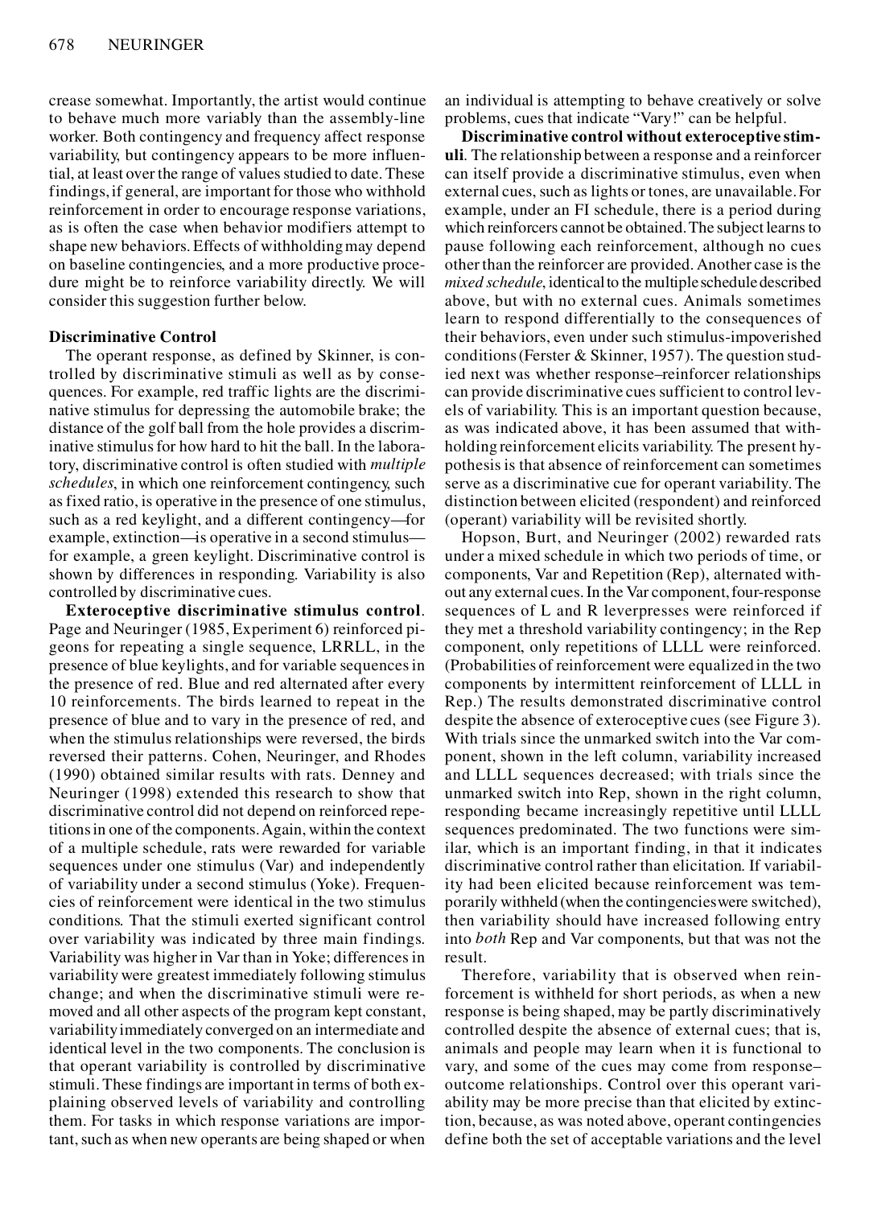crease somewhat. Importantly, the artist would continue to behave much more variably than the assembly-line worker. Both contingency and frequency affect response variability, but contingency appears to be more influential, at least over the range of values studied to date. These findings, if general, are important for those who withhold reinforcement in order to encourage response variations, as is often the case when behavior modifiers attempt to shape new behaviors. Effects of withholding may depend on baseline contingencies, and a more productive procedure might be to reinforce variability directly. We will consider this suggestion further below.

**Discriminative Control**

The operant response, as defined by Skinner, is controlled by discriminative stimuli as well as by consequences. For example, red traffic lights are the discriminative stimulus for depressing the automobile brake; the distance of the golf ball from the hole provides a discriminative stimulus for how hard to hit the ball. In the laboratory, discriminative control is often studied with *multiple schedules*, in which one reinforcement contingency, such as fixed ratio, is operative in the presence of one stimulus, such as a red keylight, and a different contingency—for example, extinction—is operative in a second stimulus—for example, a green keylight. Discriminative control is shown by differences in responding. Variability is also controlled by discriminative cues.

**Exteroceptive discriminative stimulus control**. Page and Neuringer (1985, Experiment 6) reinforced pigeons for repeating a single sequence, LRRLL, in the presence of blue keylights, and for variable sequences in the presence of red. Blue and red alternated after every 10 reinforcements. The birds learned to repeat in the presence of blue and to vary in the presence of red, and when the stimulus relationships were reversed, the birds reversed their patterns. Cohen, Neuringer, and Rhodes (1990) obtained similar results with rats. Denney and Neuringer (1998) extended this research to show that discriminative control did not depend on reinforced repetitions in one of the components. Again, within the context of a multiple schedule, rats were rewarded for variable sequences under one stimulus (Var) and independently of variability under a second stimulus (Yoke). Frequencies of reinforcement were identical in the two stimulus conditions. That the stimuli exerted significant control over variability was indicated by three main findings. Variability was higher in Var than in Yoke; differences in variability were greatest immediately following stimulus change; and when the discriminative stimuli were removed and all other aspects of the program kept constant, variability immediately converged on an intermediate and identical level in the two components. The conclusion is that operant variability is controlled by discriminative stimuli. These findings are important in terms of both explaining observed levels of variability and controlling them. For tasks in which response variations are important, such as when new operants are being shaped or when an individual is attempting to behave creatively or solve problems, cues that indicate "Vary!" can be helpful.

**Discriminative control without exteroceptive stimuli**. The relationship between a response and a reinforcer can itself provide a discriminative stimulus, even when external cues, such as lights or tones, are unavailable. For example, under an FI schedule, there is a period during which reinforcers cannot be obtained. The subject learns to pause following each reinforcement, although no cues other than the reinforcer are provided. Another case is the *mixed schedule*, identical to the multiple schedule described above, but with no external cues. Animals sometimes learn to respond differentially to the consequences of their behaviors, even under such stimulus-impoverished conditions (Ferster & Skinner, 1957). The question studied next was whether response–reinforcer relationships can provide discriminative cues sufficient to control levels of variability. This is an important question because, as was indicated above, it has been assumed that withholding reinforcement elicits variability. The present hypothesis is that absence of reinforcement can sometimes serve as a discriminative cue for operant variability. The distinction between elicited (respondent) and reinforced (operant) variability will be revisited shortly.

Hopson, Burt, and Neuringer (2002) rewarded rats under a mixed schedule in which two periods of time, or components, Var and Repetition (Rep), alternated without any external cues. In the Var component, four-response sequences of L and R leverpresses were reinforced if they met a threshold variability contingency; in the Rep component, only repetitions of LLLL were reinforced. (Probabilities of reinforcement were equalized in the two components by intermittent reinforcement of LLLL in Rep.) The results demonstrated discriminative control despite the absence of exteroceptive cues (see Figure 3). With trials since the unmarked switch into the Var component, shown in the left column, variability increased and LLLL sequences decreased; with trials since the unmarked switch into Rep, shown in the right column, responding became increasingly repetitive until LLLL sequences predominated. The two functions were similar, which is an important finding, in that it indicates discriminative control rather than elicitation. If variability had been elicited because reinforcement was temporarily withheld (when the contingencies were switched), then variability should have increased following entry into *both* Rep and Var components, but that was not the result.

Therefore, variability that is observed when reinforcement is withheld for short periods, as when a new response is being shaped, may be partly discriminatively controlled despite the absence of external cues; that is, animals and people may learn when it is functional to vary, and some of the cues may come from response–outcome relationships. Control over this operant variability may be more precise than that elicited by extinction, because, as was noted above, operant contingencies define both the set of acceptable variations and the level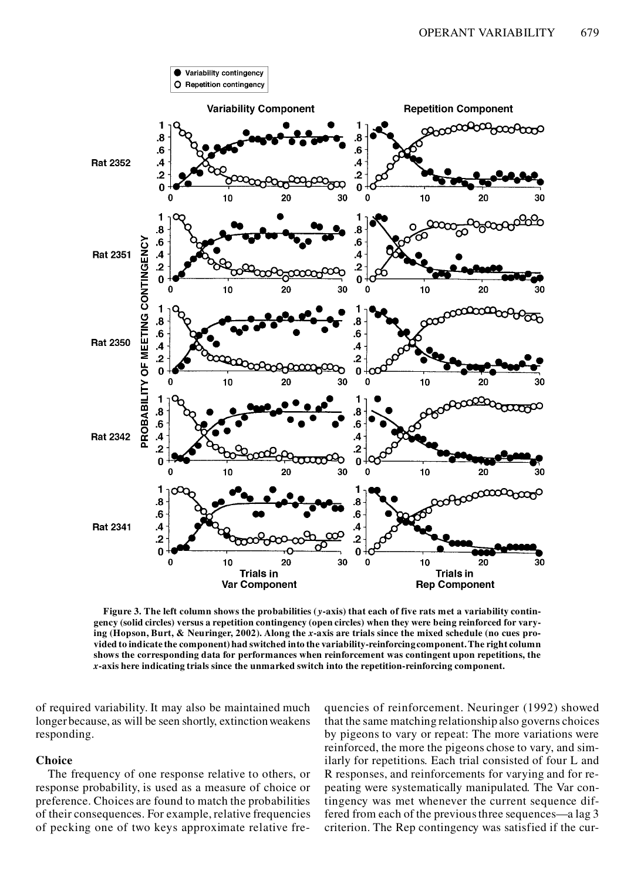Figure 3. The left column shows the probabilities (*y*-axis) that each of five rats met a variability contingency (solid circles) versus a repetition contingency (open circles) when they were being reinforced for varying (Hopson, Burt, & Neuringer, 2002). Along the *x*-axis are trials since the mixed schedule (no cues provided to indicate the component) had switched into the variability-reinforcing component. The right column shows the corresponding data for performances when reinforcement was contingent upon repetitions, the *x*-axis here indicating trials since the unmarked switch into the repetition-reinforcing component.

of required variability. It may also be maintained much longer because, as will be seen shortly, extinction weakens responding.

### Choice

The frequency of one response relative to others, or response probability, is used as a measure of choice or preference. Choices are found to match the probabilities of their consequences. For example, relative frequencies of pecking one of two keys approximate relative frequencies of reinforcement. Neuringer (1992) showed that the same matching relationship also governs choices by pigeons to vary or repeat: The more variations were reinforced, the more the pigeons chose to vary, and similarly for repetitions. Each trial consisted of four L and R responses, and reinforcements for varying and for repeating were systematically manipulated. The Var contingency was met whenever the current sequence differed from each of the previous three sequences—a lag 3 criterion. The Rep contingency was satisfied if the cur-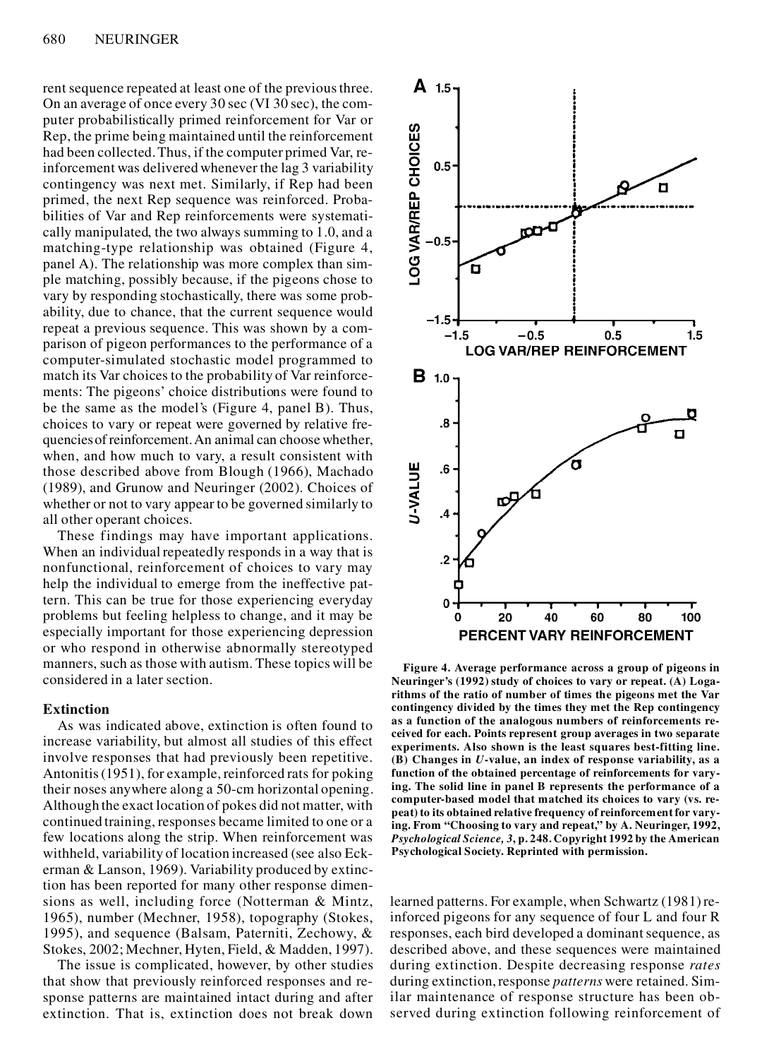rent sequence repeated at least one of the previous three. On an average of once every 30 sec (VI 30 sec), the computer probabilistically primed reinforcement for Var or Rep, the prime being maintained until the reinforcement had been collected. Thus, if the computer primed Var, reinforcement was delivered whenever the lag 3 variability contingency was next met. Similarly, if Rep had been primed, the next Rep sequence was reinforced. Probabilities of Var and Rep reinforcements were systematically manipulated, the two always summing to 1.0, and a matching-type relationship was obtained (Figure 4, panel A). The relationship was more complex than simple matching, possibly because, if the pigeons chose to vary by responding stochastically, there was some probability, due to chance, that the current sequence would repeat a previous sequence. This was shown by a comparison of pigeon performances to the performance of a computer-simulated stochastic model programmed to match its Var choices to the probability of Var reinforcements: The pigeons' choice distributions were found to be the same as the model's (Figure 4, panel B). Thus, choices to vary or repeat were governed by relative frequencies of reinforcement. An animal can choose whether, when, and how much to vary, a result consistent with those described above from Blough (1966), Machado (1989), and Grunow and Neuringer (2002). Choices of whether or not to vary appear to be governed similarly to all other operant choices.

These findings may have important applications. When an individual repeatedly responds in a way that is nonfunctional, reinforcement of choices to vary may help the individual to emerge from the ineffective pattern. This can be true for those experiencing everyday problems but feeling helpless to change, and it may be especially important for those experiencing depression or who respond in otherwise abnormally stereotyped manners, such as those with autism. These topics will be considered in a later section.

**Figure 4. Average performance across a group of pigeons in Neuringer's (1992) study of choices to vary or repeat. (A) Logarithms of the ratio of number of times the pigeons met the Var contingency divided by the times they met the Rep contingency as a function of the analogous numbers of reinforcements received for each. Points represent group averages in two separate experiments. Also shown is the least squares best-fitting line. (B) Changes in *U*-value, an index of response variability, as a function of the obtained percentage of reinforcements for varying. The solid line in panel B represents the performance of a computer-based model that matched its choices to vary (vs. repeat) to its obtained relative frequency of reinforcement for varying. From "Choosing to vary and repeat," by A. Neuringer, 1992, *Psychological Science, 3*, p. 248. Copyright 1992 by the American Psychological Society. Reprinted with permission.**

## Extinction

As was indicated above, extinction is often found to increase variability, but almost all studies of this effect involve responses that had previously been repetitive. Antonitis (1951), for example, reinforced rats for poking their noses anywhere along a 50-cm horizontal opening. Although the exact location of pokes did not matter, with continued training, responses became limited to one or a few locations along the strip. When reinforcement was withheld, variability of location increased (see also Eckerman & Lanson, 1969). Variability produced by extinction has been reported for many other response dimensions as well, including force (Notterman & Mintz, 1965), number (Mechner, 1958), topography (Stokes, 1995), and sequence (Balsam, Paterniti, Zechowy, & Stokes, 2002; Mechner, Hyten, Field, & Madden, 1997).

The issue is complicated, however, by other studies that show that previously reinforced responses and response patterns are maintained intact during and after extinction. That is, extinction does not break down learned patterns. For example, when Schwartz (1981) reinforced pigeons for any sequence of four L and four R responses, each bird developed a dominant sequence, as described above, and these sequences were maintained during extinction. Despite decreasing response *rates* during extinction, response *patterns* were retained. Similar maintenance of response structure has been observed during extinction following reinforcement of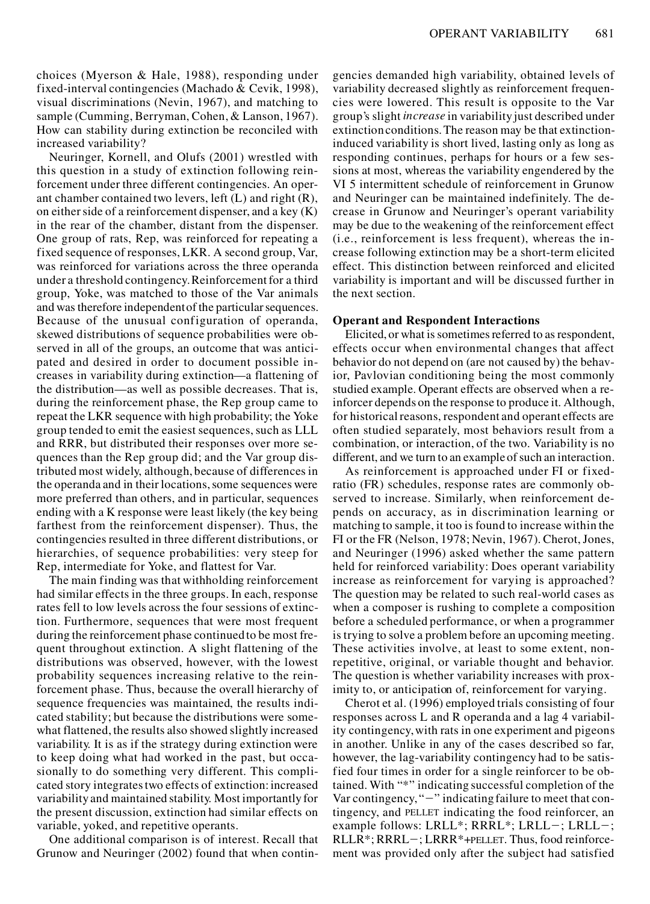choices (Myerson & Hale, 1988), responding under fixed-interval contingencies (Machado & Cevik, 1998), visual discriminations (Nevin, 1967), and matching to sample (Cumming, Berryman, Cohen, & Lanson, 1967). How can stability during extinction be reconciled with increased variability?

Neuringer, Kornell, and Olufs (2001) wrestled with this question in a study of extinction following reinforcement under three different contingencies. An operant chamber contained two levers, left (L) and right (R), on either side of a reinforcement dispenser, and a key (K) in the rear of the chamber, distant from the dispenser. One group of rats, Rep, was reinforced for repeating a fixed sequence of responses, LKR. A second group, Var, was reinforced for variations across the three operanda under a threshold contingency. Reinforcement for a third group, Yoke, was matched to those of the Var animals and was therefore independent of the particular sequences. Because of the unusual configuration of operanda, skewed distributions of sequence probabilities were observed in all of the groups, an outcome that was anticipated and desired in order to document possible increases in variability during extinction—a flattening of the distribution—as well as possible decreases. That is, during the reinforcement phase, the Rep group came to repeat the LKR sequence with high probability; the Yoke group tended to emit the easiest sequences, such as LLL and RRR, but distributed their responses over more sequences than the Rep group did; and the Var group distributed most widely, although, because of differences in the operanda and in their locations, some sequences were more preferred than others, and in particular, sequences ending with a K response were least likely (the key being farthest from the reinforcement dispenser). Thus, the contingencies resulted in three different distributions, or hierarchies, of sequence probabilities: very steep for Rep, intermediate for Yoke, and flattest for Var.

The main finding was that withholding reinforcement had similar effects in the three groups. In each, response rates fell to low levels across the four sessions of extinction. Furthermore, sequences that were most frequent during the reinforcement phase continued to be most frequent throughout extinction. A slight flattening of the distributions was observed, however, with the lowest probability sequences increasing relative to the reinforcement phase. Thus, because the overall hierarchy of sequence frequencies was maintained, the results indicated stability; but because the distributions were somewhat flattened, the results also showed slightly increased variability. It is as if the strategy during extinction were to keep doing what had worked in the past, but occasionally to do something very different. This complicated story integrates two effects of extinction: increased variability and maintained stability. Most importantly for the present discussion, extinction had similar effects on variable, yoked, and repetitive operants.

One additional comparison is of interest. Recall that Grunow and Neuringer (2002) found that when contingencies demanded high variability, obtained levels of variability decreased slightly as reinforcement frequencies were lowered. This result is opposite to the Var group's slight *increase* in variability just described under extinction conditions. The reason may be that extinction-induced variability is short lived, lasting only as long as responding continues, perhaps for hours or a few sessions at most, whereas the variability engendered by the VI 5 intermittent schedule of reinforcement in Grunow and Neuringer can be maintained indefinitely. The decrease in Grunow and Neuringer's operant variability may be due to the weakening of the reinforcement effect (i.e., reinforcement is less frequent), whereas the increase following extinction may be a short-term elicited effect. This distinction between reinforced and elicited variability is important and will be discussed further in the next section.

### Operant and Respondent Interactions

Elicited, or what is sometimes referred to as respondent, effects occur when environmental changes that affect behavior do not depend on (are not caused by) the behavior, Pavlovian conditioning being the most commonly studied example. Operant effects are observed when a reinforcer depends on the response to produce it. Although, for historical reasons, respondent and operant effects are often studied separately, most behaviors result from a combination, or interaction, of the two. Variability is no different, and we turn to an example of such an interaction.

As reinforcement is approached under FI or fixed-ratio (FR) schedules, response rates are commonly observed to increase. Similarly, when reinforcement depends on accuracy, as in discrimination learning or matching to sample, it too is found to increase within the FI or the FR (Nelson, 1978; Nevin, 1967). Cherot, Jones, and Neuringer (1996) asked whether the same pattern held for reinforced variability: Does operant variability increase as reinforcement for varying is approached? The question may be related to such real-world cases as when a composer is rushing to complete a composition before a scheduled performance, or when a programmer is trying to solve a problem before an upcoming meeting. These activities involve, at least to some extent, nonrepetitive, original, or variable thought and behavior. The question is whether variability increases with proximity to, or anticipation of, reinforcement for varying.

Cherot et al. (1996) employed trials consisting of four responses across L and R operanda and a lag 4 variability contingency, with rats in one experiment and pigeons in another. Unlike in any of the cases described so far, however, the lag-variability contingency had to be satisfied four times in order for a single reinforcer to be obtained. With "*" indicating successful completion of the Var contingency, "−" indicating failure to meet that contingency, and PELLET indicating the food reinforcer, an example follows: LRLL*; RRRL*; LRLL−; LRLL−; RLLR*; RRRL−; LRRR*+PELLET. Thus, food reinforcement was provided only after the subject had satisfied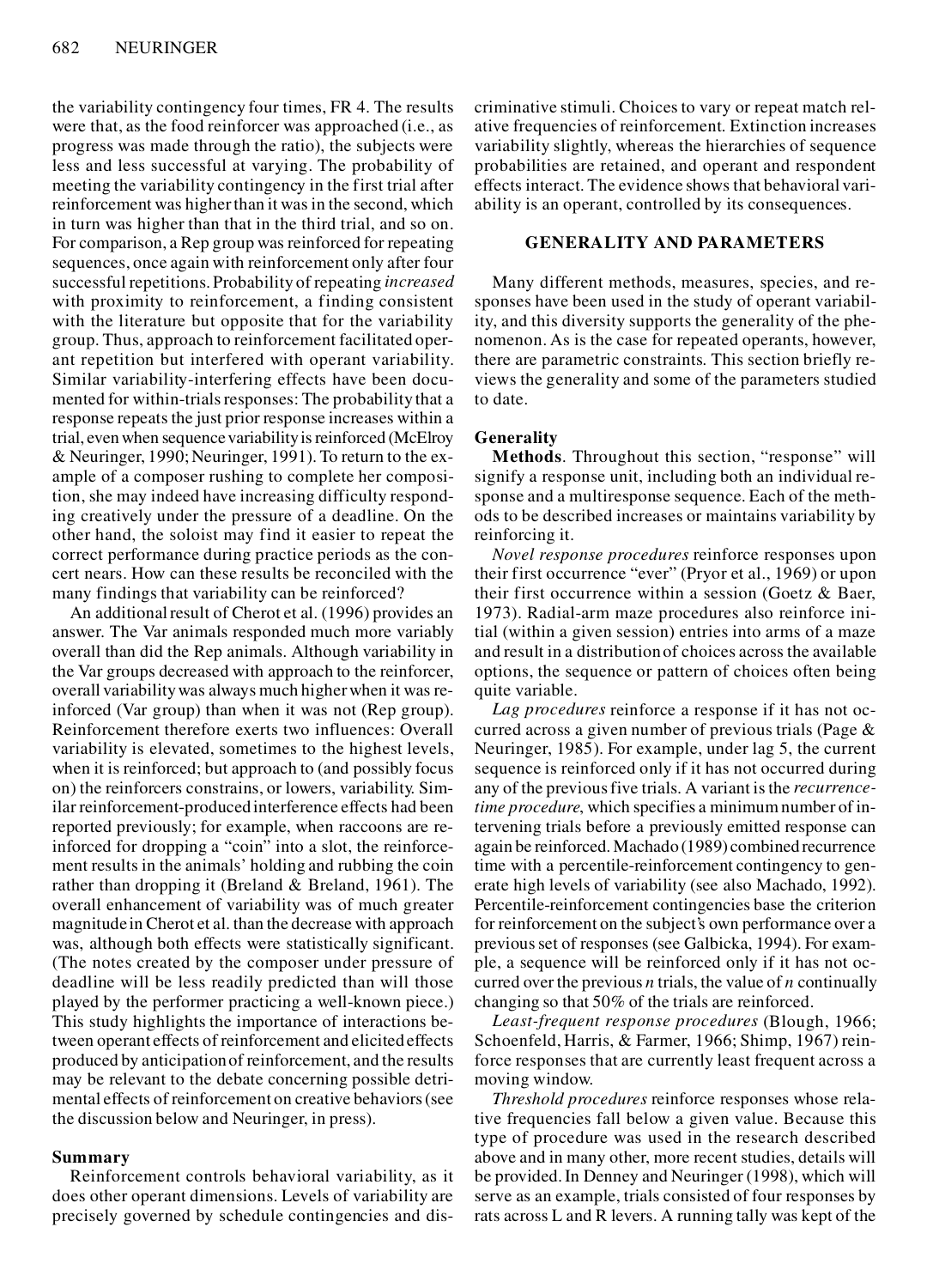the variability contingency four times, FR 4. The results were that, as the food reinforcer was approached (i.e., as progress was made through the ratio), the subjects were less and less successful at varying. The probability of meeting the variability contingency in the first trial after reinforcement was higher than it was in the second, which in turn was higher than that in the third trial, and so on. For comparison, a Rep group was reinforced for repeating sequences, once again with reinforcement only after four successful repetitions. Probability of repeating *increased* with proximity to reinforcement, a finding consistent with the literature but opposite that for the variability group. Thus, approach to reinforcement facilitated operant repetition but interfered with operant variability. Similar variability-interfering effects have been documented for within-trials responses: The probability that a response repeats the just prior response increases within a trial, even when sequence variability is reinforced (McElroy & Neuringer, 1990; Neuringer, 1991). To return to the example of a composer rushing to complete her composition, she may indeed have increasing difficulty responding creatively under the pressure of a deadline. On the other hand, the soloist may find it easier to repeat the correct performance during practice periods as the concert nears. How can these results be reconciled with the many findings that variability can be reinforced?

An additional result of Cherot et al. (1996) provides an answer. The Var animals responded much more variably overall than did the Rep animals. Although variability in the Var groups decreased with approach to the reinforcer, overall variability was always much higher when it was reinforced (Var group) than when it was not (Rep group). Reinforcement therefore exerts two influences: Overall variability is elevated, sometimes to the highest levels, when it is reinforced; but approach to (and possibly focus on) the reinforcers constrains, or lowers, variability. Similar reinforcement-produced interference effects had been reported previously; for example, when raccoons are reinforced for dropping a "coin" into a slot, the reinforcement results in the animals' holding and rubbing the coin rather than dropping it (Breland & Breland, 1961). The overall enhancement of variability was of much greater magnitude in Cherot et al. than the decrease with approach was, although both effects were statistically significant. (The notes created by the composer under pressure of deadline will be less readily predicted than will those played by the performer practicing a well-known piece.) This study highlights the importance of interactions between operant effects of reinforcement and elicited effects produced by anticipation of reinforcement, and the results may be relevant to the debate concerning possible detrimental effects of reinforcement on creative behaviors (see the discussion below and Neuringer, in press).

### Summary

Reinforcement controls behavioral variability, as it does other operant dimensions. Levels of variability are precisely governed by schedule contingencies and discriminative stimuli. Choices to vary or repeat match relative frequencies of reinforcement. Extinction increases variability slightly, whereas the hierarchies of sequence probabilities are retained, and operant and respondent effects interact. The evidence shows that behavioral variability is an operant, controlled by its consequences.

## GENERALITY AND PARAMETERS

Many different methods, measures, species, and responses have been used in the study of operant variability, and this diversity supports the generality of the phenomenon. As is the case for repeated operants, however, there are parametric constraints. This section briefly reviews the generality and some of the parameters studied to date.

### Generality

**Methods**. Throughout this section, "response" will signify a response unit, including both an individual response and a multiresponse sequence. Each of the methods to be described increases or maintains variability by reinforcing it.

*Novel response procedures* reinforce responses upon their first occurrence "ever" (Pryor et al., 1969) or upon their first occurrence within a session (Goetz & Baer, 1973). Radial-arm maze procedures also reinforce initial (within a given session) entries into arms of a maze and result in a distribution of choices across the available options, the sequence or pattern of choices often being quite variable.

*Lag procedures* reinforce a response if it has not occurred across a given number of previous trials (Page & Neuringer, 1985). For example, under lag 5, the current sequence is reinforced only if it has not occurred during any of the previous five trials. A variant is the *recurrence-time procedure*, which specifies a minimum number of intervening trials before a previously emitted response can again be reinforced. Machado (1989) combined recurrence time with a percentile-reinforcement contingency to generate high levels of variability (see also Machado, 1992). Percentile-reinforcement contingencies base the criterion for reinforcement on the subject's own performance over a previous set of responses (see Galbicka, 1994). For example, a sequence will be reinforced only if it has not occurred over the previous $n$ trials, the value of $n$ continually changing so that 50% of the trials are reinforced.

*Least-frequent response procedures* (Blough, 1966; Schoenfeld, Harris, & Farmer, 1966; Shimp, 1967) reinforce responses that are currently least frequent across a moving window.

*Threshold procedures* reinforce responses whose relative frequencies fall below a given value. Because this type of procedure was used in the research described above and in many other, more recent studies, details will be provided. In Denney and Neuringer (1998), which will serve as an example, trials consisted of four responses by rats across L and R levers. A running tally was kept of the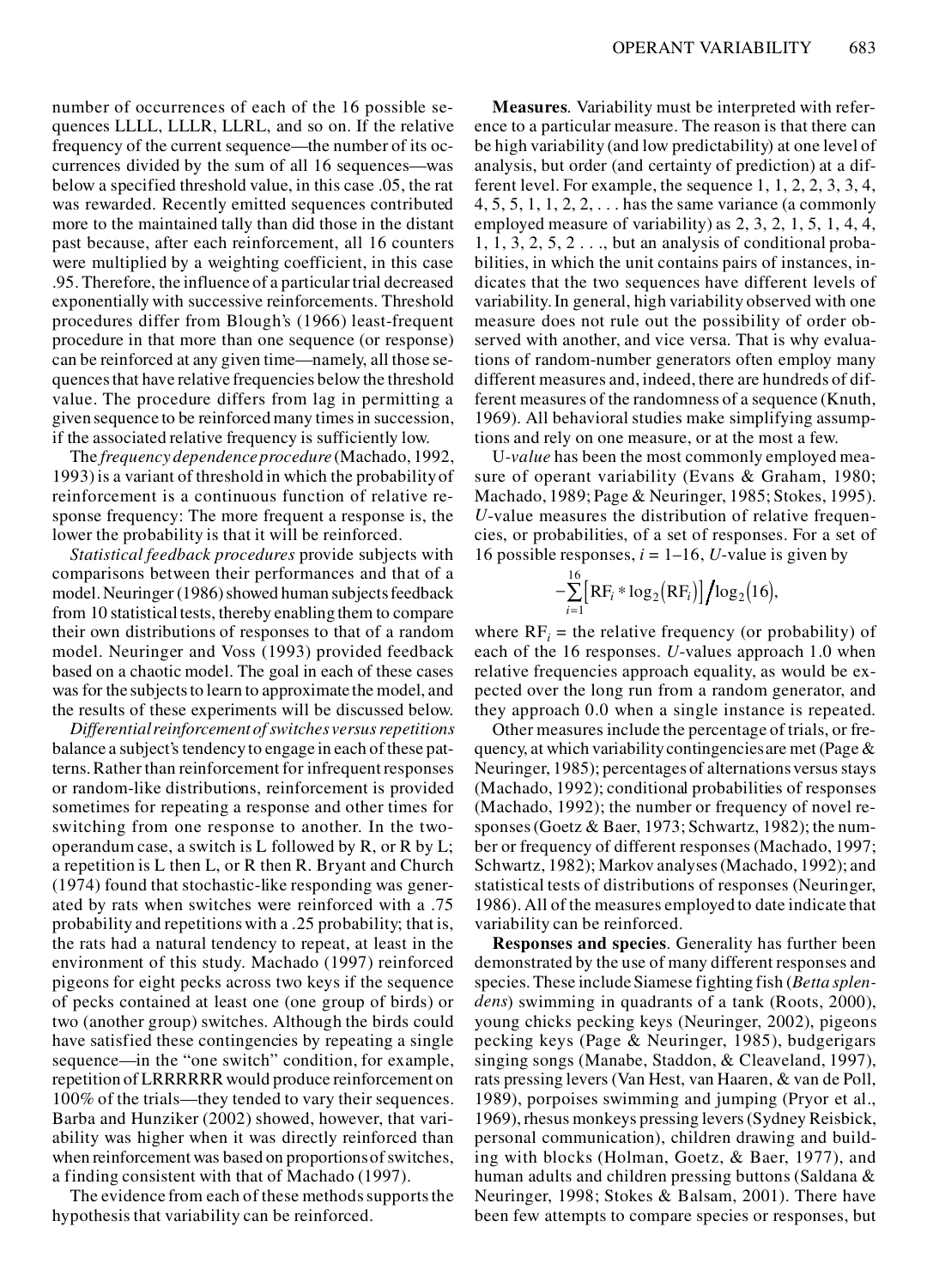number of occurrences of each of the 16 possible sequences LLLL, LLLR, LLRL, and so on. If the relative frequency of the current sequence—the number of its occurrences divided by the sum of all 16 sequences—was below a specified threshold value, in this case .05, the rat was rewarded. Recently emitted sequences contributed more to the maintained tally than did those in the distant past because, after each reinforcement, all 16 counters were multiplied by a weighting coefficient, in this case .95. Therefore, the influence of a particular trial decreased exponentially with successive reinforcements. Threshold procedures differ from Blough's (1966) least-frequent procedure in that more than one sequence (or response) can be reinforced at any given time—namely, all those sequences that have relative frequencies below the threshold value. The procedure differs from lag in permitting a given sequence to be reinforced many times in succession, if the associated relative frequency is sufficiently low.

The *frequency dependence procedure* (Machado, 1992, 1993) is a variant of threshold in which the probability of reinforcement is a continuous function of relative response frequency: The more frequent a response is, the lower the probability is that it will be reinforced.

*Statistical feedback procedures* provide subjects with comparisons between their performances and that of a model. Neuringer (1986) showed human subjects feedback from 10 statistical tests, thereby enabling them to compare their own distributions of responses to that of a random model. Neuringer and Voss (1993) provided feedback based on a chaotic model. The goal in each of these cases was for the subjects to learn to approximate the model, and the results of these experiments will be discussed below.

*Differential reinforcement of switches versus repetitions* balance a subject's tendency to engage in each of these patterns. Rather than reinforcement for infrequent responses or random-like distributions, reinforcement is provided sometimes for repeating a response and other times for switching from one response to another. In the two-operandum case, a switch is L followed by R, or R by L; a repetition is L then L, or R then R. Bryant and Church (1974) found that stochastic-like responding was generated by rats when switches were reinforced with a .75 probability and repetitions with a .25 probability; that is, the rats had a natural tendency to repeat, at least in the environment of this study. Machado (1997) reinforced pigeons for eight pecks across two keys if the sequence of pecks contained at least one (one group of birds) or two (another group) switches. Although the birds could have satisfied these contingencies by repeating a single sequence—in the "one switch" condition, for example, repetition of LRRRRRR would produce reinforcement on 100% of the trials—they tended to vary their sequences. Barba and Hunziker (2002) showed, however, that variability was higher when it was directly reinforced than when reinforcement was based on proportions of switches, a finding consistent with that of Machado (1997).

The evidence from each of these methods supports the hypothesis that variability can be reinforced.

**Measures**. Variability must be interpreted with reference to a particular measure. The reason is that there can be high variability (and low predictability) at one level of analysis, but order (and certainty of prediction) at a different level. For example, the sequence 1, 1, 2, 2, 3, 3, 4, 4, 5, 5, 1, 1, 2, 2, . . . has the same variance (a commonly employed measure of variability) as 2, 3, 2, 1, 5, 1, 4, 4, 1, 1, 3, 2, 5, 2 . . ., but an analysis of conditional probabilities, in which the unit contains pairs of instances, indicates that the two sequences have different levels of variability. In general, high variability observed with one measure does not rule out the possibility of order observed with another, and vice versa. That is why evaluations of random-number generators often employ many different measures and, indeed, there are hundreds of different measures of the randomness of a sequence (Knuth, 1969). All behavioral studies make simplifying assumptions and rely on one measure, or at the most a few.

*U-value* has been the most commonly employed measure of operant variability (Evans & Graham, 1980; Machado, 1989; Page & Neuringer, 1985; Stokes, 1995). *U*-value measures the distribution of relative frequencies, or probabilities, of a set of responses. For a set of 16 possible responses, $i$ = 1–16, *U*-value is given by

$$-\sum_{i=1}^{16}\left[\mathrm{RF}_i * \log_2\left(\mathrm{RF}_i\right)\right] \Big/ \log_2(16),$$

where $\mathrm{RF}_i$ = the relative frequency (or probability) of each of the 16 responses. *U*-values approach 1.0 when relative frequencies approach equality, as would be expected over the long run from a random generator, and they approach 0.0 when a single instance is repeated.

Other measures include the percentage of trials, or frequency, at which variability contingencies are met (Page & Neuringer, 1985); percentages of alternations versus stays (Machado, 1992); conditional probabilities of responses (Machado, 1992); the number or frequency of novel responses (Goetz & Baer, 1973; Schwartz, 1982); the number or frequency of different responses (Machado, 1997; Schwartz, 1982); Markov analyses (Machado, 1992); and statistical tests of distributions of responses (Neuringer, 1986). All of the measures employed to date indicate that variability can be reinforced.

**Responses and species**. Generality has further been demonstrated by the use of many different responses and species. These include Siamese fighting fish (*Betta splendens*) swimming in quadrants of a tank (Roots, 2000), young chicks pecking keys (Neuringer, 2002), pigeons pecking keys (Page & Neuringer, 1985), budgerigars singing songs (Manabe, Staddon, & Cleaveland, 1997), rats pressing levers (Van Hest, van Haaren, & van de Poll, 1989), porpoises swimming and jumping (Pryor et al., 1969), rhesus monkeys pressing levers (Sydney Reisbick, personal communication), children drawing and building with blocks (Holman, Goetz, & Baer, 1977), and human adults and children pressing buttons (Saldana & Neuringer, 1998; Stokes & Balsam, 2001). There have been few attempts to compare species or responses, but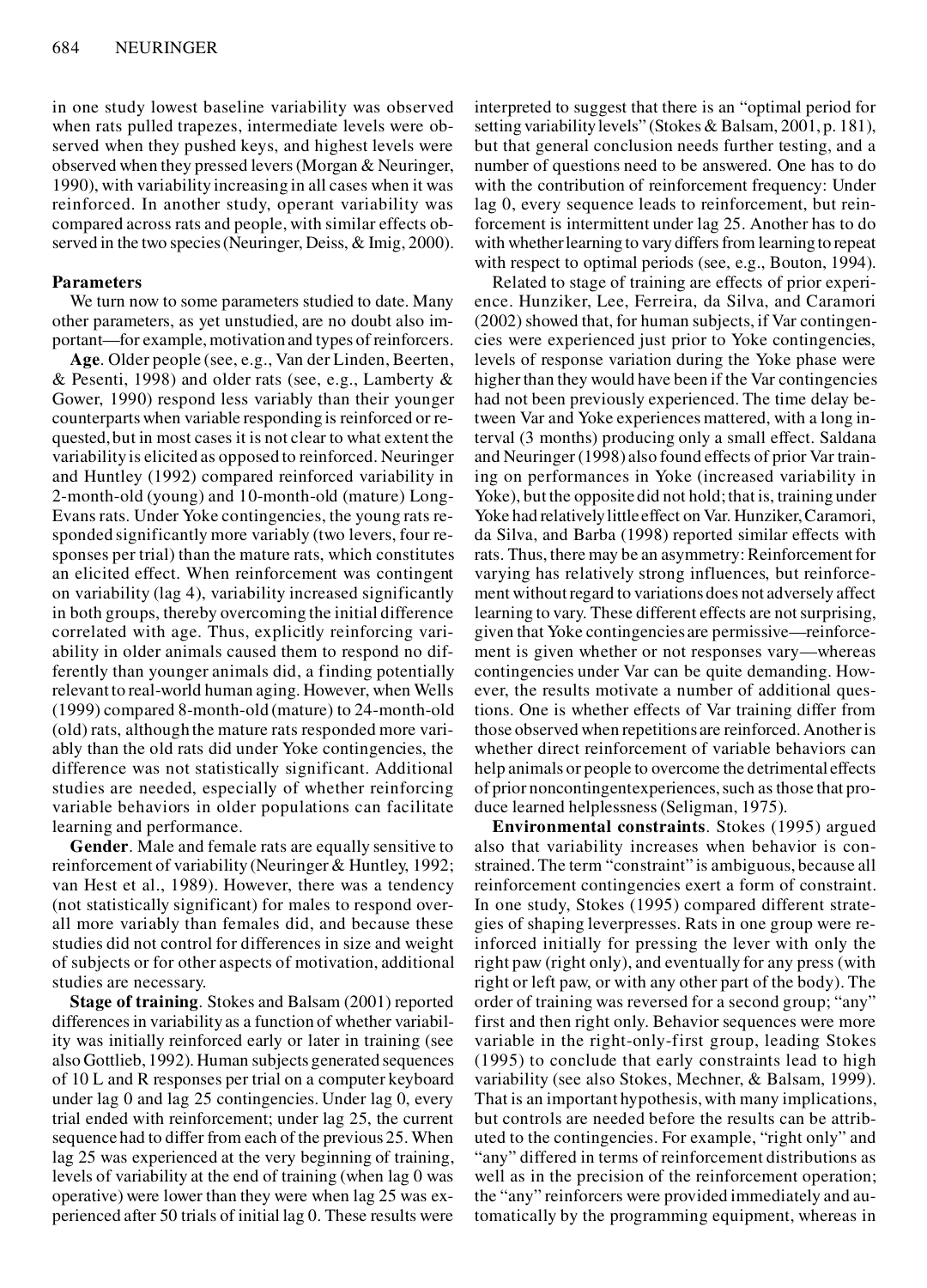in one study lowest baseline variability was observed when rats pulled trapezes, intermediate levels were observed when they pushed keys, and highest levels were observed when they pressed levers (Morgan & Neuringer, 1990), with variability increasing in all cases when it was reinforced. In another study, operant variability was compared across rats and people, with similar effects observed in the two species (Neuringer, Deiss, & Imig, 2000).

### Parameters

We turn now to some parameters studied to date. Many other parameters, as yet unstudied, are no doubt also important—for example, motivation and types of reinforcers.

**Age**. Older people (see, e.g., Van der Linden, Beerten, & Pesenti, 1998) and older rats (see, e.g., Lamberty & Gower, 1990) respond less variably than their younger counterparts when variable responding is reinforced or requested, but in most cases it is not clear to what extent the variability is elicited as opposed to reinforced. Neuringer and Huntley (1992) compared reinforced variability in 2-month-old (young) and 10-month-old (mature) Long-Evans rats. Under Yoke contingencies, the young rats responded significantly more variably (two levers, four responses per trial) than the mature rats, which constitutes an elicited effect. When reinforcement was contingent on variability (lag 4), variability increased significantly in both groups, thereby overcoming the initial difference correlated with age. Thus, explicitly reinforcing variability in older animals caused them to respond no differently than younger animals did, a finding potentially relevant to real-world human aging. However, when Wells (1999) compared 8-month-old (mature) to 24-month-old (old) rats, although the mature rats responded more variably than the old rats did under Yoke contingencies, the difference was not statistically significant. Additional studies are needed, especially of whether reinforcing variable behaviors in older populations can facilitate learning and performance.

**Gender**. Male and female rats are equally sensitive to reinforcement of variability (Neuringer & Huntley, 1992; van Hest et al., 1989). However, there was a tendency (not statistically significant) for males to respond overall more variably than females did, and because these studies did not control for differences in size and weight of subjects or for other aspects of motivation, additional studies are necessary.

**Stage of training**. Stokes and Balsam (2001) reported differences in variability as a function of whether variability was initially reinforced early or later in training (see also Gottlieb, 1992). Human subjects generated sequences of 10 L and R responses per trial on a computer keyboard under lag 0 and lag 25 contingencies. Under lag 0, every trial ended with reinforcement; under lag 25, the current sequence had to differ from each of the previous 25. When lag 25 was experienced at the very beginning of training, levels of variability at the end of training (when lag 0 was operative) were lower than they were when lag 25 was experienced after 50 trials of initial lag 0. These results were interpreted to suggest that there is an "optimal period for setting variability levels" (Stokes & Balsam, 2001, p. 181), but that general conclusion needs further testing, and a number of questions need to be answered. One has to do with the contribution of reinforcement frequency: Under lag 0, every sequence leads to reinforcement, but reinforcement is intermittent under lag 25. Another has to do with whether learning to vary differs from learning to repeat with respect to optimal periods (see, e.g., Bouton, 1994).

Related to stage of training are effects of prior experience. Hunziker, Lee, Ferreira, da Silva, and Caramori (2002) showed that, for human subjects, if Var contingencies were experienced just prior to Yoke contingencies, levels of response variation during the Yoke phase were higher than they would have been if the Var contingencies had not been previously experienced. The time delay between Var and Yoke experiences mattered, with a long interval (3 months) producing only a small effect. Saldana and Neuringer (1998) also found effects of prior Var training on performances in Yoke (increased variability in Yoke), but the opposite did not hold; that is, training under Yoke had relatively little effect on Var. Hunziker, Caramori, da Silva, and Barba (1998) reported similar effects with rats. Thus, there may be an asymmetry: Reinforcement for varying has relatively strong influences, but reinforcement without regard to variations does not adversely affect learning to vary. These different effects are not surprising, given that Yoke contingencies are permissive—reinforcement is given whether or not responses vary—whereas contingencies under Var can be quite demanding. However, the results motivate a number of additional questions. One is whether effects of Var training differ from those observed when repetitions are reinforced. Another is whether direct reinforcement of variable behaviors can help animals or people to overcome the detrimental effects of prior noncontingent experiences, such as those that produce learned helplessness (Seligman, 1975).

**Environmental constraints**. Stokes (1995) argued also that variability increases when behavior is constrained. The term "constraint" is ambiguous, because all reinforcement contingencies exert a form of constraint. In one study, Stokes (1995) compared different strategies of shaping leverpresses. Rats in one group were reinforced initially for pressing the lever with only the right paw (right only), and eventually for any press (with right or left paw, or with any other part of the body). The order of training was reversed for a second group; "any" first and then right only. Behavior sequences were more variable in the right-only-first group, leading Stokes (1995) to conclude that early constraints lead to high variability (see also Stokes, Mechner, & Balsam, 1999). That is an important hypothesis, with many implications, but controls are needed before the results can be attributed to the contingencies. For example, "right only" and "any" differed in terms of reinforcement distributions as well as in the precision of the reinforcement operation; the "any" reinforcers were provided immediately and automatically by the programming equipment, whereas in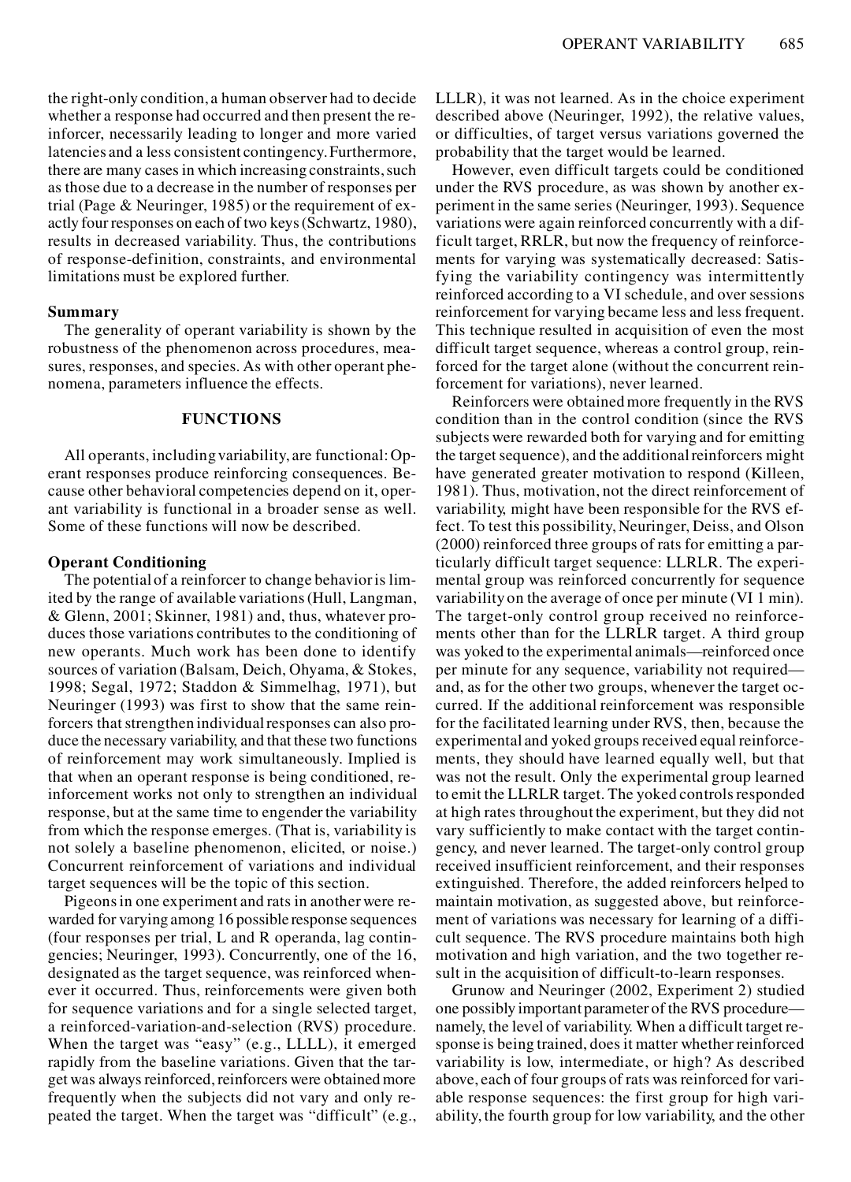the right-only condition, a human observer had to decide whether a response had occurred and then present the reinforcer, necessarily leading to longer and more varied latencies and a less consistent contingency. Furthermore, there are many cases in which increasing constraints, such as those due to a decrease in the number of responses per trial (Page & Neuringer, 1985) or the requirement of exactly four responses on each of two keys (Schwartz, 1980), results in decreased variability. Thus, the contributions of response-definition, constraints, and environmental limitations must be explored further.

### Summary

The generality of operant variability is shown by the robustness of the phenomenon across procedures, measures, responses, and species. As with other operant phenomena, parameters influence the effects.

## FUNCTIONS

All operants, including variability, are functional: Operant responses produce reinforcing consequences. Because other behavioral competencies depend on it, operant variability is functional in a broader sense as well. Some of these functions will now be described.

### Operant Conditioning

The potential of a reinforcer to change behavior is limited by the range of available variations (Hull, Langman, & Glenn, 2001; Skinner, 1981) and, thus, whatever produces those variations contributes to the conditioning of new operants. Much work has been done to identify sources of variation (Balsam, Deich, Ohyama, & Stokes, 1998; Segal, 1972; Staddon & Simmelhag, 1971), but Neuringer (1993) was first to show that the same reinforcers that strengthen individual responses can also produce the necessary variability, and that these two functions of reinforcement may work simultaneously. Implied is that when an operant response is being conditioned, reinforcement works not only to strengthen an individual response, but at the same time to engender the variability from which the response emerges. (That is, variability is not solely a baseline phenomenon, elicited, or noise.) Concurrent reinforcement of variations and individual target sequences will be the topic of this section.

Pigeons in one experiment and rats in another were rewarded for varying among 16 possible response sequences (four responses per trial, L and R operanda, lag contingencies; Neuringer, 1993). Concurrently, one of the 16, designated as the target sequence, was reinforced whenever it occurred. Thus, reinforcements were given both for sequence variations and for a single selected target, a reinforced-variation-and-selection (RVS) procedure. When the target was "easy" (e.g., LLLL), it emerged rapidly from the baseline variations. Given that the target was always reinforced, reinforcers were obtained more frequently when the subjects did not vary and only repeated the target. When the target was "difficult" (e.g., LLLR), it was not learned. As in the choice experiment described above (Neuringer, 1992), the relative values, or difficulties, of target versus variations governed the probability that the target would be learned.

However, even difficult targets could be conditioned under the RVS procedure, as was shown by another experiment in the same series (Neuringer, 1993). Sequence variations were again reinforced concurrently with a difficult target, RRLR, but now the frequency of reinforcements for varying was systematically decreased: Satisfying the variability contingency was intermittently reinforced according to a VI schedule, and over sessions reinforcement for varying became less and less frequent. This technique resulted in acquisition of even the most difficult target sequence, whereas a control group, reinforced for the target alone (without the concurrent reinforcement for variations), never learned.

Reinforcers were obtained more frequently in the RVS condition than in the control condition (since the RVS subjects were rewarded both for varying and for emitting the target sequence), and the additional reinforcers might have generated greater motivation to respond (Killeen, 1981). Thus, motivation, not the direct reinforcement of variability, might have been responsible for the RVS effect. To test this possibility, Neuringer, Deiss, and Olson (2000) reinforced three groups of rats for emitting a particularly difficult target sequence: LLRLR. The experimental group was reinforced concurrently for sequence variability on the average of once per minute (VI 1 min). The target-only control group received no reinforcements other than for the LLRLR target. A third group was yoked to the experimental animals—reinforced once per minute for any sequence, variability not required—and, as for the other two groups, whenever the target occurred. If the additional reinforcement was responsible for the facilitated learning under RVS, then, because the experimental and yoked groups received equal reinforcements, they should have learned equally well, but that was not the result. Only the experimental group learned to emit the LLRLR target. The yoked controls responded at high rates throughout the experiment, but they did not vary sufficiently to make contact with the target contingency, and never learned. The target-only control group received insufficient reinforcement, and their responses extinguished. Therefore, the added reinforcers helped to maintain motivation, as suggested above, but reinforcement of variations was necessary for learning of a difficult sequence. The RVS procedure maintains both high motivation and high variation, and the two together result in the acquisition of difficult-to-learn responses.

Grunow and Neuringer (2002, Experiment 2) studied one possibly important parameter of the RVS procedure—namely, the level of variability. When a difficult target response is being trained, does it matter whether reinforced variability is low, intermediate, or high? As described above, each of four groups of rats was reinforced for variable response sequences: the first group for high variability, the fourth group for low variability, and the other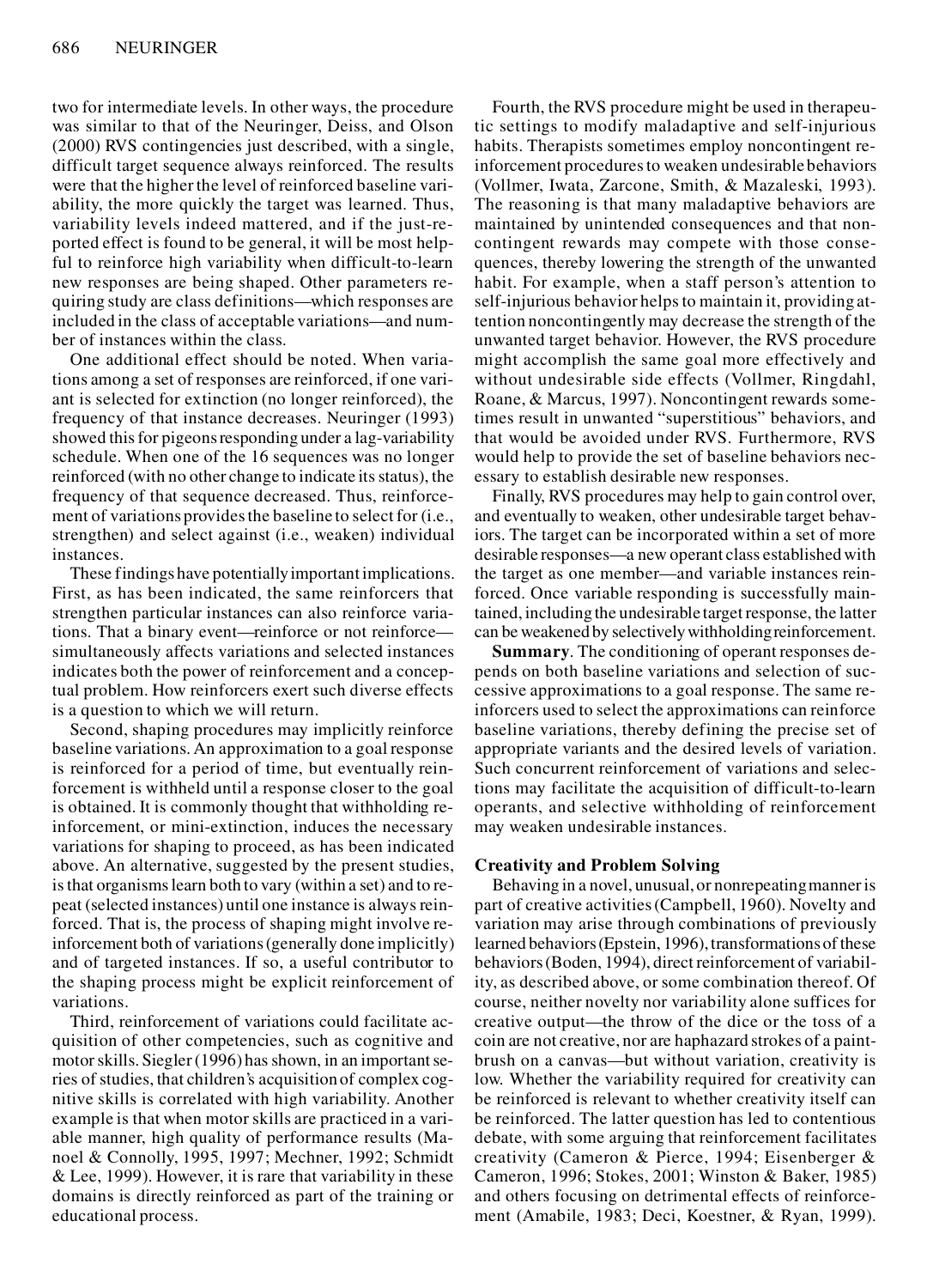two for intermediate levels. In other ways, the procedure was similar to that of the Neuringer, Deiss, and Olson (2000) RVS contingencies just described, with a single, difficult target sequence always reinforced. The results were that the higher the level of reinforced baseline variability, the more quickly the target was learned. Thus, variability levels indeed mattered, and if the just-reported effect is found to be general, it will be most helpful to reinforce high variability when difficult-to-learn new responses are being shaped. Other parameters requiring study are class definitions—which responses are included in the class of acceptable variations—and number of instances within the class.

One additional effect should be noted. When variations among a set of responses are reinforced, if one variant is selected for extinction (no longer reinforced), the frequency of that instance decreases. Neuringer (1993) showed this for pigeons responding under a lag-variability schedule. When one of the 16 sequences was no longer reinforced (with no other change to indicate its status), the frequency of that sequence decreased. Thus, reinforcement of variations provides the baseline to select for (i.e., strengthen) and select against (i.e., weaken) individual instances.

These findings have potentially important implications. First, as has been indicated, the same reinforcers that strengthen particular instances can also reinforce variations. That a binary event—reinforce or not reinforce—simultaneously affects variations and selected instances indicates both the power of reinforcement and a conceptual problem. How reinforcers exert such diverse effects is a question to which we will return.

Second, shaping procedures may implicitly reinforce baseline variations. An approximation to a goal response is reinforced for a period of time, but eventually reinforcement is withheld until a response closer to the goal is obtained. It is commonly thought that withholding reinforcement, or mini-extinction, induces the necessary variations for shaping to proceed, as has been indicated above. An alternative, suggested by the present studies, is that organisms learn both to vary (within a set) and to repeat (selected instances) until one instance is always reinforced. That is, the process of shaping might involve reinforcement both of variations (generally done implicitly) and of targeted instances. If so, a useful contributor to the shaping process might be explicit reinforcement of variations.

Third, reinforcement of variations could facilitate acquisition of other competencies, such as cognitive and motor skills. Siegler (1996) has shown, in an important series of studies, that children's acquisition of complex cognitive skills is correlated with high variability. Another example is that when motor skills are practiced in a variable manner, high quality of performance results (Manoel & Connolly, 1995, 1997; Mechner, 1992; Schmidt & Lee, 1999). However, it is rare that variability in these domains is directly reinforced as part of the training or educational process.

Fourth, the RVS procedure might be used in therapeutic settings to modify maladaptive and self-injurious habits. Therapists sometimes employ noncontingent reinforcement procedures to weaken undesirable behaviors (Vollmer, Iwata, Zarcone, Smith, & Mazaleski, 1993). The reasoning is that many maladaptive behaviors are maintained by unintended consequences and that noncontingent rewards may compete with those consequences, thereby lowering the strength of the unwanted habit. For example, when a staff person's attention to self-injurious behavior helps to maintain it, providing attention noncontingently may decrease the strength of the unwanted target behavior. However, the RVS procedure might accomplish the same goal more effectively and without undesirable side effects (Vollmer, Ringdahl, Roane, & Marcus, 1997). Noncontingent rewards sometimes result in unwanted "superstitious" behaviors, and that would be avoided under RVS. Furthermore, RVS would help to provide the set of baseline behaviors necessary to establish desirable new responses.

Finally, RVS procedures may help to gain control over, and eventually to weaken, other undesirable target behaviors. The target can be incorporated within a set of more desirable responses—a new operant class established with the target as one member—and variable instances reinforced. Once variable responding is successfully maintained, including the undesirable target response, the latter can be weakened by selectively withholding reinforcement.

**Summary**. The conditioning of operant responses depends on both baseline variations and selection of successive approximations to a goal response. The same reinforcers used to select the approximations can reinforce baseline variations, thereby defining the precise set of appropriate variants and the desired levels of variation. Such concurrent reinforcement of variations and selections may facilitate the acquisition of difficult-to-learn operants, and selective withholding of reinforcement may weaken undesirable instances.

### Creativity and Problem Solving

Behaving in a novel, unusual, or nonrepeating manner is part of creative activities (Campbell, 1960). Novelty and variation may arise through combinations of previously learned behaviors (Epstein, 1996), transformations of these behaviors (Boden, 1994), direct reinforcement of variability, as described above, or some combination thereof. Of course, neither novelty nor variability alone suffices for creative output—the throw of the dice or the toss of a coin are not creative, nor are haphazard strokes of a paintbrush on a canvas—but without variation, creativity is low. Whether the variability required for creativity can be reinforced is relevant to whether creativity itself can be reinforced. The latter question has led to contentious debate, with some arguing that reinforcement facilitates creativity (Cameron & Pierce, 1994; Eisenberger & Cameron, 1996; Stokes, 2001; Winston & Baker, 1985) and others focusing on detrimental effects of reinforcement (Amabile, 1983; Deci, Koestner, & Ryan, 1999).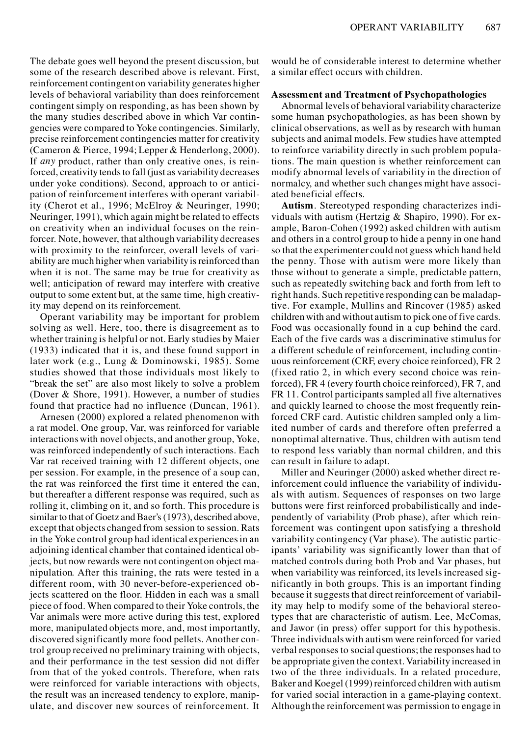The debate goes well beyond the present discussion, but some of the research described above is relevant. First, reinforcement contingent on variability generates higher levels of behavioral variability than does reinforcement contingent simply on responding, as has been shown by the many studies described above in which Var contingencies were compared to Yoke contingencies. Similarly, precise reinforcement contingencies matter for creativity (Cameron & Pierce, 1994; Lepper & Henderlong, 2000). If *any* product, rather than only creative ones, is reinforced, creativity tends to fall (just as variability decreases under yoke conditions). Second, approach to or anticipation of reinforcement interferes with operant variability (Cherot et al., 1996; McElroy & Neuringer, 1990; Neuringer, 1991), which again might be related to effects on creativity when an individual focuses on the reinforcer. Note, however, that although variability decreases with proximity to the reinforcer, overall levels of variability are much higher when variability is reinforced than when it is not. The same may be true for creativity as well; anticipation of reward may interfere with creative output to some extent but, at the same time, high creativity may depend on its reinforcement.

Operant variability may be important for problem solving as well. Here, too, there is disagreement as to whether training is helpful or not. Early studies by Maier (1933) indicated that it is, and these found support in later work (e.g., Lung & Dominowski, 1985). Some studies showed that those individuals most likely to "break the set" are also most likely to solve a problem (Dover & Shore, 1991). However, a number of studies found that practice had no influence (Duncan, 1961).

Arnesen (2000) explored a related phenomenon with a rat model. One group, Var, was reinforced for variable interactions with novel objects, and another group, Yoke, was reinforced independently of such interactions. Each Var rat received training with 12 different objects, one per session. For example, in the presence of a soup can, the rat was reinforced the first time it entered the can, but thereafter a different response was required, such as rolling it, climbing on it, and so forth. This procedure is similar to that of Goetz and Baer's (1973), described above, except that objects changed from session to session. Rats in the Yoke control group had identical experiences in an adjoining identical chamber that contained identical objects, but now rewards were not contingent on object manipulation. After this training, the rats were tested in a different room, with 30 never-before-experienced objects scattered on the floor. Hidden in each was a small piece of food. When compared to their Yoke controls, the Var animals were more active during this test, explored more, manipulated objects more, and, most importantly, discovered significantly more food pellets. Another control group received no preliminary training with objects, and their performance in the test session did not differ from that of the yoked controls. Therefore, when rats were reinforced for variable interactions with objects, the result was an increased tendency to explore, manipulate, and discover new sources of reinforcement. It would be of considerable interest to determine whether a similar effect occurs with children.

### Assessment and Treatment of Psychopathologies

Abnormal levels of behavioral variability characterize some human psychopathologies, as has been shown by clinical observations, as well as by research with human subjects and animal models. Few studies have attempted to reinforce variability directly in such problem populations. The main question is whether reinforcement can modify abnormal levels of variability in the direction of normalcy, and whether such changes might have associated beneficial effects.

**Autism**. Stereotyped responding characterizes individuals with autism (Hertzig & Shapiro, 1990). For example, Baron-Cohen (1992) asked children with autism and others in a control group to hide a penny in one hand so that the experimenter could not guess which hand held the penny. Those with autism were more likely than those without to generate a simple, predictable pattern, such as repeatedly switching back and forth from left to right hands. Such repetitive responding can be maladaptive. For example, Mullins and Rincover (1985) asked children with and without autism to pick one of five cards. Food was occasionally found in a cup behind the card. Each of the five cards was a discriminative stimulus for a different schedule of reinforcement, including continuous reinforcement (CRF, every choice reinforced), FR 2 (fixed ratio 2, in which every second choice was reinforced), FR 4 (every fourth choice reinforced), FR 7, and FR 11. Control participants sampled all five alternatives and quickly learned to choose the most frequently reinforced CRF card. Autistic children sampled only a limited number of cards and therefore often preferred a nonoptimal alternative. Thus, children with autism tend to respond less variably than normal children, and this can result in failure to adapt.

Miller and Neuringer (2000) asked whether direct reinforcement could influence the variability of individuals with autism. Sequences of responses on two large buttons were first reinforced probabilistically and independently of variability (Prob phase), after which reinforcement was contingent upon satisfying a threshold variability contingency (Var phase). The autistic participants' variability was significantly lower than that of matched controls during both Prob and Var phases, but when variability was reinforced, its levels increased significantly in both groups. This is an important finding because it suggests that direct reinforcement of variability may help to modify some of the behavioral stereotypes that are characteristic of autism. Lee, McComas, and Jawor (in press) offer support for this hypothesis. Three individuals with autism were reinforced for varied verbal responses to social questions; the responses had to be appropriate given the context. Variability increased in two of the three individuals. In a related procedure, Baker and Koegel (1999) reinforced children with autism for varied social interaction in a game-playing context. Although the reinforcement was permission to engage in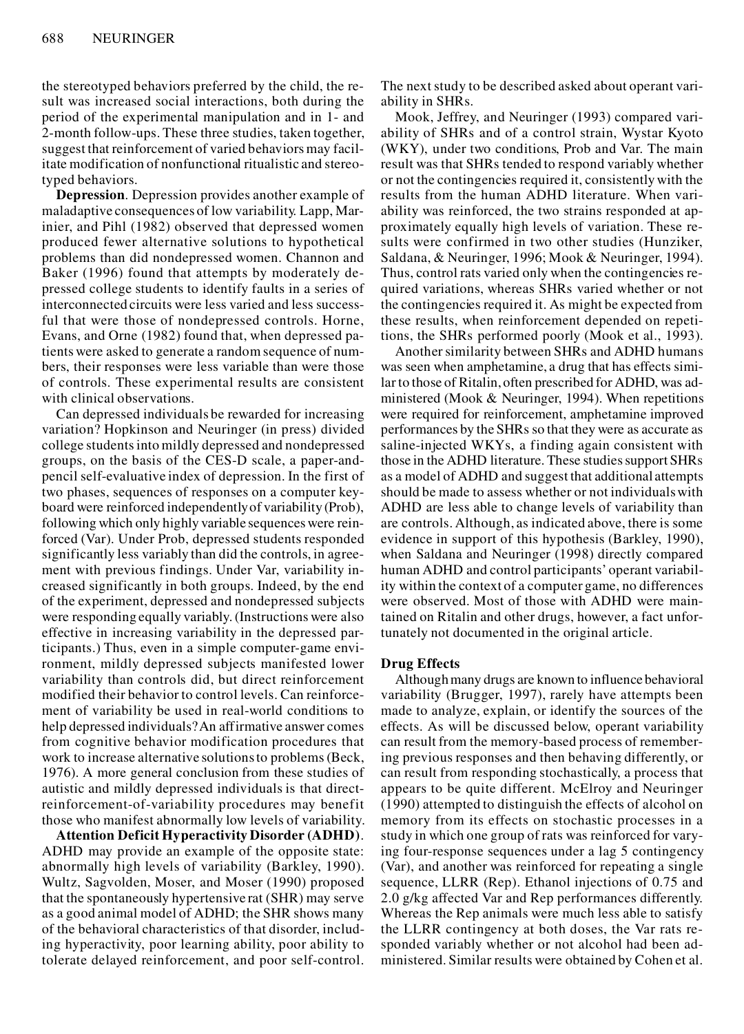the stereotyped behaviors preferred by the child, the result was increased social interactions, both during the period of the experimental manipulation and in 1- and 2-month follow-ups. These three studies, taken together, suggest that reinforcement of varied behaviors may facilitate modification of nonfunctional ritualistic and stereotyped behaviors.

**Depression**. Depression provides another example of maladaptive consequences of low variability. Lapp, Marinier, and Pihl (1982) observed that depressed women produced fewer alternative solutions to hypothetical problems than did nondepressed women. Channon and Baker (1996) found that attempts by moderately depressed college students to identify faults in a series of interconnected circuits were less varied and less successful that were those of nondepressed controls. Horne, Evans, and Orne (1982) found that, when depressed patients were asked to generate a random sequence of numbers, their responses were less variable than were those of controls. These experimental results are consistent with clinical observations.

Can depressed individuals be rewarded for increasing variation? Hopkinson and Neuringer (in press) divided college students into mildly depressed and nondepressed groups, on the basis of the CES-D scale, a paper-and-pencil self-evaluative index of depression. In the first of two phases, sequences of responses on a computer keyboard were reinforced independently of variability (Prob), following which only highly variable sequences were reinforced (Var). Under Prob, depressed students responded significantly less variably than did the controls, in agreement with previous findings. Under Var, variability increased significantly in both groups. Indeed, by the end of the experiment, depressed and nondepressed subjects were responding equally variably. (Instructions were also effective in increasing variability in the depressed participants.) Thus, even in a simple computer-game environment, mildly depressed subjects manifested lower variability than controls did, but direct reinforcement modified their behavior to control levels. Can reinforcement of variability be used in real-world conditions to help depressed individuals? An affirmative answer comes from cognitive behavior modification procedures that work to increase alternative solutions to problems (Beck, 1976). A more general conclusion from these studies of autistic and mildly depressed individuals is that direct-reinforcement-of-variability procedures may benefit those who manifest abnormally low levels of variability.

**Attention Deficit Hyperactivity Disorder (ADHD)**. ADHD may provide an example of the opposite state: abnormally high levels of variability (Barkley, 1990). Wultz, Sagvolden, Moser, and Moser (1990) proposed that the spontaneously hypertensive rat (SHR) may serve as a good animal model of ADHD; the SHR shows many of the behavioral characteristics of that disorder, including hyperactivity, poor learning ability, poor ability to tolerate delayed reinforcement, and poor self-control. The next study to be described asked about operant variability in SHRs.

Mook, Jeffrey, and Neuringer (1993) compared variability of SHRs and of a control strain, Wystar Kyoto (WKY), under two conditions, Prob and Var. The main result was that SHRs tended to respond variably whether or not the contingencies required it, consistently with the results from the human ADHD literature. When variability was reinforced, the two strains responded at approximately equally high levels of variation. These results were confirmed in two other studies (Hunziker, Saldana, & Neuringer, 1996; Mook & Neuringer, 1994). Thus, control rats varied only when the contingencies required variations, whereas SHRs varied whether or not the contingencies required it. As might be expected from these results, when reinforcement depended on repetitions, the SHRs performed poorly (Mook et al., 1993).

Another similarity between SHRs and ADHD humans was seen when amphetamine, a drug that has effects similar to those of Ritalin, often prescribed for ADHD, was administered (Mook & Neuringer, 1994). When repetitions were required for reinforcement, amphetamine improved performances by the SHRs so that they were as accurate as saline-injected WKYs, a finding again consistent with those in the ADHD literature. These studies support SHRs as a model of ADHD and suggest that additional attempts should be made to assess whether or not individuals with ADHD are less able to change levels of variability than are controls. Although, as indicated above, there is some evidence in support of this hypothesis (Barkley, 1990), when Saldana and Neuringer (1998) directly compared human ADHD and control participants' operant variability within the context of a computer game, no differences were observed. Most of those with ADHD were maintained on Ritalin and other drugs, however, a fact unfortunately not documented in the original article.

### Drug Effects

Although many drugs are known to influence behavioral variability (Brugger, 1997), rarely have attempts been made to analyze, explain, or identify the sources of the effects. As will be discussed below, operant variability can result from the memory-based process of remembering previous responses and then behaving differently, or can result from responding stochastically, a process that appears to be quite different. McElroy and Neuringer (1990) attempted to distinguish the effects of alcohol on memory from its effects on stochastic processes in a study in which one group of rats was reinforced for varying four-response sequences under a lag 5 contingency (Var), and another was reinforced for repeating a single sequence, LLRR (Rep). Ethanol injections of 0.75 and 2.0 g/kg affected Var and Rep performances differently. Whereas the Rep animals were much less able to satisfy the LLRR contingency at both doses, the Var rats responded variably whether or not alcohol had been administered. Similar results were obtained by Cohen et al.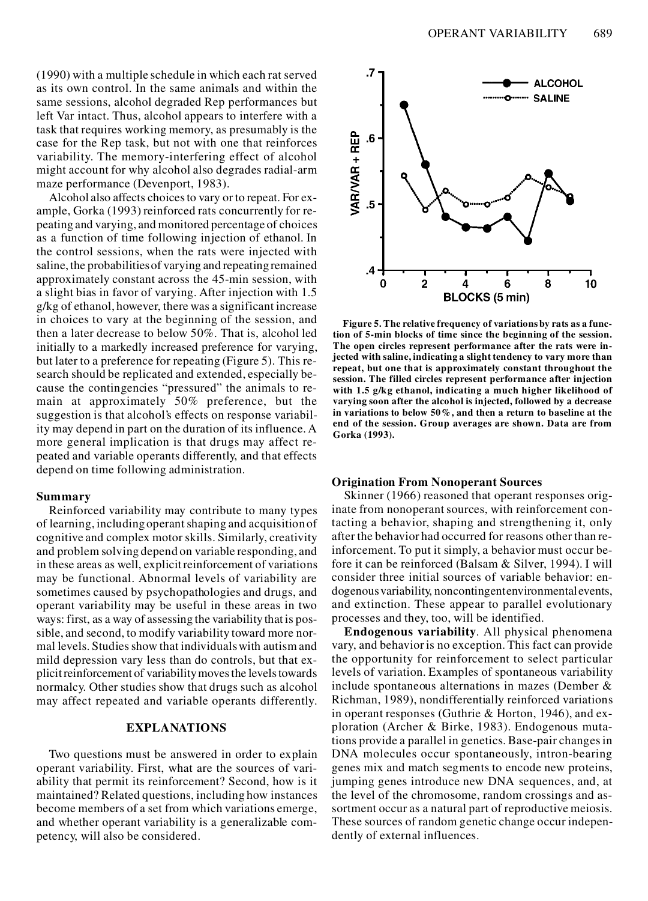(1990) with a multiple schedule in which each rat served as its own control. In the same animals and within the same sessions, alcohol degraded Rep performances but left Var intact. Thus, alcohol appears to interfere with a task that requires working memory, as presumably is the case for the Rep task, but not with one that reinforces variability. The memory-interfering effect of alcohol might account for why alcohol also degrades radial-arm maze performance (Devenport, 1983).

Alcohol also affects choices to vary or to repeat. For example, Gorka (1993) reinforced rats concurrently for repeating and varying, and monitored percentage of choices as a function of time following injection of ethanol. In the control sessions, when the rats were injected with saline, the probabilities of varying and repeating remained approximately constant across the 45-min session, with a slight bias in favor of varying. After injection with 1.5 g/kg of ethanol, however, there was a significant increase in choices to vary at the beginning of the session, and then a later decrease to below 50%. That is, alcohol led initially to a markedly increased preference for varying, but later to a preference for repeating (Figure 5). This research should be replicated and extended, especially because the contingencies "pressured" the animals to remain at approximately 50% preference, but the suggestion is that alcohol's effects on response variability may depend in part on the duration of its influence. A more general implication is that drugs may affect repeated and variable operants differently, and that effects depend on time following administration.

**Figure 5. The relative frequency of variations by rats as a function of 5-min blocks of time since the beginning of the session. The open circles represent performance after the rats were injected with saline, indicating a slight tendency to vary more than repeat, but one that is approximately constant throughout the session. The filled circles represent performance after injection with 1.5 g/kg ethanol, indicating a much higher likelihood of varying soon after the alcohol is injected, followed by a decrease in variations to below 50%, and then a return to baseline at the end of the session. Group averages are shown. Data are from Gorka (1993).**

### Summary

Reinforced variability may contribute to many types of learning, including operant shaping and acquisition of cognitive and complex motor skills. Similarly, creativity and problem solving depend on variable responding, and in these areas as well, explicit reinforcement of variations may be functional. Abnormal levels of variability are sometimes caused by psychopathologies and drugs, and operant variability may be useful in these areas in two ways: first, as a way of assessing the variability that is possible, and second, to modify variability toward more normal levels. Studies show that individuals with autism and mild depression vary less than do controls, but that explicit reinforcement of variability moves the levels towards normalcy. Other studies show that drugs such as alcohol may affect repeated and variable operants differently.

## EXPLANATIONS

Two questions must be answered in order to explain operant variability. First, what are the sources of variability that permit its reinforcement? Second, how is it maintained? Related questions, including how instances become members of a set from which variations emerge, and whether operant variability is a generalizable competency, will also be considered.

### Origination From Nonoperant Sources

Skinner (1966) reasoned that operant responses originate from nonoperant sources, with reinforcement contacting a behavior, shaping and strengthening it, only after the behavior had occurred for reasons other than reinforcement. To put it simply, a behavior must occur before it can be reinforced (Balsam & Silver, 1994). I will consider three initial sources of variable behavior: endogenous variability, noncontingent environmental events, and extinction. These appear to parallel evolutionary processes and they, too, will be identified.

**Endogenous variability**. All physical phenomena vary, and behavior is no exception. This fact can provide the opportunity for reinforcement to select particular levels of variation. Examples of spontaneous variability include spontaneous alternations in mazes (Dember & Richman, 1989), nondifferentially reinforced variations in operant responses (Guthrie & Horton, 1946), and exploration (Archer & Birke, 1983). Endogenous mutations provide a parallel in genetics. Base-pair changes in DNA molecules occur spontaneously, intron-bearing genes mix and match segments to encode new proteins, jumping genes introduce new DNA sequences, and, at the level of the chromosome, random crossings and assortment occur as a natural part of reproductive meiosis. These sources of random genetic change occur independently of external influences.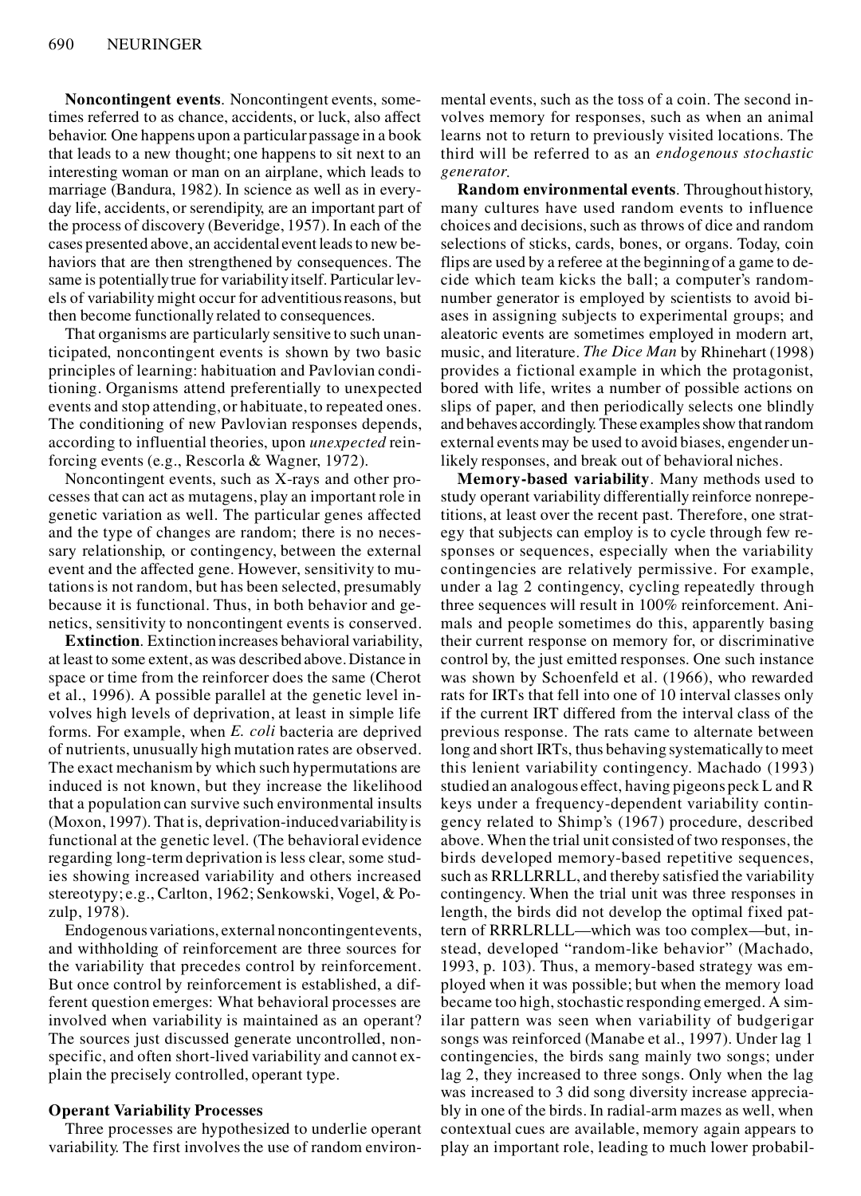**Noncontingent events**. Noncontingent events, sometimes referred to as chance, accidents, or luck, also affect behavior. One happens upon a particular passage in a book that leads to a new thought; one happens to sit next to an interesting woman or man on an airplane, which leads to marriage (Bandura, 1982). In science as well as in everyday life, accidents, or serendipity, are an important part of the process of discovery (Beveridge, 1957). In each of the cases presented above, an accidental event leads to new behaviors that are then strengthened by consequences. The same is potentially true for variability itself. Particular levels of variability might occur for adventitious reasons, but then become functionally related to consequences.

That organisms are particularly sensitive to such unanticipated, noncontingent events is shown by two basic principles of learning: habituation and Pavlovian conditioning. Organisms attend preferentially to unexpected events and stop attending, or habituate, to repeated ones. The conditioning of new Pavlovian responses depends, according to influential theories, upon *unexpected* reinforcing events (e.g., Rescorla & Wagner, 1972).

Noncontingent events, such as X-rays and other processes that can act as mutagens, play an important role in genetic variation as well. The particular genes affected and the type of changes are random; there is no necessary relationship, or contingency, between the external event and the affected gene. However, sensitivity to mutations is not random, but has been selected, presumably because it is functional. Thus, in both behavior and genetics, sensitivity to noncontingent events is conserved.

**Extinction**. Extinction increases behavioral variability, at least to some extent, as was described above. Distance in space or time from the reinforcer does the same (Cherot et al., 1996). A possible parallel at the genetic level involves high levels of deprivation, at least in simple life forms. For example, when *E. coli* bacteria are deprived of nutrients, unusually high mutation rates are observed. The exact mechanism by which such hypermutations are induced is not known, but they increase the likelihood that a population can survive such environmental insults (Moxon, 1997). That is, deprivation-induced variability is functional at the genetic level. (The behavioral evidence regarding long-term deprivation is less clear, some studies showing increased variability and others increased stereotypy; e.g., Carlton, 1962; Senkowski, Vogel, & Pozulp, 1978).

Endogenous variations, external noncontingent events, and withholding of reinforcement are three sources for the variability that precedes control by reinforcement. But once control by reinforcement is established, a different question emerges: What behavioral processes are involved when variability is maintained as an operant? The sources just discussed generate uncontrolled, nonspecific, and often short-lived variability and cannot explain the precisely controlled, operant type.

### Operant Variability Processes

Three processes are hypothesized to underlie operant variability. The first involves the use of random environmental events, such as the toss of a coin. The second involves memory for responses, such as when an animal learns not to return to previously visited locations. The third will be referred to as an *endogenous stochastic generator*.

**Random environmental events**. Throughout history, many cultures have used random events to influence choices and decisions, such as throws of dice and random selections of sticks, cards, bones, or organs. Today, coin flips are used by a referee at the beginning of a game to decide which team kicks the ball; a computer's random-number generator is employed by scientists to avoid biases in assigning subjects to experimental groups; and aleatoric events are sometimes employed in modern art, music, and literature. *The Dice Man* by Rhinehart (1998) provides a fictional example in which the protagonist, bored with life, writes a number of possible actions on slips of paper, and then periodically selects one blindly and behaves accordingly. These examples show that random external events may be used to avoid biases, engender unlikely responses, and break out of behavioral niches.

**Memory-based variability**. Many methods used to study operant variability differentially reinforce nonrepetitions, at least over the recent past. Therefore, one strategy that subjects can employ is to cycle through few responses or sequences, especially when the variability contingencies are relatively permissive. For example, under a lag 2 contingency, cycling repeatedly through three sequences will result in 100% reinforcement. Animals and people sometimes do this, apparently basing their current response on memory for, or discriminative control by, the just emitted responses. One such instance was shown by Schoenfeld et al. (1966), who rewarded rats for IRTs that fell into one of 10 interval classes only if the current IRT differed from the interval class of the previous response. The rats came to alternate between long and short IRTs, thus behaving systematically to meet this lenient variability contingency. Machado (1993) studied an analogous effect, having pigeons peck L and R keys under a frequency-dependent variability contingency related to Shimp's (1967) procedure, described above. When the trial unit consisted of two responses, the birds developed memory-based repetitive sequences, such as RRLLRRLL, and thereby satisfied the variability contingency. When the trial unit was three responses in length, the birds did not develop the optimal fixed pattern of RRRLRLLL—which was too complex—but, instead, developed "random-like behavior" (Machado, 1993, p. 103). Thus, a memory-based strategy was employed when it was possible; but when the memory load became too high, stochastic responding emerged. A similar pattern was seen when variability of budgerigar songs was reinforced (Manabe et al., 1997). Under lag 1 contingencies, the birds sang mainly two songs; under lag 2, they increased to three songs. Only when the lag was increased to 3 did song diversity increase appreciably in one of the birds. In radial-arm mazes as well, when contextual cues are available, memory again appears to play an important role, leading to much lower probabil-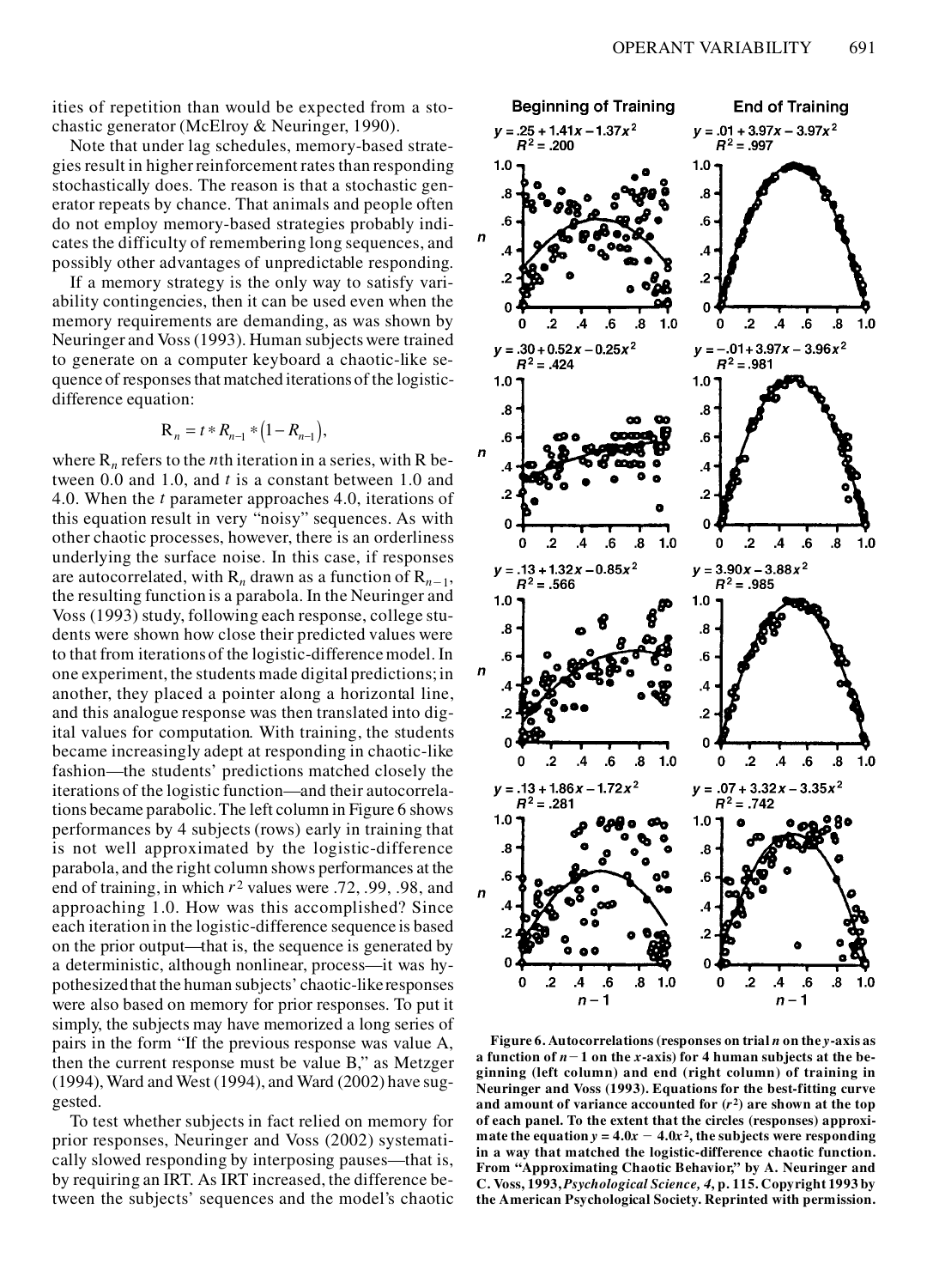ities of repetition than would be expected from a stochastic generator (McElroy & Neuringer, 1990).

Note that under lag schedules, memory-based strategies result in higher reinforcement rates than responding stochastically does. The reason is that a stochastic generator repeats by chance. That animals and people often do not employ memory-based strategies probably indicates the difficulty of remembering long sequences, and possibly other advantages of unpredictable responding.

If a memory strategy is the only way to satisfy variability contingencies, then it can be used even when the memory requirements are demanding, as was shown by Neuringer and Voss (1993). Human subjects were trained to generate on a computer keyboard a chaotic-like sequence of responses that matched iterations of the logistic-difference equation:

$$R_n = t * R_{n-1} * \left(1 - R_{n-1}\right),$$

where $R_n$ refers to the $n$th iteration in a series, with R between 0.0 and 1.0, and $t$ is a constant between 1.0 and 4.0. When the $t$ parameter approaches 4.0, iterations of this equation result in very "noisy" sequences. As with other chaotic processes, however, there is an orderliness underlying the surface noise. In this case, if responses are autocorrelated, with $R_n$ drawn as a function of $R_{n-1}$, the resulting function is a parabola. In the Neuringer and Voss (1993) study, following each response, college students were shown how close their predicted values were to that from iterations of the logistic-difference model. In one experiment, the students made digital predictions; in another, they placed a pointer along a horizontal line, and this analogue response was then translated into digital values for computation. With training, the students became increasingly adept at responding in chaotic-like fashion—the students' predictions matched closely the iterations of the logistic function—and their autocorrelations became parabolic. The left column in Figure 6 shows performances by 4 subjects (rows) early in training that is not well approximated by the logistic-difference parabola, and the right column shows performances at the end of training, in which $r^2$ values were .72, .99, .98, and approaching 1.0. How was this accomplished? Since each iteration in the logistic-difference sequence is based on the prior output—that is, the sequence is generated by a deterministic, although nonlinear, process—it was hypothesized that the human subjects' chaotic-like responses were also based on memory for prior responses. To put it simply, the subjects may have memorized a long series of pairs in the form "If the previous response was value A, then the current response must be value B," as Metzger (1994), Ward and West (1994), and Ward (2002) have suggested.

To test whether subjects in fact relied on memory for prior responses, Neuringer and Voss (2002) systematically slowed responding by interposing pauses—that is, by requiring an IRT. As IRT increased, the difference between the subjects' sequences and the model's chaotic

**Figure 6. Autocorrelations (responses on trial $n$ on the $y$-axis as a function of $n-1$ on the $x$-axis) for 4 human subjects at the beginning (left column) and end (right column) of training in Neuringer and Voss (1993). Equations for the best-fitting curve and amount of variance accounted for ($r^2$) are shown at the top of each panel. To the extent that the circles (responses) approximate the equation $y = 4.0x - 4.0x^2$, the subjects were responding in a way that matched the logistic-difference chaotic function. From "Approximating Chaotic Behavior," by A. Neuringer and C. Voss, 1993, *Psychological Science, 4*, p. 115. Copyright 1993 by the American Psychological Society. Reprinted with permission.**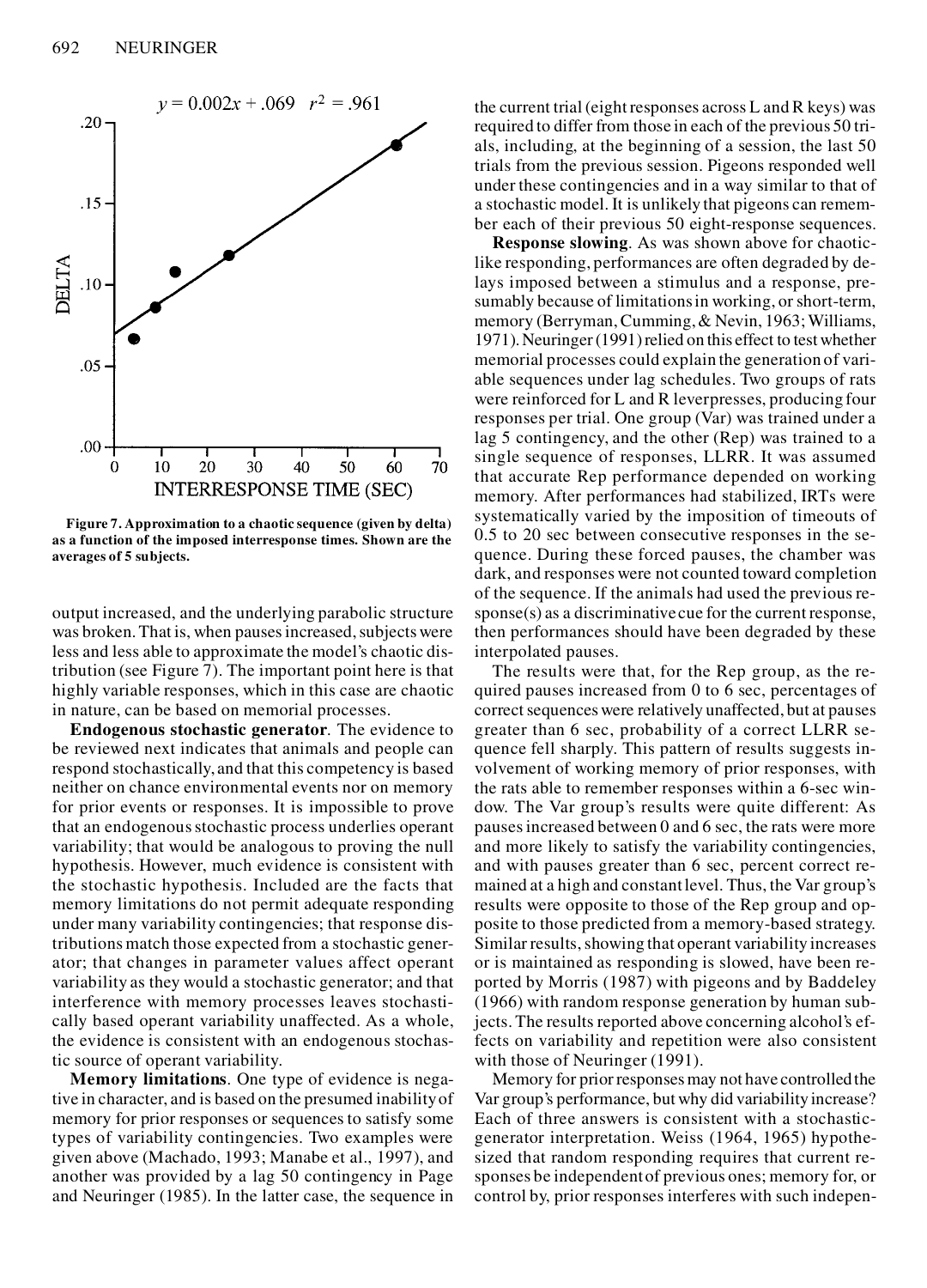Figure 7. Approximation to a chaotic sequence (given by delta) as a function of the imposed interresponse times. Shown are the averages of 5 subjects.

output increased, and the underlying parabolic structure was broken. That is, when pauses increased, subjects were less and less able to approximate the model's chaotic distribution (see Figure 7). The important point here is that highly variable responses, which in this case are chaotic in nature, can be based on memorial processes.

**Endogenous stochastic generator**. The evidence to be reviewed next indicates that animals and people can respond stochastically, and that this competency is based neither on chance environmental events nor on memory for prior events or responses. It is impossible to prove that an endogenous stochastic process underlies operant variability; that would be analogous to proving the null hypothesis. However, much evidence is consistent with the stochastic hypothesis. Included are the facts that memory limitations do not permit adequate responding under many variability contingencies; that response distributions match those expected from a stochastic generator; that changes in parameter values affect operant variability as they would a stochastic generator; and that interference with memory processes leaves stochastically based operant variability unaffected. As a whole, the evidence is consistent with an endogenous stochastic source of operant variability.

**Memory limitations**. One type of evidence is negative in character, and is based on the presumed inability of memory for prior responses or sequences to satisfy some types of variability contingencies. Two examples were given above (Machado, 1993; Manabe et al., 1997), and another was provided by a lag 50 contingency in Page and Neuringer (1985). In the latter case, the sequence in the current trial (eight responses across L and R keys) was required to differ from those in each of the previous 50 trials, including, at the beginning of a session, the last 50 trials from the previous session. Pigeons responded well under these contingencies and in a way similar to that of a stochastic model. It is unlikely that pigeons can remember each of their previous 50 eight-response sequences.

**Response slowing**. As was shown above for chaotic-like responding, performances are often degraded by delays imposed between a stimulus and a response, presumably because of limitations in working, or short-term, memory (Berryman, Cumming, & Nevin, 1963; Williams, 1971). Neuringer (1991) relied on this effect to test whether memorial processes could explain the generation of variable sequences under lag schedules. Two groups of rats were reinforced for L and R leverpresses, producing four responses per trial. One group (Var) was trained under a lag 5 contingency, and the other (Rep) was trained to a single sequence of responses, LLRR. It was assumed that accurate Rep performance depended on working memory. After performances had stabilized, IRTs were systematically varied by the imposition of timeouts of 0.5 to 20 sec between consecutive responses in the sequence. During these forced pauses, the chamber was dark, and responses were not counted toward completion of the sequence. If the animals had used the previous response(s) as a discriminative cue for the current response, then performances should have been degraded by these interpolated pauses.

The results were that, for the Rep group, as the required pauses increased from 0 to 6 sec, percentages of correct sequences were relatively unaffected, but at pauses greater than 6 sec, probability of a correct LLRR sequence fell sharply. This pattern of results suggests involvement of working memory of prior responses, with the rats able to remember responses within a 6-sec window. The Var group's results were quite different: As pauses increased between 0 and 6 sec, the rats were more and more likely to satisfy the variability contingencies, and with pauses greater than 6 sec, percent correct remained at a high and constant level. Thus, the Var group's results were opposite to those of the Rep group and opposite to those predicted from a memory-based strategy. Similar results, showing that operant variability increases or is maintained as responding is slowed, have been reported by Morris (1987) with pigeons and by Baddeley (1966) with random response generation by human subjects. The results reported above concerning alcohol's effects on variability and repetition were also consistent with those of Neuringer (1991).

Memory for prior responses may not have controlled the Var group's performance, but why did variability increase? Each of three answers is consistent with a stochastic-generator interpretation. Weiss (1964, 1965) hypothesized that random responding requires that current responses be independent of previous ones; memory for, or control by, prior responses interferes with such indepen-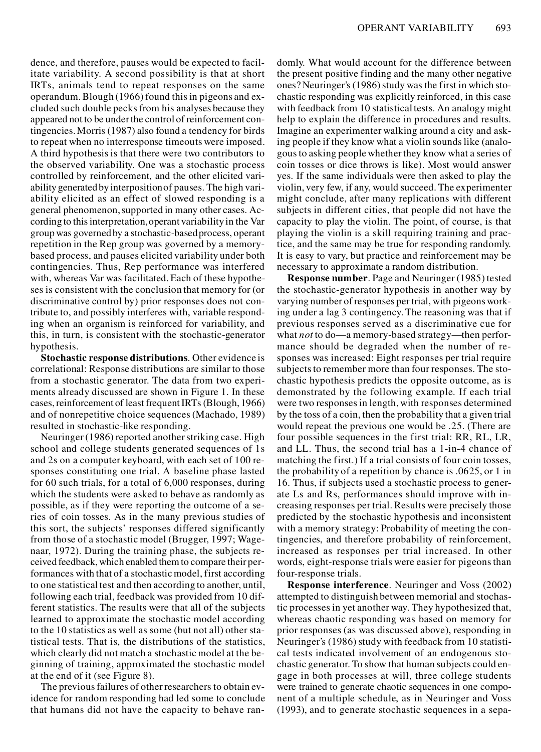dence, and therefore, pauses would be expected to facilitate variability. A second possibility is that at short IRTs, animals tend to repeat responses on the same operandum. Blough (1966) found this in pigeons and excluded such double pecks from his analyses because they appeared not to be under the control of reinforcement contingencies. Morris (1987) also found a tendency for birds to repeat when no interresponse timeouts were imposed. A third hypothesis is that there were two contributors to the observed variability. One was a stochastic process controlled by reinforcement, and the other elicited variability generated by interposition of pauses. The high variability elicited as an effect of slowed responding is a general phenomenon, supported in many other cases. According to this interpretation, operant variability in the Var group was governed by a stochastic-based process, operant repetition in the Rep group was governed by a memory-based process, and pauses elicited variability under both contingencies. Thus, Rep performance was interfered with, whereas Var was facilitated. Each of these hypotheses is consistent with the conclusion that memory for (or discriminative control by) prior responses does not contribute to, and possibly interferes with, variable responding when an organism is reinforced for variability, and this, in turn, is consistent with the stochastic-generator hypothesis.

**Stochastic response distributions**. Other evidence is correlational: Response distributions are similar to those from a stochastic generator. The data from two experiments already discussed are shown in Figure 1. In these cases, reinforcement of least frequent IRTs (Blough, 1966) and of nonrepetitive choice sequences (Machado, 1989) resulted in stochastic-like responding.

Neuringer (1986) reported another striking case. High school and college students generated sequences of 1s and 2s on a computer keyboard, with each set of 100 responses constituting one trial. A baseline phase lasted for 60 such trials, for a total of 6,000 responses, during which the students were asked to behave as randomly as possible, as if they were reporting the outcome of a series of coin tosses. As in the many previous studies of this sort, the subjects' responses differed significantly from those of a stochastic model (Brugger, 1997; Wagenaar, 1972). During the training phase, the subjects received feedback, which enabled them to compare their performances with that of a stochastic model, first according to one statistical test and then according to another, until, following each trial, feedback was provided from 10 different statistics. The results were that all of the subjects learned to approximate the stochastic model according to the 10 statistics as well as some (but not all) other statistical tests. That is, the distributions of the statistics, which clearly did not match a stochastic model at the beginning of training, approximated the stochastic model at the end of it (see Figure 8).

The previous failures of other researchers to obtain evidence for random responding had led some to conclude that humans did not have the capacity to behave randomly. What would account for the difference between the present positive finding and the many other negative ones? Neuringer's (1986) study was the first in which stochastic responding was explicitly reinforced, in this case with feedback from 10 statistical tests. An analogy might help to explain the difference in procedures and results. Imagine an experimenter walking around a city and asking people if they know what a violin sounds like (analogous to asking people whether they know what a series of coin tosses or dice throws is like). Most would answer yes. If the same individuals were then asked to play the violin, very few, if any, would succeed. The experimenter might conclude, after many replications with different subjects in different cities, that people did not have the capacity to play the violin. The point, of course, is that playing the violin is a skill requiring training and practice, and the same may be true for responding randomly. It is easy to vary, but practice and reinforcement may be necessary to approximate a random distribution.

**Response number**. Page and Neuringer (1985) tested the stochastic-generator hypothesis in another way by varying number of responses per trial, with pigeons working under a lag 3 contingency. The reasoning was that if previous responses served as a discriminative cue for what *not* to do—a memory-based strategy—then performance should be degraded when the number of responses was increased: Eight responses per trial require subjects to remember more than four responses. The stochastic hypothesis predicts the opposite outcome, as is demonstrated by the following example. If each trial were two responses in length, with responses determined by the toss of a coin, then the probability that a given trial would repeat the previous one would be .25. (There are four possible sequences in the first trial: RR, RL, LR, and LL. Thus, the second trial has a 1-in-4 chance of matching the first.) If a trial consists of four coin tosses, the probability of a repetition by chance is .0625, or 1 in 16. Thus, if subjects used a stochastic process to generate Ls and Rs, performances should improve with increasing responses per trial. Results were precisely those predicted by the stochastic hypothesis and inconsistent with a memory strategy: Probability of meeting the contingencies, and therefore probability of reinforcement, increased as responses per trial increased. In other words, eight-response trials were easier for pigeons than four-response trials.

**Response interference**. Neuringer and Voss (2002) attempted to distinguish between memorial and stochastic processes in yet another way. They hypothesized that, whereas chaotic responding was based on memory for prior responses (as was discussed above), responding in Neuringer's (1986) study with feedback from 10 statistical tests indicated involvement of an endogenous stochastic generator. To show that human subjects could engage in both processes at will, three college students were trained to generate chaotic sequences in one component of a multiple schedule, as in Neuringer and Voss (1993), and to generate stochastic sequences in a sepa-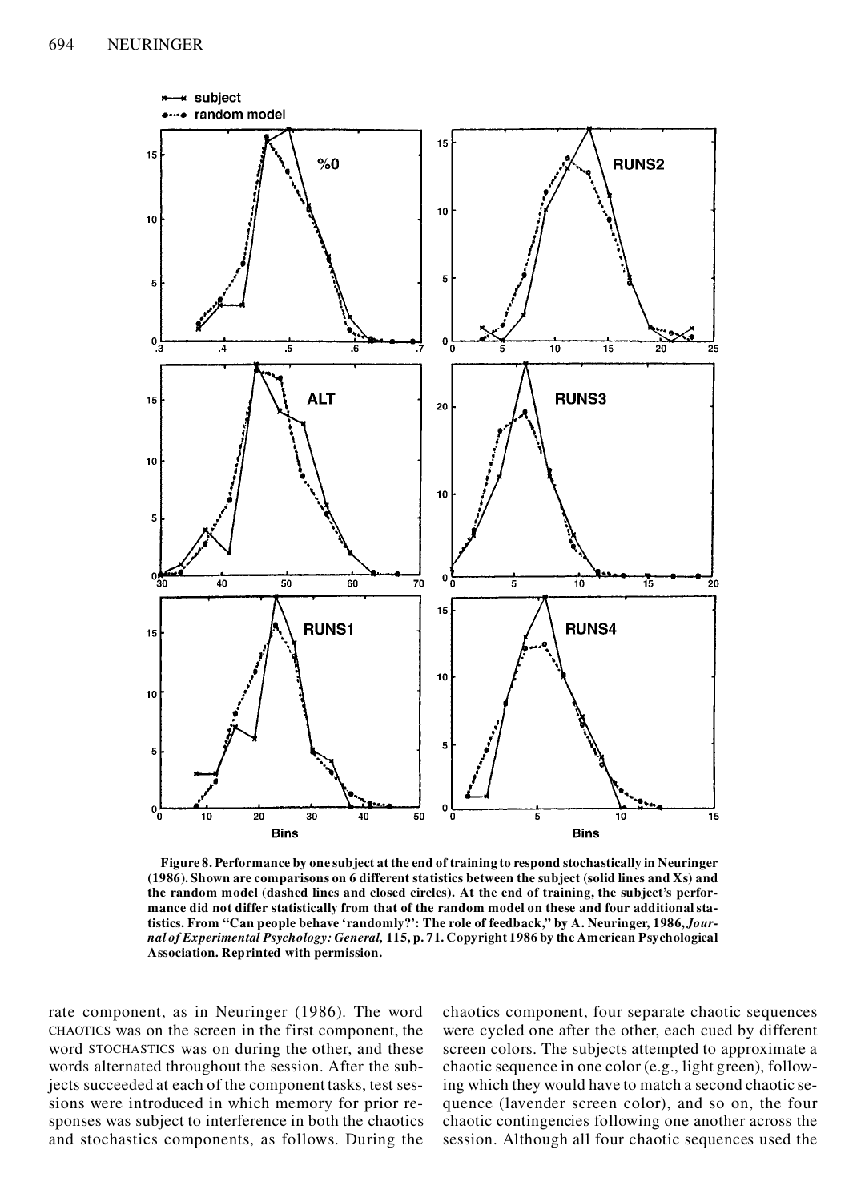**Figure 8. Performance by one subject at the end of training to respond stochastically in Neuringer (1986). Shown are comparisons on 6 different statistics between the subject (solid lines and Xs) and the random model (dashed lines and closed circles). At the end of training, the subject's performance did not differ statistically from that of the random model on these and four additional statistics. From "Can people behave 'randomly?': The role of feedback," by A. Neuringer, 1986, *Journal of Experimental Psychology: General,* 115, p. 71. Copyright 1986 by the American Psychological Association. Reprinted with permission.**

rate component, as in Neuringer (1986). The word CHAOTICS was on the screen in the first component, the word STOCHASTICS was on during the other, and these words alternated throughout the session. After the subjects succeeded at each of the component tasks, test sessions were introduced in which memory for prior responses was subject to interference in both the chaotics and stochastics components, as follows. During the chaotics component, four separate chaotic sequences were cycled one after the other, each cued by different screen colors. The subjects attempted to approximate a chaotic sequence in one color (e.g., light green), following which they would have to match a second chaotic sequence (lavender screen color), and so on, the four chaotic contingencies following one another across the session. Although all four chaotic sequences used the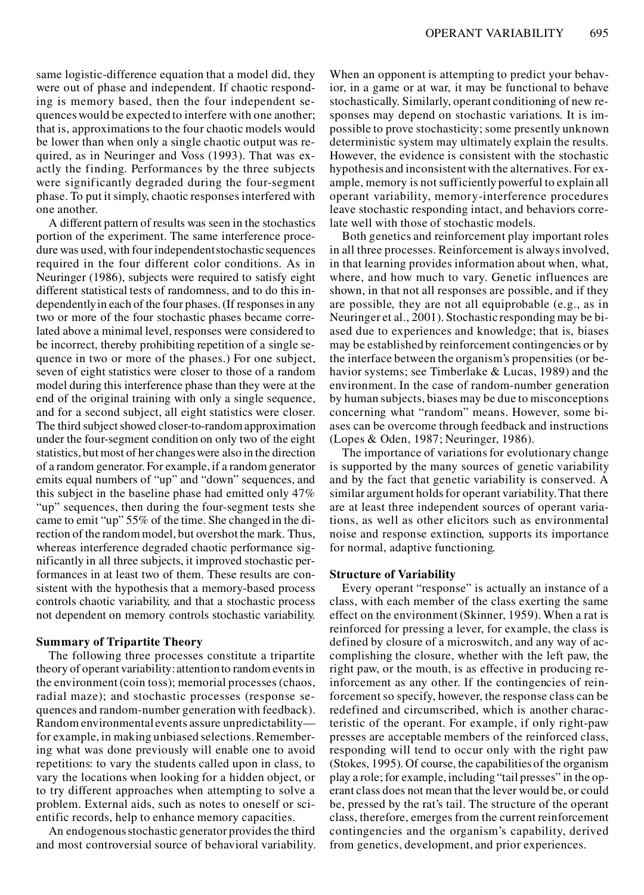same logistic-difference equation that a model did, they were out of phase and independent. If chaotic responding is memory based, then the four independent sequences would be expected to interfere with one another; that is, approximations to the four chaotic models would be lower than when only a single chaotic output was required, as in Neuringer and Voss (1993). That was exactly the finding. Performances by the three subjects were significantly degraded during the four-segment phase. To put it simply, chaotic responses interfered with one another.

A different pattern of results was seen in the stochastics portion of the experiment. The same interference procedure was used, with four independent stochastic sequences required in the four different color conditions. As in Neuringer (1986), subjects were required to satisfy eight different statistical tests of randomness, and to do this independently in each of the four phases. (If responses in any two or more of the four stochastic phases became correlated above a minimal level, responses were considered to be incorrect, thereby prohibiting repetition of a single sequence in two or more of the phases.) For one subject, seven of eight statistics were closer to those of a random model during this interference phase than they were at the end of the original training with only a single sequence, and for a second subject, all eight statistics were closer. The third subject showed closer-to-random approximation under the four-segment condition on only two of the eight statistics, but most of her changes were also in the direction of a random generator. For example, if a random generator emits equal numbers of "up" and "down" sequences, and this subject in the baseline phase had emitted only 47% "up" sequences, then during the four-segment tests she came to emit "up" 55% of the time. She changed in the direction of the random model, but overshot the mark. Thus, whereas interference degraded chaotic performance significantly in all three subjects, it improved stochastic performances in at least two of them. These results are consistent with the hypothesis that a memory-based process controls chaotic variability, and that a stochastic process not dependent on memory controls stochastic variability.

**Summary of Tripartite Theory**

The following three processes constitute a tripartite theory of operant variability: attention to random events in the environment (coin toss); memorial processes (chaos, radial maze); and stochastic processes (response sequences and random-number generation with feedback). Random environmental events assure unpredictability—for example, in making unbiased selections. Remembering what was done previously will enable one to avoid repetitions: to vary the students called upon in class, to vary the locations when looking for a hidden object, or to try different approaches when attempting to solve a problem. External aids, such as notes to oneself or scientific records, help to enhance memory capacities.

An endogenous stochastic generator provides the third and most controversial source of behavioral variability. When an opponent is attempting to predict your behavior, in a game or at war, it may be functional to behave stochastically. Similarly, operant conditioning of new responses may depend on stochastic variations. It is impossible to prove stochasticity; some presently unknown deterministic system may ultimately explain the results. However, the evidence is consistent with the stochastic hypothesis and inconsistent with the alternatives. For example, memory is not sufficiently powerful to explain all operant variability, memory-interference procedures leave stochastic responding intact, and behaviors correlate well with those of stochastic models.

Both genetics and reinforcement play important roles in all three processes. Reinforcement is always involved, in that learning provides information about when, what, where, and how much to vary. Genetic influences are shown, in that not all responses are possible, and if they are possible, they are not all equiprobable (e.g., as in Neuringer et al., 2001). Stochastic responding may be biased due to experiences and knowledge; that is, biases may be established by reinforcement contingencies or by the interface between the organism's propensities (or behavior systems; see Timberlake & Lucas, 1989) and the environment. In the case of random-number generation by human subjects, biases may be due to misconceptions concerning what "random" means. However, some biases can be overcome through feedback and instructions (Lopes & Oden, 1987; Neuringer, 1986).

The importance of variations for evolutionary change is supported by the many sources of genetic variability and by the fact that genetic variability is conserved. A similar argument holds for operant variability. That there are at least three independent sources of operant variations, as well as other elicitors such as environmental noise and response extinction, supports its importance for normal, adaptive functioning.

**Structure of Variability**

Every operant "response" is actually an instance of a class, with each member of the class exerting the same effect on the environment (Skinner, 1959). When a rat is reinforced for pressing a lever, for example, the class is defined by closure of a microswitch, and any way of accomplishing the closure, whether with the left paw, the right paw, or the mouth, is as effective in producing reinforcement as any other. If the contingencies of reinforcement so specify, however, the response class can be redefined and circumscribed, which is another characteristic of the operant. For example, if only right-paw presses are acceptable members of the reinforced class, responding will tend to occur only with the right paw (Stokes, 1995). Of course, the capabilities of the organism play a role; for example, including "tail presses" in the operant class does not mean that the lever would be, or could be, pressed by the rat's tail. The structure of the operant class, therefore, emerges from the current reinforcement contingencies and the organism's capability, derived from genetics, development, and prior experiences.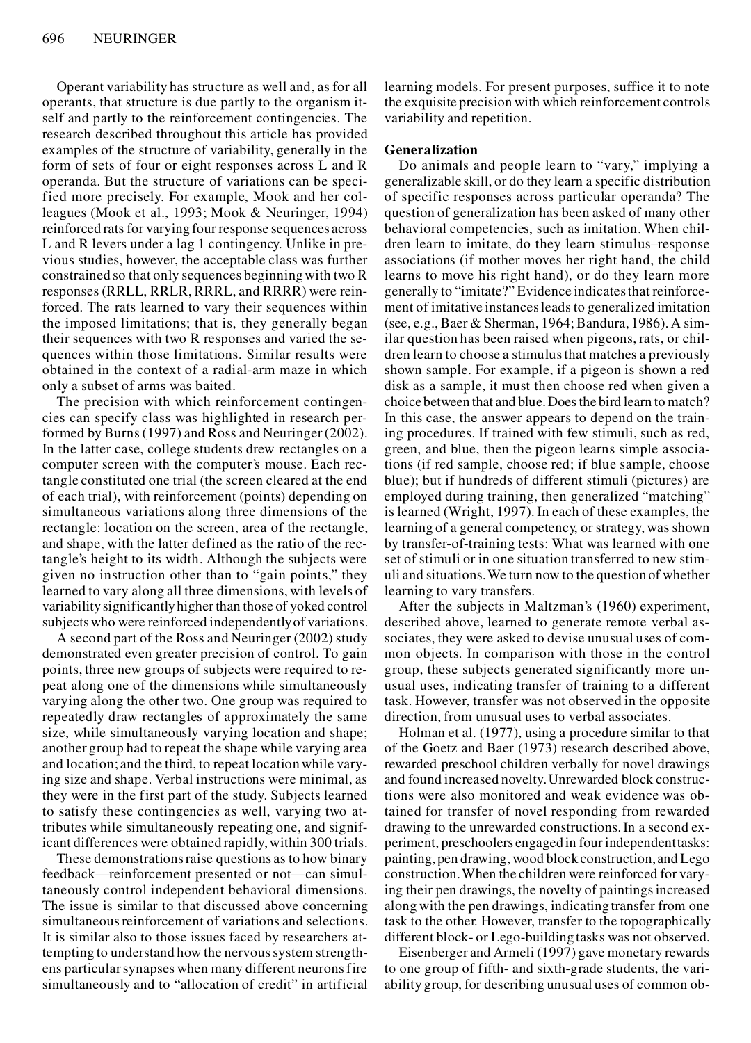Operant variability has structure as well and, as for all operants, that structure is due partly to the organism itself and partly to the reinforcement contingencies. The research described throughout this article has provided examples of the structure of variability, generally in the form of sets of four or eight responses across L and R operanda. But the structure of variations can be specified more precisely. For example, Mook and her colleagues (Mook et al., 1993; Mook & Neuringer, 1994) reinforced rats for varying four response sequences across L and R levers under a lag 1 contingency. Unlike in previous studies, however, the acceptable class was further constrained so that only sequences beginning with two R responses (RRLL, RRLR, RRRL, and RRRR) were reinforced. The rats learned to vary their sequences within the imposed limitations; that is, they generally began their sequences with two R responses and varied the sequences within those limitations. Similar results were obtained in the context of a radial-arm maze in which only a subset of arms was baited.

The precision with which reinforcement contingencies can specify class was highlighted in research performed by Burns (1997) and Ross and Neuringer (2002). In the latter case, college students drew rectangles on a computer screen with the computer's mouse. Each rectangle constituted one trial (the screen cleared at the end of each trial), with reinforcement (points) depending on simultaneous variations along three dimensions of the rectangle: location on the screen, area of the rectangle, and shape, with the latter defined as the ratio of the rectangle's height to its width. Although the subjects were given no instruction other than to "gain points," they learned to vary along all three dimensions, with levels of variability significantly higher than those of yoked control subjects who were reinforced independently of variations.

A second part of the Ross and Neuringer (2002) study demonstrated even greater precision of control. To gain points, three new groups of subjects were required to repeat along one of the dimensions while simultaneously varying along the other two. One group was required to repeatedly draw rectangles of approximately the same size, while simultaneously varying location and shape; another group had to repeat the shape while varying area and location; and the third, to repeat location while varying size and shape. Verbal instructions were minimal, as they were in the first part of the study. Subjects learned to satisfy these contingencies as well, varying two attributes while simultaneously repeating one, and significant differences were obtained rapidly, within 300 trials.

These demonstrations raise questions as to how binary feedback—reinforcement presented or not—can simultaneously control independent behavioral dimensions. The issue is similar to that discussed above concerning simultaneous reinforcement of variations and selections. It is similar also to those issues faced by researchers attempting to understand how the nervous system strengthens particular synapses when many different neurons fire simultaneously and to "allocation of credit" in artificial learning models. For present purposes, suffice it to note the exquisite precision with which reinforcement controls variability and repetition.

**Generalization**

Do animals and people learn to "vary," implying a generalizable skill, or do they learn a specific distribution of specific responses across particular operanda? The question of generalization has been asked of many other behavioral competencies, such as imitation. When children learn to imitate, do they learn stimulus–response associations (if mother moves her right hand, the child learns to move his right hand), or do they learn more generally to "imitate?" Evidence indicates that reinforcement of imitative instances leads to generalized imitation (see, e.g., Baer & Sherman, 1964; Bandura, 1986). A similar question has been raised when pigeons, rats, or children learn to choose a stimulus that matches a previously shown sample. For example, if a pigeon is shown a red disk as a sample, it must then choose red when given a choice between that and blue. Does the bird learn to match? In this case, the answer appears to depend on the training procedures. If trained with few stimuli, such as red, green, and blue, then the pigeon learns simple associations (if red sample, choose red; if blue sample, choose blue); but if hundreds of different stimuli (pictures) are employed during training, then generalized "matching" is learned (Wright, 1997). In each of these examples, the learning of a general competency, or strategy, was shown by transfer-of-training tests: What was learned with one set of stimuli or in one situation transferred to new stimuli and situations. We turn now to the question of whether learning to vary transfers.

After the subjects in Maltzman's (1960) experiment, described above, learned to generate remote verbal associates, they were asked to devise unusual uses of common objects. In comparison with those in the control group, these subjects generated significantly more unusual uses, indicating transfer of training to a different task. However, transfer was not observed in the opposite direction, from unusual uses to verbal associates.

Holman et al. (1977), using a procedure similar to that of the Goetz and Baer (1973) research described above, rewarded preschool children verbally for novel drawings and found increased novelty. Unrewarded block constructions were also monitored and weak evidence was obtained for transfer of novel responding from rewarded drawing to the unrewarded constructions. In a second experiment, preschoolers engaged in four independent tasks: painting, pen drawing, wood block construction, and Lego construction. When the children were reinforced for varying their pen drawings, the novelty of paintings increased along with the pen drawings, indicating transfer from one task to the other. However, transfer to the topographically different block- or Lego-building tasks was not observed.

Eisenberger and Armeli (1997) gave monetary rewards to one group of fifth- and sixth-grade students, the variability group, for describing unusual uses of common ob-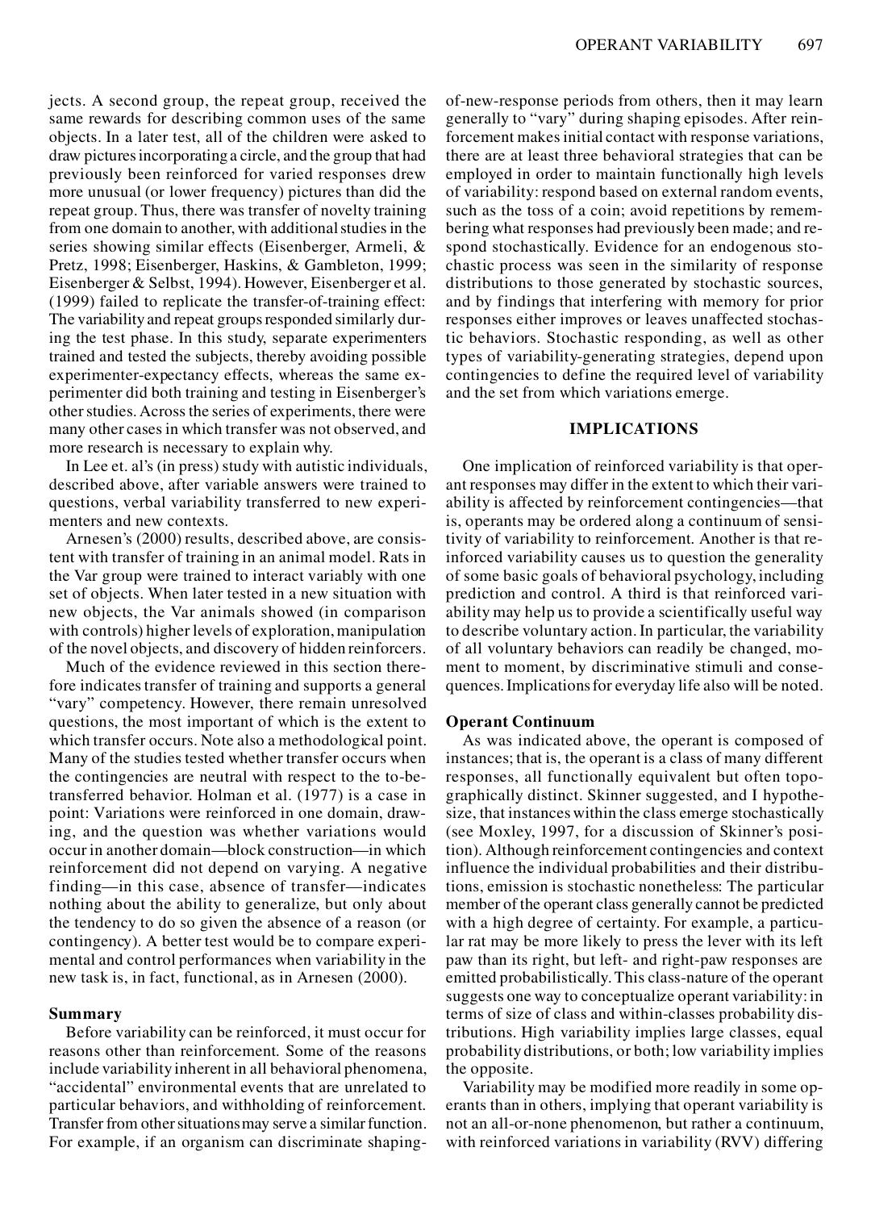jects. A second group, the repeat group, received the same rewards for describing common uses of the same objects. In a later test, all of the children were asked to draw pictures incorporating a circle, and the group that had previously been reinforced for varied responses drew more unusual (or lower frequency) pictures than did the repeat group. Thus, there was transfer of novelty training from one domain to another, with additional studies in the series showing similar effects (Eisenberger, Armeli, & Pretz, 1998; Eisenberger, Haskins, & Gambleton, 1999; Eisenberger & Selbst, 1994). However, Eisenberger et al. (1999) failed to replicate the transfer-of-training effect: The variability and repeat groups responded similarly during the test phase. In this study, separate experimenters trained and tested the subjects, thereby avoiding possible experimenter-expectancy effects, whereas the same experimenter did both training and testing in Eisenberger's other studies. Across the series of experiments, there were many other cases in which transfer was not observed, and more research is necessary to explain why.

In Lee et. al's (in press) study with autistic individuals, described above, after variable answers were trained to questions, verbal variability transferred to new experimenters and new contexts.

Arnesen's (2000) results, described above, are consistent with transfer of training in an animal model. Rats in the Var group were trained to interact variably with one set of objects. When later tested in a new situation with new objects, the Var animals showed (in comparison with controls) higher levels of exploration, manipulation of the novel objects, and discovery of hidden reinforcers.

Much of the evidence reviewed in this section therefore indicates transfer of training and supports a general "vary" competency. However, there remain unresolved questions, the most important of which is the extent to which transfer occurs. Note also a methodological point. Many of the studies tested whether transfer occurs when the contingencies are neutral with respect to the to-be-transferred behavior. Holman et al. (1977) is a case in point: Variations were reinforced in one domain, drawing, and the question was whether variations would occur in another domain—block construction—in which reinforcement did not depend on varying. A negative finding—in this case, absence of transfer—indicates nothing about the ability to generalize, but only about the tendency to do so given the absence of a reason (or contingency). A better test would be to compare experimental and control performances when variability in the new task is, in fact, functional, as in Arnesen (2000).

### Summary

Before variability can be reinforced, it must occur for reasons other than reinforcement. Some of the reasons include variability inherent in all behavioral phenomena, "accidental" environmental events that are unrelated to particular behaviors, and withholding of reinforcement. Transfer from other situations may serve a similar function. For example, if an organism can discriminate shaping-of-new-response periods from others, then it may learn generally to "vary" during shaping episodes. After reinforcement makes initial contact with response variations, there are at least three behavioral strategies that can be employed in order to maintain functionally high levels of variability: respond based on external random events, such as the toss of a coin; avoid repetitions by remembering what responses had previously been made; and respond stochastically. Evidence for an endogenous stochastic process was seen in the similarity of response distributions to those generated by stochastic sources, and by findings that interfering with memory for prior responses either improves or leaves unaffected stochastic behaviors. Stochastic responding, as well as other types of variability-generating strategies, depend upon contingencies to define the required level of variability and the set from which variations emerge.

## IMPLICATIONS

One implication of reinforced variability is that operant responses may differ in the extent to which their variability is affected by reinforcement contingencies—that is, operants may be ordered along a continuum of sensitivity of variability to reinforcement. Another is that reinforced variability causes us to question the generality of some basic goals of behavioral psychology, including prediction and control. A third is that reinforced variability may help us to provide a scientifically useful way to describe voluntary action. In particular, the variability of all voluntary behaviors can readily be changed, moment to moment, by discriminative stimuli and consequences. Implications for everyday life also will be noted.

### Operant Continuum

As was indicated above, the operant is composed of instances; that is, the operant is a class of many different responses, all functionally equivalent but often topographically distinct. Skinner suggested, and I hypothesize, that instances within the class emerge stochastically (see Moxley, 1997, for a discussion of Skinner's position). Although reinforcement contingencies and context influence the individual probabilities and their distributions, emission is stochastic nonetheless: The particular member of the operant class generally cannot be predicted with a high degree of certainty. For example, a particular rat may be more likely to press the lever with its left paw than its right, but left- and right-paw responses are emitted probabilistically. This class-nature of the operant suggests one way to conceptualize operant variability: in terms of size of class and within-classes probability distributions. High variability implies large classes, equal probability distributions, or both; low variability implies the opposite.

Variability may be modified more readily in some operants than in others, implying that operant variability is not an all-or-none phenomenon, but rather a continuum, with reinforced variations in variability (RVV) differing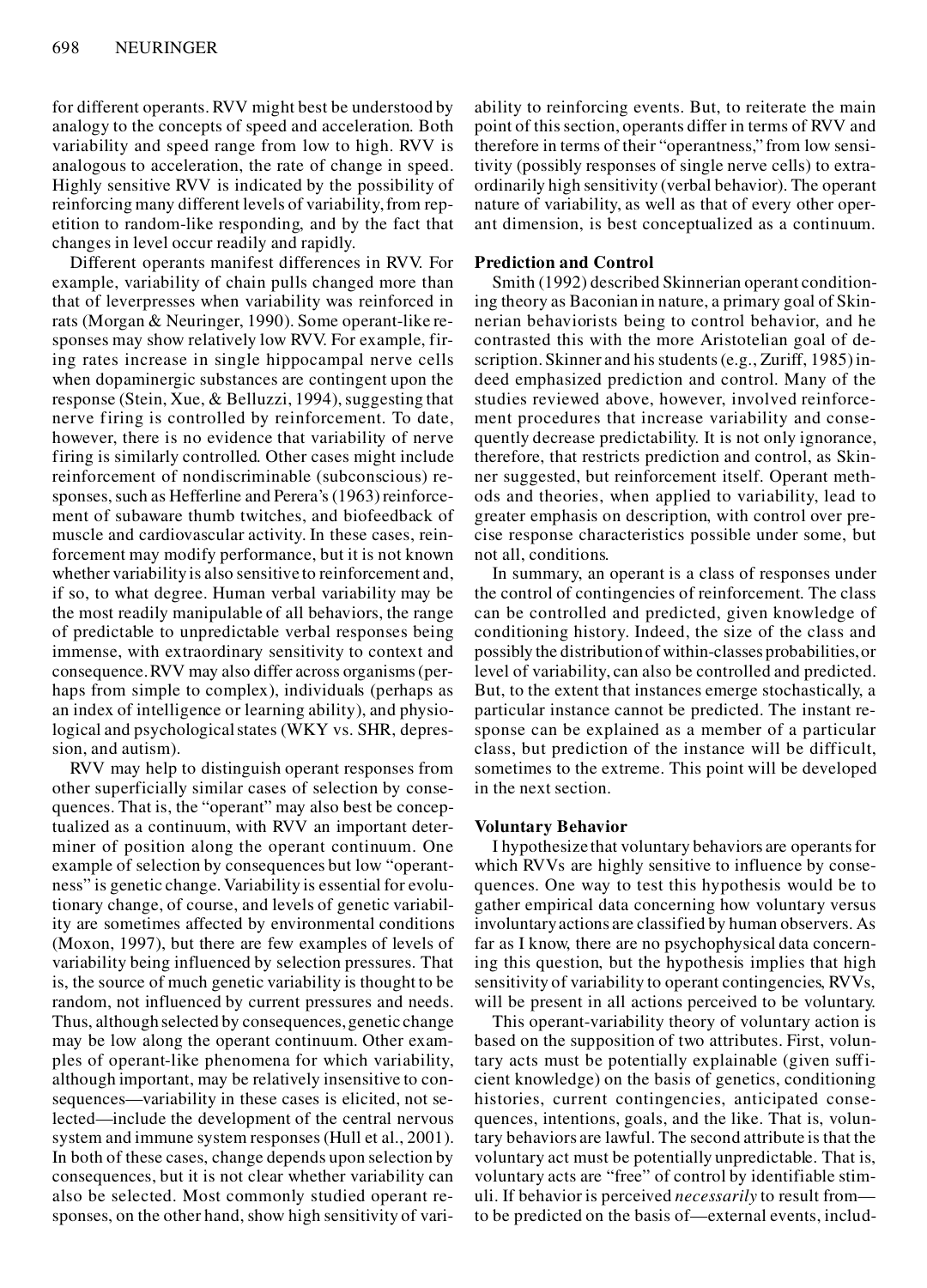for different operants. RVV might best be understood by analogy to the concepts of speed and acceleration. Both variability and speed range from low to high. RVV is analogous to acceleration, the rate of change in speed. Highly sensitive RVV is indicated by the possibility of reinforcing many different levels of variability, from repetition to random-like responding, and by the fact that changes in level occur readily and rapidly.

Different operants manifest differences in RVV. For example, variability of chain pulls changed more than that of leverpresses when variability was reinforced in rats (Morgan & Neuringer, 1990). Some operant-like responses may show relatively low RVV. For example, firing rates increase in single hippocampal nerve cells when dopaminergic substances are contingent upon the response (Stein, Xue, & Belluzzi, 1994), suggesting that nerve firing is controlled by reinforcement. To date, however, there is no evidence that variability of nerve firing is similarly controlled. Other cases might include reinforcement of nondiscriminable (subconscious) responses, such as Hefferline and Perera's (1963) reinforcement of subaware thumb twitches, and biofeedback of muscle and cardiovascular activity. In these cases, reinforcement may modify performance, but it is not known whether variability is also sensitive to reinforcement and, if so, to what degree. Human verbal variability may be the most readily manipulable of all behaviors, the range of predictable to unpredictable verbal responses being immense, with extraordinary sensitivity to context and consequence. RVV may also differ across organisms (perhaps from simple to complex), individuals (perhaps as an index of intelligence or learning ability), and physiological and psychological states (WKY vs. SHR, depression, and autism).

RVV may help to distinguish operant responses from other superficially similar cases of selection by consequences. That is, the "operant" may also best be conceptualized as a continuum, with RVV an important determiner of position along the operant continuum. One example of selection by consequences but low "operantness" is genetic change. Variability is essential for evolutionary change, of course, and levels of genetic variability are sometimes affected by environmental conditions (Moxon, 1997), but there are few examples of levels of variability being influenced by selection pressures. That is, the source of much genetic variability is thought to be random, not influenced by current pressures and needs. Thus, although selected by consequences, genetic change may be low along the operant continuum. Other examples of operant-like phenomena for which variability, although important, may be relatively insensitive to consequences—variability in these cases is elicited, not selected—include the development of the central nervous system and immune system responses (Hull et al., 2001). In both of these cases, change depends upon selection by consequences, but it is not clear whether variability can also be selected. Most commonly studied operant responses, on the other hand, show high sensitivity of variability to reinforcing events. But, to reiterate the main point of this section, operants differ in terms of RVV and therefore in terms of their "operantness," from low sensitivity (possibly responses of single nerve cells) to extraordinarily high sensitivity (verbal behavior). The operant nature of variability, as well as that of every other operant dimension, is best conceptualized as a continuum.

### Prediction and Control

Smith (1992) described Skinnerian operant conditioning theory as Baconian in nature, a primary goal of Skinnerian behaviorists being to control behavior, and he contrasted this with the more Aristotelian goal of description. Skinner and his students (e.g., Zuriff, 1985) indeed emphasized prediction and control. Many of the studies reviewed above, however, involved reinforcement procedures that increase variability and consequently decrease predictability. It is not only ignorance, therefore, that restricts prediction and control, as Skinner suggested, but reinforcement itself. Operant methods and theories, when applied to variability, lead to greater emphasis on description, with control over precise response characteristics possible under some, but not all, conditions.

In summary, an operant is a class of responses under the control of contingencies of reinforcement. The class can be controlled and predicted, given knowledge of conditioning history. Indeed, the size of the class and possibly the distribution of within-classes probabilities, or level of variability, can also be controlled and predicted. But, to the extent that instances emerge stochastically, a particular instance cannot be predicted. The instant response can be explained as a member of a particular class, but prediction of the instance will be difficult, sometimes to the extreme. This point will be developed in the next section.

### Voluntary Behavior

I hypothesize that voluntary behaviors are operants for which RVVs are highly sensitive to influence by consequences. One way to test this hypothesis would be to gather empirical data concerning how voluntary versus involuntary actions are classified by human observers. As far as I know, there are no psychophysical data concerning this question, but the hypothesis implies that high sensitivity of variability to operant contingencies, RVVs, will be present in all actions perceived to be voluntary.

This operant-variability theory of voluntary action is based on the supposition of two attributes. First, voluntary acts must be potentially explainable (given sufficient knowledge) on the basis of genetics, conditioning histories, current contingencies, anticipated consequences, intentions, goals, and the like. That is, voluntary behaviors are lawful. The second attribute is that the voluntary act must be potentially unpredictable. That is, voluntary acts are "free" of control by identifiable stimuli. If behavior is perceived *necessarily* to result from—to be predicted on the basis of—external events, includ-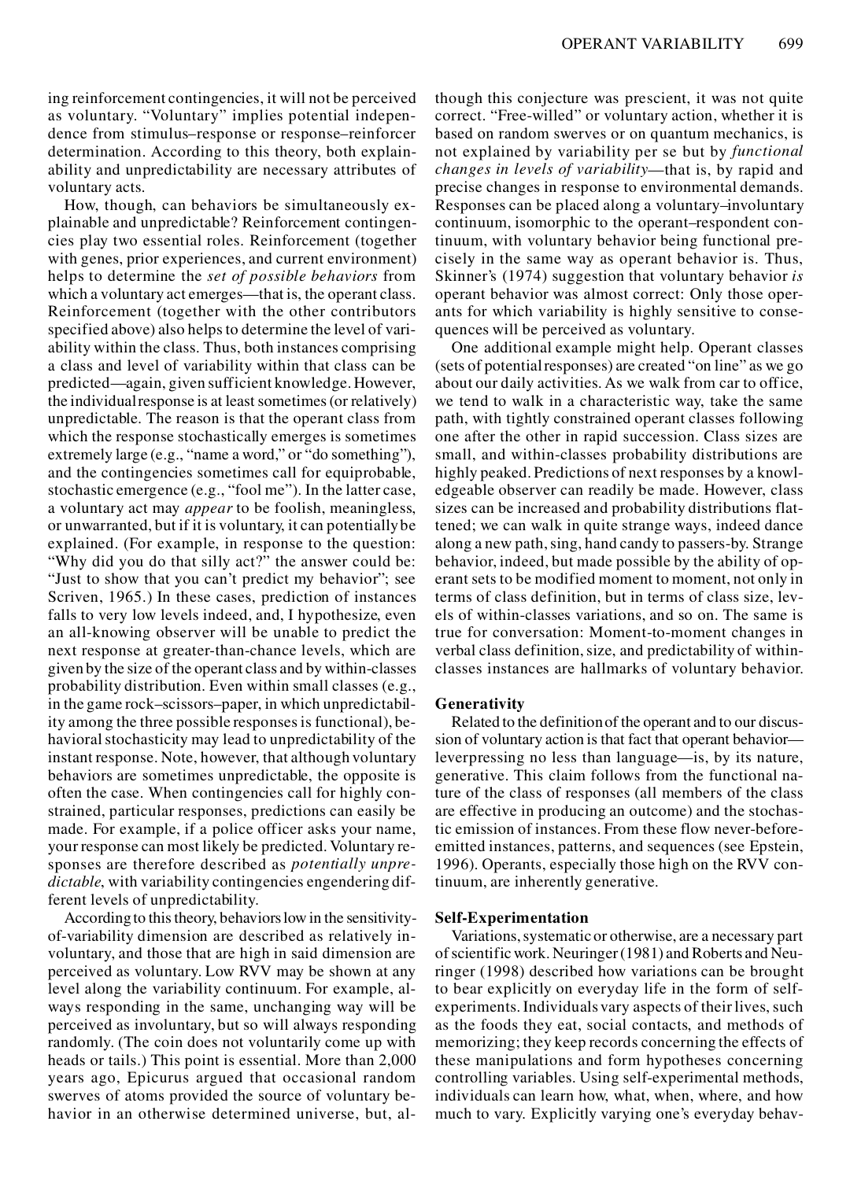ing reinforcement contingencies, it will not be perceived as voluntary. "Voluntary" implies potential independence from stimulus–response or response–reinforcer determination. According to this theory, both explainability and unpredictability are necessary attributes of voluntary acts.

How, though, can behaviors be simultaneously explainable and unpredictable? Reinforcement contingencies play two essential roles. Reinforcement (together with genes, prior experiences, and current environment) helps to determine the *set of possible behaviors* from which a voluntary act emerges—that is, the operant class. Reinforcement (together with the other contributors specified above) also helps to determine the level of variability within the class. Thus, both instances comprising a class and level of variability within that class can be predicted—again, given sufficient knowledge. However, the individual response is at least sometimes (or relatively) unpredictable. The reason is that the operant class from which the response stochastically emerges is sometimes extremely large (e.g., "name a word," or "do something"), and the contingencies sometimes call for equiprobable, stochastic emergence (e.g., "fool me"). In the latter case, a voluntary act may *appear* to be foolish, meaningless, or unwarranted, but if it is voluntary, it can potentially be explained. (For example, in response to the question: "Why did you do that silly act?" the answer could be: "Just to show that you can't predict my behavior"; see Scriven, 1965.) In these cases, prediction of instances falls to very low levels indeed, and, I hypothesize, even an all-knowing observer will be unable to predict the next response at greater-than-chance levels, which are given by the size of the operant class and by within-classes probability distribution. Even within small classes (e.g., in the game rock–scissors–paper, in which unpredictability among the three possible responses is functional), behavioral stochasticity may lead to unpredictability of the instant response. Note, however, that although voluntary behaviors are sometimes unpredictable, the opposite is often the case. When contingencies call for highly constrained, particular responses, predictions can easily be made. For example, if a police officer asks your name, your response can most likely be predicted. Voluntary responses are therefore described as *potentially unpredictable*, with variability contingencies engendering different levels of unpredictability.

According to this theory, behaviors low in the sensitivity-of-variability dimension are described as relatively involuntary, and those that are high in said dimension are perceived as voluntary. Low RVV may be shown at any level along the variability continuum. For example, always responding in the same, unchanging way will be perceived as involuntary, but so will always responding randomly. (The coin does not voluntarily come up with heads or tails.) This point is essential. More than 2,000 years ago, Epicurus argued that occasional random swerves of atoms provided the source of voluntary behavior in an otherwise determined universe, but, although this conjecture was prescient, it was not quite correct. "Free-willed" or voluntary action, whether it is based on random swerves or on quantum mechanics, is not explained by variability per se but by *functional changes in levels of variability*—that is, by rapid and precise changes in response to environmental demands. Responses can be placed along a voluntary–involuntary continuum, isomorphic to the operant–respondent continuum, with voluntary behavior being functional precisely in the same way as operant behavior is. Thus, Skinner's (1974) suggestion that voluntary behavior *is* operant behavior was almost correct: Only those operants for which variability is highly sensitive to consequences will be perceived as voluntary.

One additional example might help. Operant classes (sets of potential responses) are created "on line" as we go about our daily activities. As we walk from car to office, we tend to walk in a characteristic way, take the same path, with tightly constrained operant classes following one after the other in rapid succession. Class sizes are small, and within-classes probability distributions are highly peaked. Predictions of next responses by a knowledgeable observer can readily be made. However, class sizes can be increased and probability distributions flattened; we can walk in quite strange ways, indeed dance along a new path, sing, hand candy to passers-by. Strange behavior, indeed, but made possible by the ability of operant sets to be modified moment to moment, not only in terms of class definition, but in terms of class size, levels of within-classes variations, and so on. The same is true for conversation: Moment-to-moment changes in verbal class definition, size, and predictability of within-classes instances are hallmarks of voluntary behavior.

### Generativity

Related to the definition of the operant and to our discussion of voluntary action is that fact that operant behavior—leverpressing no less than language—is, by its nature, generative. This claim follows from the functional nature of the class of responses (all members of the class are effective in producing an outcome) and the stochastic emission of instances. From these flow never-before-emitted instances, patterns, and sequences (see Epstein, 1996). Operants, especially those high on the RVV continuum, are inherently generative.

### Self-Experimentation

Variations, systematic or otherwise, are a necessary part of scientific work. Neuringer (1981) and Roberts and Neuringer (1998) described how variations can be brought to bear explicitly on everyday life in the form of self-experiments. Individuals vary aspects of their lives, such as the foods they eat, social contacts, and methods of memorizing; they keep records concerning the effects of these manipulations and form hypotheses concerning controlling variables. Using self-experimental methods, individuals can learn how, what, when, where, and how much to vary. Explicitly varying one's everyday behav-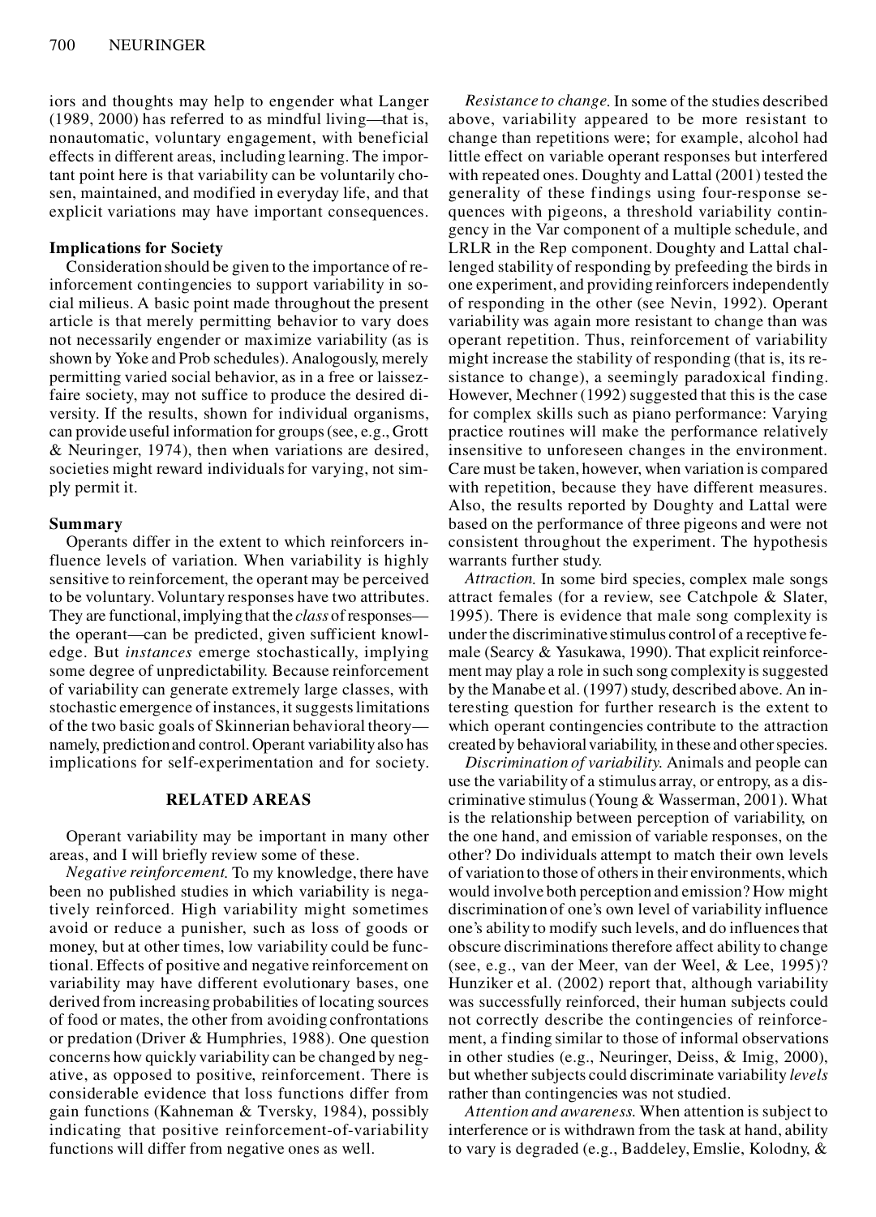iors and thoughts may help to engender what Langer (1989, 2000) has referred to as mindful living—that is, nonautomatic, voluntary engagement, with beneficial effects in different areas, including learning. The important point here is that variability can be voluntarily chosen, maintained, and modified in everyday life, and that explicit variations may have important consequences.

### Implications for Society

Consideration should be given to the importance of reinforcement contingencies to support variability in social milieus. A basic point made throughout the present article is that merely permitting behavior to vary does not necessarily engender or maximize variability (as is shown by Yoke and Prob schedules). Analogously, merely permitting varied social behavior, as in a free or laissez-faire society, may not suffice to produce the desired diversity. If the results, shown for individual organisms, can provide useful information for groups (see, e.g., Grott & Neuringer, 1974), then when variations are desired, societies might reward individuals for varying, not simply permit it.

### Summary

Operants differ in the extent to which reinforcers influence levels of variation. When variability is highly sensitive to reinforcement, the operant may be perceived to be voluntary. Voluntary responses have two attributes. They are functional, implying that the *class* of responses—the operant—can be predicted, given sufficient knowledge. But *instances* emerge stochastically, implying some degree of unpredictability. Because reinforcement of variability can generate extremely large classes, with stochastic emergence of instances, it suggests limitations of the two basic goals of Skinnerian behavioral theory—namely, prediction and control. Operant variability also has implications for self-experimentation and for society.

## RELATED AREAS

Operant variability may be important in many other areas, and I will briefly review some of these.

*Negative reinforcement.* To my knowledge, there have been no published studies in which variability is negatively reinforced. High variability might sometimes avoid or reduce a punisher, such as loss of goods or money, but at other times, low variability could be functional. Effects of positive and negative reinforcement on variability may have different evolutionary bases, one derived from increasing probabilities of locating sources of food or mates, the other from avoiding confrontations or predation (Driver & Humphries, 1988). One question concerns how quickly variability can be changed by negative, as opposed to positive, reinforcement. There is considerable evidence that loss functions differ from gain functions (Kahneman & Tversky, 1984), possibly indicating that positive reinforcement-of-variability functions will differ from negative ones as well.

*Resistance to change.* In some of the studies described above, variability appeared to be more resistant to change than repetitions were; for example, alcohol had little effect on variable operant responses but interfered with repeated ones. Doughty and Lattal (2001) tested the generality of these findings using four-response sequences with pigeons, a threshold variability contingency in the Var component of a multiple schedule, and LRLR in the Rep component. Doughty and Lattal challenged stability of responding by prefeeding the birds in one experiment, and providing reinforcers independently of responding in the other (see Nevin, 1992). Operant variability was again more resistant to change than was operant repetition. Thus, reinforcement of variability might increase the stability of responding (that is, its resistance to change), a seemingly paradoxical finding. However, Mechner (1992) suggested that this is the case for complex skills such as piano performance: Varying practice routines will make the performance relatively insensitive to unforeseen changes in the environment. Care must be taken, however, when variation is compared with repetition, because they have different measures. Also, the results reported by Doughty and Lattal were based on the performance of three pigeons and were not consistent throughout the experiment. The hypothesis warrants further study.

*Attraction.* In some bird species, complex male songs attract females (for a review, see Catchpole & Slater, 1995). There is evidence that male song complexity is under the discriminative stimulus control of a receptive female (Searcy & Yasukawa, 1990). That explicit reinforcement may play a role in such song complexity is suggested by the Manabe et al. (1997) study, described above. An interesting question for further research is the extent to which operant contingencies contribute to the attraction created by behavioral variability, in these and other species.

*Discrimination of variability.* Animals and people can use the variability of a stimulus array, or entropy, as a discriminative stimulus (Young & Wasserman, 2001). What is the relationship between perception of variability, on the one hand, and emission of variable responses, on the other? Do individuals attempt to match their own levels of variation to those of others in their environments, which would involve both perception and emission? How might discrimination of one's own level of variability influence one's ability to modify such levels, and do influences that obscure discriminations therefore affect ability to change (see, e.g., van der Meer, van der Weel, & Lee, 1995)? Hunziker et al. (2002) report that, although variability was successfully reinforced, their human subjects could not correctly describe the contingencies of reinforcement, a finding similar to those of informal observations in other studies (e.g., Neuringer, Deiss, & Imig, 2000), but whether subjects could discriminate variability *levels* rather than contingencies was not studied.

*Attention and awareness.* When attention is subject to interference or is withdrawn from the task at hand, ability to vary is degraded (e.g., Baddeley, Emslie, Kolodny, &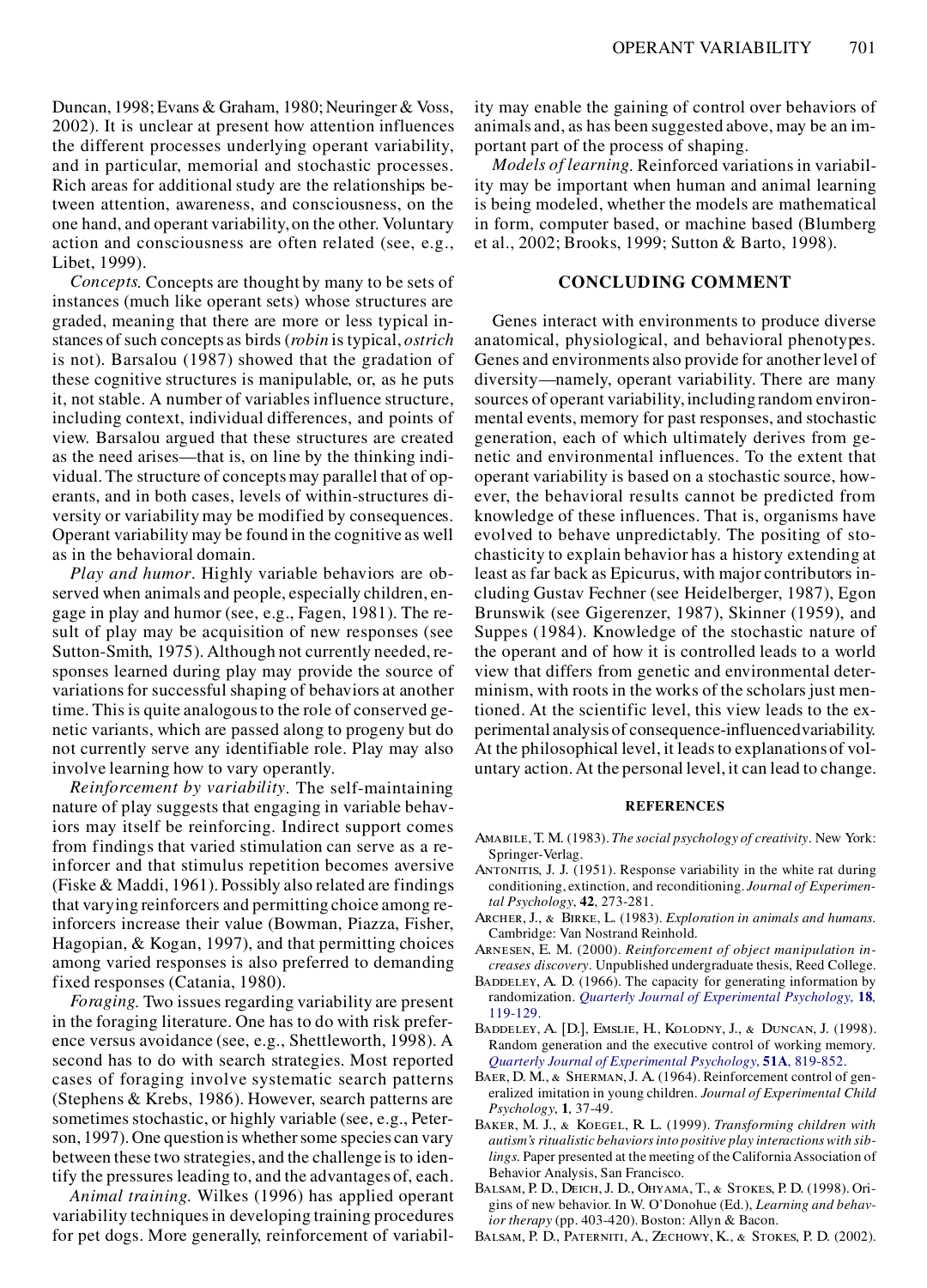Duncan, 1998; Evans & Graham, 1980; Neuringer & Voss, 2002). It is unclear at present how attention influences the different processes underlying operant variability, and in particular, memorial and stochastic processes. Rich areas for additional study are the relationships between attention, awareness, and consciousness, on the one hand, and operant variability, on the other. Voluntary action and consciousness are often related (see, e.g., Libet, 1999).

*Concepts*. Concepts are thought by many to be sets of instances (much like operant sets) whose structures are graded, meaning that there are more or less typical instances of such concepts as birds (*robin* is typical, *ostrich* is not). Barsalou (1987) showed that the gradation of these cognitive structures is manipulable, or, as he puts it, not stable. A number of variables influence structure, including context, individual differences, and points of view. Barsalou argued that these structures are created as the need arises—that is, on line by the thinking individual. The structure of concepts may parallel that of operants, and in both cases, levels of within-structures diversity or variability may be modified by consequences. Operant variability may be found in the cognitive as well as in the behavioral domain.

*Play and humor*. Highly variable behaviors are observed when animals and people, especially children, engage in play and humor (see, e.g., Fagen, 1981). The result of play may be acquisition of new responses (see Sutton-Smith, 1975). Although not currently needed, responses learned during play may provide the source of variations for successful shaping of behaviors at another time. This is quite analogous to the role of conserved genetic variants, which are passed along to progeny but do not currently serve any identifiable role. Play may also involve learning how to vary operantly.

*Reinforcement by variability*. The self-maintaining nature of play suggests that engaging in variable behaviors may itself be reinforcing. Indirect support comes from findings that varied stimulation can serve as a reinforcer and that stimulus repetition becomes aversive (Fiske & Maddi, 1961). Possibly also related are findings that varying reinforcers and permitting choice among reinforcers increase their value (Bowman, Piazza, Fisher, Hagopian, & Kogan, 1997), and that permitting choices among varied responses is also preferred to demanding fixed responses (Catania, 1980).

*Foraging*. Two issues regarding variability are present in the foraging literature. One has to do with risk preference versus avoidance (see, e.g., Shettleworth, 1998). A second has to do with search strategies. Most reported cases of foraging involve systematic search patterns (Stephens & Krebs, 1986). However, search patterns are sometimes stochastic, or highly variable (see, e.g., Peterson, 1997). One question is whether some species can vary between these two strategies, and the challenge is to identify the pressures leading to, and the advantages of, each.

*Animal training*. Wilkes (1996) has applied operant variability techniques in developing training procedures for pet dogs. More generally, reinforcement of variability may enable the gaining of control over behaviors of animals and, as has been suggested above, may be an important part of the process of shaping.

*Models of learning*. Reinforced variations in variability may be important when human and animal learning is being modeled, whether the models are mathematical in form, computer based, or machine based (Blumberg et al., 2002; Brooks, 1999; Sutton & Barto, 1998).

## CONCLUDING COMMENT

Genes interact with environments to produce diverse anatomical, physiological, and behavioral phenotypes. Genes and environments also provide for another level of diversity—namely, operant variability. There are many sources of operant variability, including random environmental events, memory for past responses, and stochastic generation, each of which ultimately derives from genetic and environmental influences. To the extent that operant variability is based on a stochastic source, however, the behavioral results cannot be predicted from knowledge of these influences. That is, organisms have evolved to behave unpredictably. The positing of stochasticity to explain behavior has a history extending at least as far back as Epicurus, with major contributors including Gustav Fechner (see Heidelberger, 1987), Egon Brunswik (see Gigerenzer, 1987), Skinner (1959), and Suppes (1984). Knowledge of the stochastic nature of the operant and of how it is controlled leads to a world view that differs from genetic and environmental determinism, with roots in the works of the scholars just mentioned. At the scientific level, this view leads to the experimental analysis of consequence-influenced variability. At the philosophical level, it leads to explanations of voluntary action. At the personal level, it can lead to change.

## REFERENCES

Amabile, T. M. (1983). *The social psychology of creativity*. New York: Springer-Verlag.

Antonitis, J. J. (1951). Response variability in the white rat during conditioning, extinction, and reconditioning. *Journal of Experimental Psychology*, **42**, 273-281.

Archer, J., & Birke, L. (1983). *Exploration in animals and humans*. Cambridge: Van Nostrand Reinhold.

Arnesen, E. M. (2000). *Reinforcement of object manipulation increases discovery*. Unpublished undergraduate thesis, Reed College.

Baddeley, A. D. (1966). The capacity for generating information by randomization. *Quarterly Journal of Experimental Psychology*, **18**, 119-129.

Baddeley, A. [D.], Emslie, H., Kolodny, J., & Duncan, J. (1998). Random generation and the executive control of working memory. *Quarterly Journal of Experimental Psychology*, **51A**, 819-852.

Baer, D. M., & Sherman, J. A. (1964). Reinforcement control of generalized imitation in young children. *Journal of Experimental Child Psychology*, **1**, 37-49.

Baker, M. J., & Koegel, R. L. (1999). *Transforming children with autism's ritualistic behaviors into positive play interactions with siblings*. Paper presented at the meeting of the California Association of Behavior Analysis, San Francisco.

Balsam, P. D., Deich, J. D., Ohyama, T., & Stokes, P. D. (1998). Origins of new behavior. In W. O'Donohue (Ed.), *Learning and behavior therapy* (pp. 403-420). Boston: Allyn & Bacon.

Balsam, P. D., Paterniti, A., Zechowy, K., & Stokes, P. D. (2002).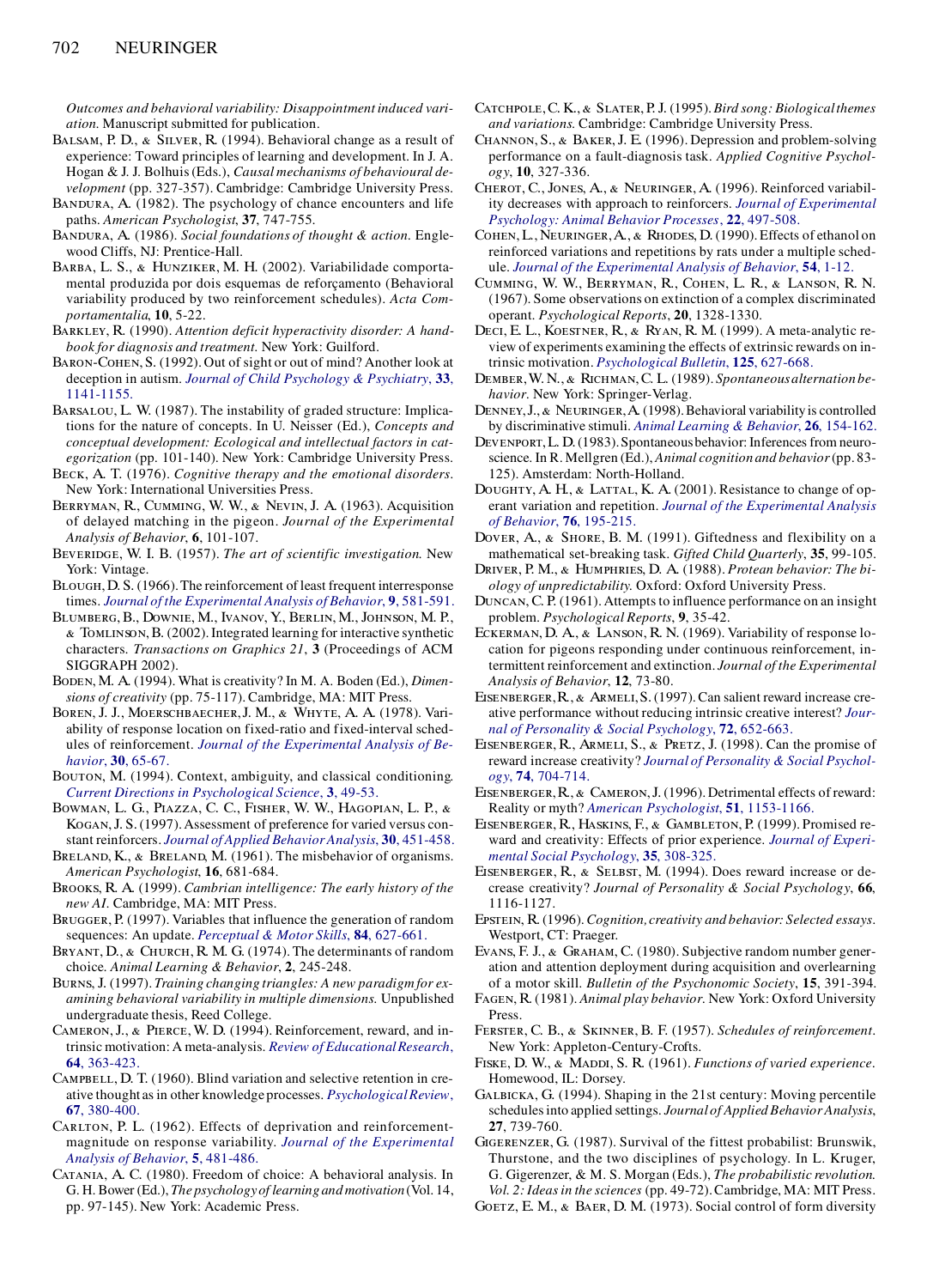*Outcomes and behavioral variability: Disappointment induced variation.* Manuscript submitted for publication.

Balsam, P. D., & Silver, R. (1994). Behavioral change as a result of experience: Toward principles of learning and development. In J. A. Hogan & J. J. Bolhuis (Eds.), *Causal mechanisms of behavioural development* (pp. 327-357). Cambridge: Cambridge University Press.

Bandura, A. (1982). The psychology of chance encounters and life paths. *American Psychologist*, **37**, 747-755.

Bandura, A. (1986). *Social foundations of thought & action*. Englewood Cliffs, NJ: Prentice-Hall.

Barba, L. S., & Hunziker, M. H. (2002). Variabilidade comportamental produzida por dois esquemas de reforçamento (Behavioral variability produced by two reinforcement schedules). *Acta Comportamentalia*, **10**, 5-22.

Barkley, R. (1990). *Attention deficit hyperactivity disorder: A handbook for diagnosis and treatment*. New York: Guilford.

Baron-Cohen, S. (1992). Out of sight or out of mind? Another look at deception in autism. *Journal of Child Psychology & Psychiatry*, **33**, 1141-1155.

Barsalou, L. W. (1987). The instability of graded structure: Implications for the nature of concepts. In U. Neisser (Ed.), *Concepts and conceptual development: Ecological and intellectual factors in categorization* (pp. 101-140). New York: Cambridge University Press.

Beck, A. T. (1976). *Cognitive therapy and the emotional disorders*. New York: International Universities Press.

Berryman, R., Cumming, W. W., & Nevin, J. A. (1963). Acquisition of delayed matching in the pigeon. *Journal of the Experimental Analysis of Behavior*, **6**, 101-107.

Beveridge, W. I. B. (1957). *The art of scientific investigation*. New York: Vintage.

Blough, D. S. (1966). The reinforcement of least frequent interresponse times. *Journal of the Experimental Analysis of Behavior*, **9**, 581-591.

Blumberg, B., Downie, M., Ivanov, Y., Berlin, M., Johnson, M. P., & Tomlinson, B. (2002). Integrated learning for interactive synthetic characters. *Transactions on Graphics 21*, **3** (Proceedings of ACM SIGGRAPH 2002).

Boden, M. A. (1994). What is creativity? In M. A. Boden (Ed.), *Dimensions of creativity* (pp. 75-117). Cambridge, MA: MIT Press.

Boren, J. J., Moerschbaecher, J. M., & Whyte, A. A. (1978). Variability of response location on fixed-ratio and fixed-interval schedules of reinforcement. *Journal of the Experimental Analysis of Behavior*, **30**, 65-67.

Bouton, M. (1994). Context, ambiguity, and classical conditioning. *Current Directions in Psychological Science*, **3**, 49-53.

Bowman, L. G., Piazza, C. C., Fisher, W. W., Hagopian, L. P., & Kogan, J. S. (1997). Assessment of preference for varied versus constant reinforcers. *Journal of Applied Behavior Analysis*, **30**, 451-458.

Breland, K., & Breland, M. (1961). The misbehavior of organisms. *American Psychologist*, **16**, 681-684.

Brooks, R. A. (1999). *Cambrian intelligence: The early history of the new AI*. Cambridge, MA: MIT Press.

Brugger, P. (1997). Variables that influence the generation of random sequences: An update. *Perceptual & Motor Skills*, **84**, 627-661.

Bryant, D., & Church, R. M. G. (1974). The determinants of random choice. *Animal Learning & Behavior*, **2**, 245-248.

Burns, J. (1997). *Training changing triangles: A new paradigm for examining behavioral variability in multiple dimensions.* Unpublished undergraduate thesis, Reed College.

Cameron, J., & Pierce, W. D. (1994). Reinforcement, reward, and intrinsic motivation: A meta-analysis. *Review of Educational Research*, **64**, 363-423.

Campbell, D. T. (1960). Blind variation and selective retention in creative thought as in other knowledge processes. *Psychological Review*, **67**, 380-400.

Carlton, P. L. (1962). Effects of deprivation and reinforcement-magnitude on response variability. *Journal of the Experimental Analysis of Behavior*, **5**, 481-486.

Catania, A. C. (1980). Freedom of choice: A behavioral analysis. In G. H. Bower (Ed.), *The psychology of learning and motivation* (Vol. 14, pp. 97-145). New York: Academic Press.

Catchpole, C. K., & Slater, P. J. (1995). *Bird song: Biological themes and variations*. Cambridge: Cambridge University Press.

Channon, S., & Baker, J. E. (1996). Depression and problem-solving performance on a fault-diagnosis task. *Applied Cognitive Psychology*, **10**, 327-336.

Cherot, C., Jones, A., & Neuringer, A. (1996). Reinforced variability decreases with approach to reinforcers. *Journal of Experimental Psychology: Animal Behavior Processes*, **22**, 497-508.

Cohen, L., Neuringer, A., & Rhodes, D. (1990). Effects of ethanol on reinforced variations and repetitions by rats under a multiple schedule. *Journal of the Experimental Analysis of Behavior*, **54**, 1-12.

Cumming, W. W., Berryman, R., Cohen, L. R., & Lanson, R. N. (1967). Some observations on extinction of a complex discriminated operant. *Psychological Reports*, **20**, 1328-1330.

Deci, E. L., Koestner, R., & Ryan, R. M. (1999). A meta-analytic review of experiments examining the effects of extrinsic rewards on intrinsic motivation. *Psychological Bulletin*, **125**, 627-668.

Dember, W. N., & Richman, C. L. (1989). *Spontaneous alternation behavior*. New York: Springer-Verlag.

Denney, J., & Neuringer, A. (1998). Behavioral variability is controlled by discriminative stimuli. *Animal Learning & Behavior*, **26**, 154-162.

Devenport, L. D. (1983). Spontaneous behavior: Inferences from neuroscience. In R. Mellgren (Ed.), *Animal cognition and behavior* (pp. 83-125). Amsterdam: North-Holland.

Doughty, A. H., & Lattal, K. A. (2001). Resistance to change of operant variation and repetition. *Journal of the Experimental Analysis of Behavior*, **76**, 195-215.

Dover, A., & Shore, B. M. (1991). Giftedness and flexibility on a mathematical set-breaking task. *Gifted Child Quarterly*, **35**, 99-105.

Driver, P. M., & Humphries, D. A. (1988). *Protean behavior: The biology of unpredictability*. Oxford: Oxford University Press.

Duncan, C. P. (1961). Attempts to influence performance on an insight problem. *Psychological Reports*, **9**, 35-42.

Eckerman, D. A., & Lanson, R. N. (1969). Variability of response location for pigeons responding under continuous reinforcement, intermittent reinforcement and extinction. *Journal of the Experimental Analysis of Behavior*, **12**, 73-80.

Eisenberger, R., & Armeli, S. (1997). Can salient reward increase creative performance without reducing intrinsic creative interest? *Journal of Personality & Social Psychology*, **72**, 652-663.

Eisenberger, R., Armeli, S., & Pretz, J. (1998). Can the promise of reward increase creativity? *Journal of Personality & Social Psychology*, **74**, 704-714.

Eisenberger, R., & Cameron, J. (1996). Detrimental effects of reward: Reality or myth? *American Psychologist*, **51**, 1153-1166.

Eisenberger, R., Haskins, F., & Gambleton, P. (1999). Promised reward and creativity: Effects of prior experience. *Journal of Experimental Social Psychology*, **35**, 308-325.

Eisenberger, R., & Selbst, M. (1994). Does reward increase or decrease creativity? *Journal of Personality & Social Psychology*, **66**, 1116-1127.

Epstein, R. (1996). *Cognition, creativity and behavior: Selected essays*. Westport, CT: Praeger.

Evans, F. J., & Graham, C. (1980). Subjective random number generation and attention deployment during acquisition and overlearning of a motor skill. *Bulletin of the Psychonomic Society*, **15**, 391-394.

Fagen, R. (1981). *Animal play behavior*. New York: Oxford University Press.

Ferster, C. B., & Skinner, B. F. (1957). *Schedules of reinforcement*. New York: Appleton-Century-Crofts.

Fiske, D. W., & Maddi, S. R. (1961). *Functions of varied experience*. Homewood, IL: Dorsey.

Galbicka, G. (1994). Shaping in the 21st century: Moving percentile schedules into applied settings. *Journal of Applied Behavior Analysis*, **27**, 739-760.

Gigerenzer, G. (1987). Survival of the fittest probabilist: Brunswik, Thurstone, and the two disciplines of psychology. In L. Kruger, G. Gigerenzer, & M. S. Morgan (Eds.), *The probabilistic revolution. Vol. 2: Ideas in the sciences* (pp. 49-72). Cambridge, MA: MIT Press.

Goetz, E. M., & Baer, D. M. (1973). Social control of form diversity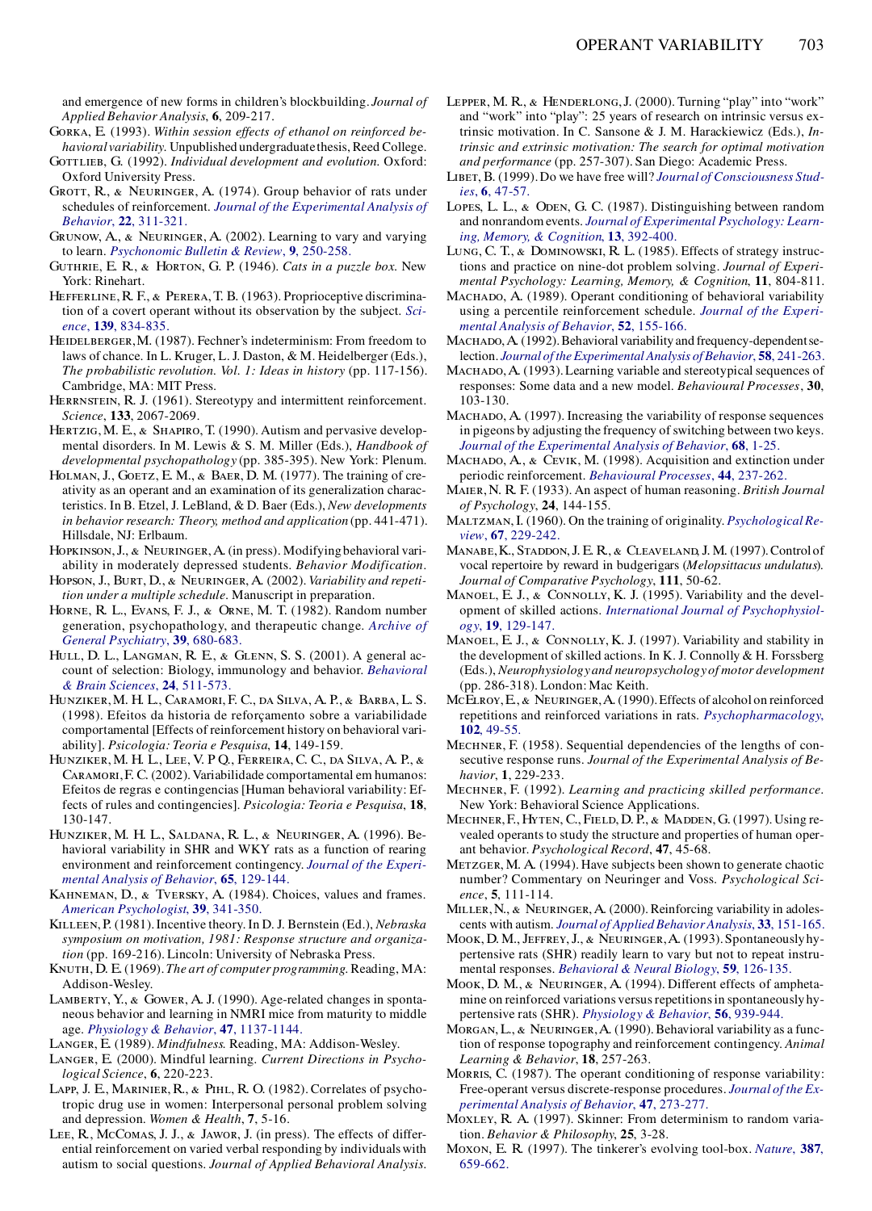and emergence of new forms in children's blockbuilding. *Journal of Applied Behavior Analysis*, **6**, 209-217.

Gorka, E. (1993). *Within session effects of ethanol on reinforced behavioral variability.* Unpublished undergraduate thesis, Reed College.

Gottlieb, G. (1992). *Individual development and evolution.* Oxford: Oxford University Press.

Grott, R., & Neuringer, A. (1974). Group behavior of rats under schedules of reinforcement. *Journal of the Experimental Analysis of Behavior*, **22**, 311-321.

Grunow, A., & Neuringer, A. (2002). Learning to vary and varying to learn. *Psychonomic Bulletin & Review*, **9**, 250-258.

Guthrie, E. R., & Horton, G. P. (1946). *Cats in a puzzle box.* New York: Rinehart.

Hefferline, R. F., & Perera, T. B. (1963). Proprioceptive discrimination of a covert operant without its observation by the subject. *Science*, **139**, 834-835.

Heidelberger, M. (1987). Fechner's indeterminism: From freedom to laws of chance. In L. Kruger, L. J. Daston, & M. Heidelberger (Eds.), *The probabilistic revolution. Vol. 1: Ideas in history* (pp. 117-156). Cambridge, MA: MIT Press.

Herrnstein, R. J. (1961). Stereotypy and intermittent reinforcement. *Science*, **133**, 2067-2069.

Hertzig, M. E., & Shapiro, T. (1990). Autism and pervasive developmental disorders. In M. Lewis & S. M. Miller (Eds.), *Handbook of developmental psychopathology* (pp. 385-395). New York: Plenum.

Holman, J., Goetz, E. M., & Baer, D. M. (1977). The training of creativity as an operant and an examination of its generalization characteristics. In B. Etzel, J. LeBland, & D. Baer (Eds.), *New developments in behavior research: Theory, method and application* (pp. 441-471). Hillsdale, NJ: Erlbaum.

Hopkinson, J., & Neuringer, A. (in press). Modifying behavioral variability in moderately depressed students. *Behavior Modification*.

Hopson, J., Burt, D., & Neuringer, A. (2002). *Variability and repetition under a multiple schedule.* Manuscript in preparation.

Horne, R. L., Evans, F. J., & Orne, M. T. (1982). Random number generation, psychopathology, and therapeutic change. *Archive of General Psychiatry*, **39**, 680-683.

Hull, D. L., Langman, R. E., & Glenn, S. S. (2001). A general account of selection: Biology, immunology and behavior. *Behavioral & Brain Sciences*, **24**, 511-573.

Hunziker, M. H. L., Caramori, F. C., da Silva, A. P., & Barba, L. S. (1998). Efeitos da historia de reforçamento sobre a variabilidade comportamental [Effects of reinforcement history on behavioral variability]. *Psicologia: Teoria e Pesquisa*, **14**, 149-159.

Hunziker, M. H. L., Lee, V. P Q., Ferreira, C. C., da Silva, A. P., & Caramori, F. C. (2002). Variabilidade comportamental em humanos: Efeitos de regras e contingencias [Human behavioral variability: Effects of rules and contingencies]. *Psicologia: Teoria e Pesquisa*, **18**, 130-147.

Hunziker, M. H. L., Saldana, R. L., & Neuringer, A. (1996). Behavioral variability in SHR and WKY rats as a function of rearing environment and reinforcement contingency. *Journal of the Experimental Analysis of Behavior*, **65**, 129-144.

Kahneman, D., & Tversky, A. (1984). Choices, values and frames. *American Psychologist*, **39**, 341-350.

Killeen, P. (1981). Incentive theory. In D. J. Bernstein (Ed.), *Nebraska symposium on motivation, 1981: Response structure and organization* (pp. 169-216). Lincoln: University of Nebraska Press.

Knuth, D. E. (1969). *The art of computer programming.* Reading, MA: Addison-Wesley.

Lamberty, Y., & Gower, A. J. (1990). Age-related changes in spontaneous behavior and learning in NMRI mice from maturity to middle age. *Physiology & Behavior*, **47**, 1137-1144.

Langer, E. (1989). *Mindfulness.* Reading, MA: Addison-Wesley.

Langer, E. (2000). Mindful learning. *Current Directions in Psychological Science*, **6**, 220-223.

Lapp, J. E., Marinier, R., & Pihl, R. O. (1982). Correlates of psychotropic drug use in women: Interpersonal personal problem solving and depression. *Women & Health*, **7**, 5-16.

Lee, R., McComas, J. J., & Jawor, J. (in press). The effects of differential reinforcement on varied verbal responding by individuals with autism to social questions. *Journal of Applied Behavioral Analysis.*

Lepper, M. R., & Henderlong, J. (2000). Turning "play" into "work" and "work" into "play": 25 years of research on intrinsic versus extrinsic motivation. In C. Sansone & J. M. Harackiewicz (Eds.), *Intrinsic and extrinsic motivation: The search for optimal motivation and performance* (pp. 257-307). San Diego: Academic Press.

Libet, B. (1999). Do we have free will? *Journal of Consciousness Studies*, **6**, 47-57.

Lopes, L. L., & Oden, G. C. (1987). Distinguishing between random and nonrandom events. *Journal of Experimental Psychology: Learning, Memory, & Cognition*, **13**, 392-400.

Lung, C. T., & Dominowski, R. L. (1985). Effects of strategy instructions and practice on nine-dot problem solving. *Journal of Experimental Psychology: Learning, Memory, & Cognition*, **11**, 804-811.

Machado, A. (1989). Operant conditioning of behavioral variability using a percentile reinforcement schedule. *Journal of the Experimental Analysis of Behavior*, **52**, 155-166.

Machado, A. (1992). Behavioral variability and frequency-dependent selection. *Journal of the Experimental Analysis of Behavior*, **58**, 241-263.

Machado, A. (1993). Learning variable and stereotypical sequences of responses: Some data and a new model. *Behavioural Processes*, **30**, 103-130.

Machado, A. (1997). Increasing the variability of response sequences in pigeons by adjusting the frequency of switching between two keys. *Journal of the Experimental Analysis of Behavior*, **68**, 1-25.

Machado, A., & Cevik, M. (1998). Acquisition and extinction under periodic reinforcement. *Behavioural Processes*, **44**, 237-262.

Maier, N. R. F. (1933). An aspect of human reasoning. *British Journal of Psychology*, **24**, 144-155.

Maltzman, I. (1960). On the training of originality. *Psychological Review*, **67**, 229-242.

Manabe, K., Staddon, J. E. R., & Cleaveland, J. M. (1997). Control of vocal repertoire by reward in budgerigars (*Melopsittacus undulatus*). *Journal of Comparative Psychology*, **111**, 50-62.

Manoel, E. J., & Connolly, K. J. (1995). Variability and the development of skilled actions. *International Journal of Psychophysiology*, **19**, 129-147.

Manoel, E. J., & Connolly, K. J. (1997). Variability and stability in the development of skilled actions. In K. J. Connolly & H. Forssberg (Eds.), *Neurophysiology and neuropsychology of motor development* (pp. 286-318). London: Mac Keith.

McElroy, E., & Neuringer, A. (1990). Effects of alcohol on reinforced repetitions and reinforced variations in rats. *Psychopharmacology*, **102**, 49-55.

Mechner, F. (1958). Sequential dependencies of the lengths of consecutive response runs. *Journal of the Experimental Analysis of Behavior*, **1**, 229-233.

Mechner, F. (1992). *Learning and practicing skilled performance.* New York: Behavioral Science Applications.

Mechner, F., Hyten, C., Field, D. P., & Madden, G. (1997). Using revealed operants to study the structure and properties of human operant behavior. *Psychological Record*, **47**, 45-68.

Metzger, M. A. (1994). Have subjects been shown to generate chaotic number? Commentary on Neuringer and Voss. *Psychological Science*, **5**, 111-114.

Miller, N., & Neuringer, A. (2000). Reinforcing variability in adolescents with autism. *Journal of Applied Behavior Analysis*, **33**, 151-165.

Mook, D. M., Jeffrey, J., & Neuringer, A. (1993). Spontaneously hypertensive rats (SHR) readily learn to vary but not to repeat instrumental responses. *Behavioral & Neural Biology*, **59**, 126-135.

Mook, D. M., & Neuringer, A. (1994). Different effects of amphetamine on reinforced variations versus repetitions in spontaneously hypertensive rats (SHR). *Physiology & Behavior*, **56**, 939-944.

Morgan, L., & Neuringer, A. (1990). Behavioral variability as a function of response topography and reinforcement contingency. *Animal Learning & Behavior*, **18**, 257-263.

Morris, C. (1987). The operant conditioning of response variability: Free-operant versus discrete-response procedures. *Journal of the Experimental Analysis of Behavior*, **47**, 273-277.

Moxley, R. A. (1997). Skinner: From determinism to random variation. *Behavior & Philosophy*, **25**, 3-28.

Moxon, E. R. (1997). The tinkerer's evolving tool-box. *Nature*, **387**, 659-662.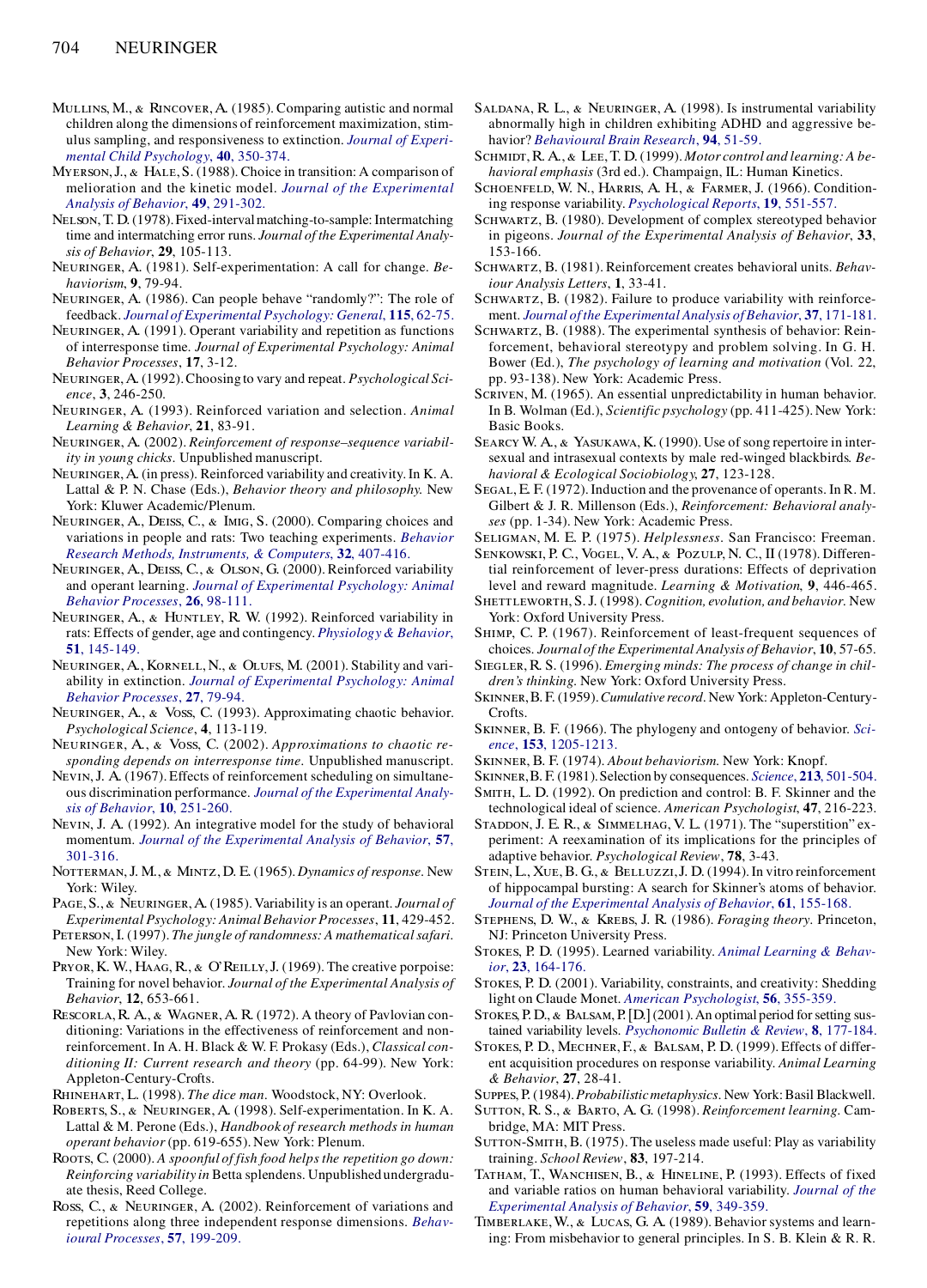Mullins, M., & Rincover, A. (1985). Comparing autistic and normal children along the dimensions of reinforcement maximization, stimulus sampling, and responsiveness to extinction. *Journal of Experimental Child Psychology*, **40**, 350-374.

Myerson, J., & Hale, S. (1988). Choice in transition: A comparison of melioration and the kinetic model. *Journal of the Experimental Analysis of Behavior*, **49**, 291-302.

Nelson, T. D. (1978). Fixed-interval matching-to-sample: Intermatching time and intermatching error runs. *Journal of the Experimental Analysis of Behavior*, **29**, 105-113.

Neuringer, A. (1981). Self-experimentation: A call for change. *Behaviorism*, **9**, 79-94.

Neuringer, A. (1986). Can people behave "randomly?": The role of feedback. *Journal of Experimental Psychology: General*, **115**, 62-75.

Neuringer, A. (1991). Operant variability and repetition as functions of interresponse time. *Journal of Experimental Psychology: Animal Behavior Processes*, **17**, 3-12.

Neuringer, A. (1992). Choosing to vary and repeat. *Psychological Science*, **3**, 246-250.

Neuringer, A. (1993). Reinforced variation and selection. *Animal Learning & Behavior*, **21**, 83-91.

Neuringer, A. (2002). *Reinforcement of response–sequence variability in young chicks*. Unpublished manuscript.

Neuringer, A. (in press). Reinforced variability and creativity. In K. A. Lattal & P. N. Chase (Eds.), *Behavior theory and philosophy*. New York: Kluwer Academic/Plenum.

Neuringer, A., Deiss, C., & Imig, S. (2000). Comparing choices and variations in people and rats: Two teaching experiments. *Behavior Research Methods, Instruments, & Computers*, **32**, 407-416.

Neuringer, A., Deiss, C., & Olson, G. (2000). Reinforced variability and operant learning. *Journal of Experimental Psychology: Animal Behavior Processes*, **26**, 98-111.

Neuringer, A., & Huntley, R. W. (1992). Reinforced variability in rats: Effects of gender, age and contingency. *Physiology & Behavior*, **51**, 145-149.

Neuringer, A., Kornell, N., & Olufs, M. (2001). Stability and variability in extinction. *Journal of Experimental Psychology: Animal Behavior Processes*, **27**, 79-94.

Neuringer, A., & Voss, C. (1993). Approximating chaotic behavior. *Psychological Science*, **4**, 113-119.

Neuringer, A., & Voss, C. (2002). *Approximations to chaotic responding depends on interresponse time*. Unpublished manuscript.

Nevin, J. A. (1967). Effects of reinforcement scheduling on simultaneous discrimination performance. *Journal of the Experimental Analysis of Behavior*, **10**, 251-260.

Nevin, J. A. (1992). An integrative model for the study of behavioral momentum. *Journal of the Experimental Analysis of Behavior*, **57**, 301-316.

Notterman, J. M., & Mintz, D. E. (1965). *Dynamics of response*. New York: Wiley.

Page, S., & Neuringer, A. (1985). Variability is an operant. *Journal of Experimental Psychology: Animal Behavior Processes*, **11**, 429-452.

Peterson, I. (1997). *The jungle of randomness: A mathematical safari*. New York: Wiley.

Pryor, K. W., Haag, R., & O'Reilly, J. (1969). The creative porpoise: Training for novel behavior. *Journal of the Experimental Analysis of Behavior*, **12**, 653-661.

Rescorla, R. A., & Wagner, A. R. (1972). A theory of Pavlovian conditioning: Variations in the effectiveness of reinforcement and nonreinforcement. In A. H. Black & W. F. Prokasy (Eds.), *Classical conditioning II: Current research and theory* (pp. 64-99). New York: Appleton-Century-Crofts.

Rhinehart, L. (1998). *The dice man*. Woodstock, NY: Overlook.

Roberts, S., & Neuringer, A. (1998). Self-experimentation. In K. A. Lattal & M. Perone (Eds.), *Handbook of research methods in human operant behavior* (pp. 619-655). New York: Plenum.

Roots, C. (2000). *A spoonful of fish food helps the repetition go down: Reinforcing variability in* Betta splendens. Unpublished undergraduate thesis, Reed College.

Ross, C., & Neuringer, A. (2002). Reinforcement of variations and repetitions along three independent response dimensions. *Behavioural Processes*, **57**, 199-209.

Saldana, R. L., & Neuringer, A. (1998). Is instrumental variability abnormally high in children exhibiting ADHD and aggressive behavior? *Behavioural Brain Research*, **94**, 51-59.

Schmidt, R. A., & Lee, T. D. (1999). *Motor control and learning: A behavioral emphasis* (3rd ed.). Champaign, IL: Human Kinetics.

Schoenfeld, W. N., Harris, A. H., & Farmer, J. (1966). Conditioning response variability. *Psychological Reports*, **19**, 551-557.

Schwartz, B. (1980). Development of complex stereotyped behavior in pigeons. *Journal of the Experimental Analysis of Behavior*, **33**, 153-166.

Schwartz, B. (1981). Reinforcement creates behavioral units. *Behaviour Analysis Letters*, **1**, 33-41.

Schwartz, B. (1982). Failure to produce variability with reinforcement. *Journal of the Experimental Analysis of Behavior*, **37**, 171-181.

Schwartz, B. (1988). The experimental synthesis of behavior: Reinforcement, behavioral stereotypy and problem solving. In G. H. Bower (Ed.), *The psychology of learning and motivation* (Vol. 22, pp. 93-138). New York: Academic Press.

Scriven, M. (1965). An essential unpredictability in human behavior. In B. Wolman (Ed.), *Scientific psychology* (pp. 411-425). New York: Basic Books.

Searcy W. A., & Yasukawa, K. (1990). Use of song repertoire in intersexual and intrasexual contexts by male red-winged blackbirds. *Behavioral & Ecological Sociobiology*, **27**, 123-128.

Segal, E. F. (1972). Induction and the provenance of operants. In R. M. Gilbert & J. R. Millenson (Eds.), *Reinforcement: Behavioral analyses* (pp. 1-34). New York: Academic Press.

Seligman, M. E. P. (1975). *Helplessness*. San Francisco: Freeman.

Senkowski, P. C., Vogel, V. A., & Pozulp, N. C., II (1978). Differential reinforcement of lever-press durations: Effects of deprivation level and reward magnitude. *Learning & Motivation*, **9**, 446-465.

Shettleworth, S. J. (1998). *Cognition, evolution, and behavior*. New York: Oxford University Press.

Shimp, C. P. (1967). Reinforcement of least-frequent sequences of choices. *Journal of the Experimental Analysis of Behavior*, **10**, 57-65.

Siegler, R. S. (1996). *Emerging minds: The process of change in children's thinking*. New York: Oxford University Press.

Skinner, B. F. (1959). *Cumulative record*. New York: Appleton-Century-Crofts.

Skinner, B. F. (1966). The phylogeny and ontogeny of behavior. *Science*, **153**, 1205-1213.

Skinner, B. F. (1974). *About behaviorism*. New York: Knopf.

Skinner, B. F. (1981). Selection by consequences. *Science*, **213**, 501-504.

Smith, L. D. (1992). On prediction and control: B. F. Skinner and the technological ideal of science. *American Psychologist*, **47**, 216-223.

Staddon, J. E. R., & Simmelhag, V. L. (1971). The "superstition" experiment: A reexamination of its implications for the principles of adaptive behavior. *Psychological Review*, **78**, 3-43.

Stein, L., Xue, B. G., & Belluzzi, J. D. (1994). In vitro reinforcement of hippocampal bursting: A search for Skinner's atoms of behavior. *Journal of the Experimental Analysis of Behavior*, **61**, 155-168.

Stephens, D. W., & Krebs, J. R. (1986). *Foraging theory*. Princeton, NJ: Princeton University Press.

Stokes, P. D. (1995). Learned variability. *Animal Learning & Behavior*, **23**, 164-176.

Stokes, P. D. (2001). Variability, constraints, and creativity: Shedding light on Claude Monet. *American Psychologist*, **56**, 355-359.

Stokes, P. D., & Balsam, P. [D.] (2001). An optimal period for setting sustained variability levels. *Psychonomic Bulletin & Review*, **8**, 177-184.

Stokes, P. D., Mechner, F., & Balsam, P. D. (1999). Effects of different acquisition procedures on response variability. *Animal Learning & Behavior*, **27**, 28-41.

Suppes, P. (1984). *Probabilistic metaphysics*. New York: Basil Blackwell.

Sutton, R. S., & Barto, A. G. (1998). *Reinforcement learning*. Cambridge, MA: MIT Press.

Sutton-Smith, B. (1975). The useless made useful: Play as variability training. *School Review*, **83**, 197-214.

Tatham, T., Wanchisen, B., & Hineline, P. (1993). Effects of fixed and variable ratios on human behavioral variability. *Journal of the Experimental Analysis of Behavior*, **59**, 349-359.

Timberlake, W., & Lucas, G. A. (1989). Behavior systems and learning: From misbehavior to general principles. In S. B. Klein & R. R.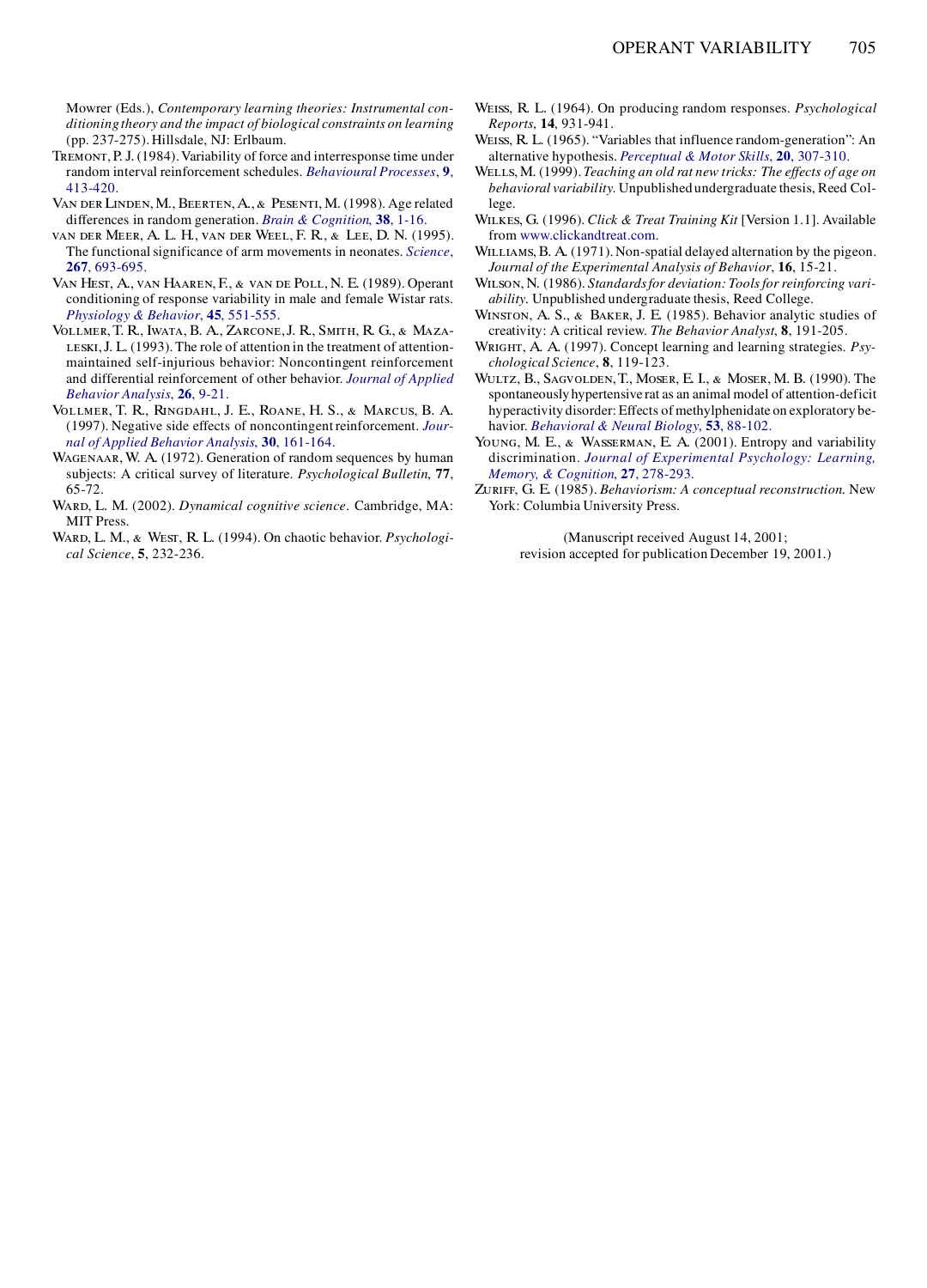Mowrer (Eds.), *Contemporary learning theories: Instrumental conditioning theory and the impact of biological constraints on learning* (pp. 237-275). Hillsdale, NJ: Erlbaum.

Tremont, P. J. (1984). Variability of force and interresponse time under random interval reinforcement schedules. *Behavioural Processes*, **9**, 413-420.

Van der Linden, M., Beerten, A., & Pesenti, M. (1998). Age related differences in random generation. *Brain & Cognition*, **38**, 1-16.

van der Meer, A. L. H., van der Weel, F. R., & Lee, D. N. (1995). The functional significance of arm movements in neonates. *Science*, **267**, 693-695.

Van Hest, A., van Haaren, F., & van de Poll, N. E. (1989). Operant conditioning of response variability in male and female Wistar rats. *Physiology & Behavior*, **45**, 551-555.

Vollmer, T. R., Iwata, B. A., Zarcone, J. R., Smith, R. G., & Mazaleski, J. L. (1993). The role of attention in the treatment of attention-maintained self-injurious behavior: Noncontingent reinforcement and differential reinforcement of other behavior. *Journal of Applied Behavior Analysis*, **26**, 9-21.

Vollmer, T. R., Ringdahl, J. E., Roane, H. S., & Marcus, B. A. (1997). Negative side effects of noncontingent reinforcement. *Journal of Applied Behavior Analysis*, **30**, 161-164.

Wagenaar, W. A. (1972). Generation of random sequences by human subjects: A critical survey of literature. *Psychological Bulletin*, **77**, 65-72.

Ward, L. M. (2002). *Dynamical cognitive science*. Cambridge, MA: MIT Press.

Ward, L. M., & West, R. L. (1994). On chaotic behavior. *Psychological Science*, **5**, 232-236.

Weiss, R. L. (1964). On producing random responses. *Psychological Reports*, **14**, 931-941.

Weiss, R. L. (1965). "Variables that influence random-generation": An alternative hypothesis. *Perceptual & Motor Skills*, **20**, 307-310.

Wells, M. (1999). *Teaching an old rat new tricks: The effects of age on behavioral variability*. Unpublished undergraduate thesis, Reed College.

Wilkes, G. (1996). *Click & Treat Training Kit* [Version 1.1]. Available from www.clickandtreat.com.

Williams, B. A. (1971). Non-spatial delayed alternation by the pigeon. *Journal of the Experimental Analysis of Behavior*, **16**, 15-21.

Wilson, N. (1986). *Standards for deviation: Tools for reinforcing variability*. Unpublished undergraduate thesis, Reed College.

Winston, A. S., & Baker, J. E. (1985). Behavior analytic studies of creativity: A critical review. *The Behavior Analyst*, **8**, 191-205.

Wright, A. A. (1997). Concept learning and learning strategies. *Psychological Science*, **8**, 119-123.

Wultz, B., Sagvolden, T., Moser, E. I., & Moser, M. B. (1990). The spontaneously hypertensive rat as an animal model of attention-deficit hyperactivity disorder: Effects of methylphenidate on exploratory behavior. *Behavioral & Neural Biology*, **53**, 88-102.

Young, M. E., & Wasserman, E. A. (2001). Entropy and variability discrimination. *Journal of Experimental Psychology: Learning, Memory, & Cognition*, **27**, 278-293.

Zuriff, G. E. (1985). *Behaviorism: A conceptual reconstruction*. New York: Columbia University Press.

(Manuscript received August 14, 2001;
revision accepted for publication December 19, 2001.)